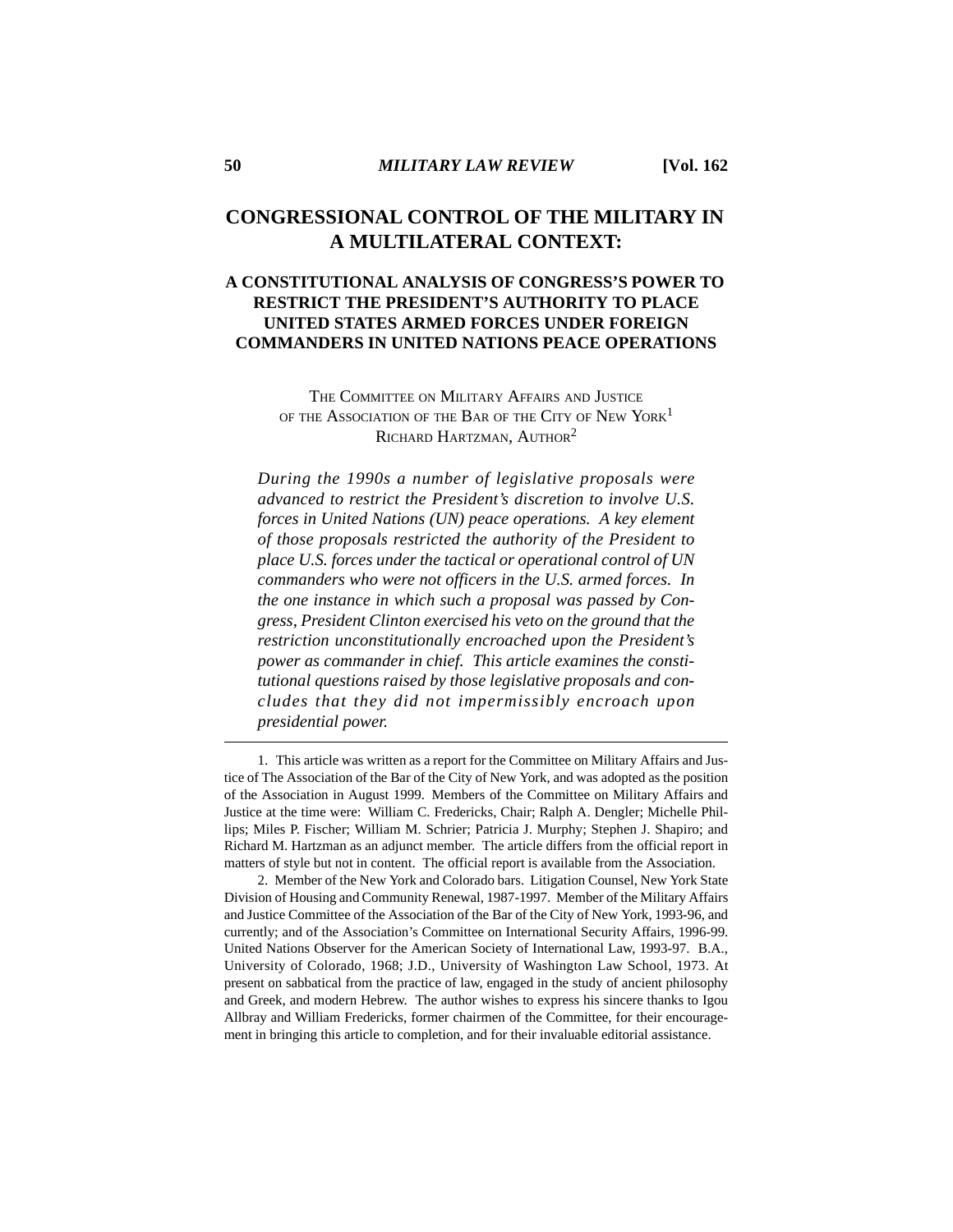# CONGRESSIONAL CONTROL OF THE MILITARY IN A MULTILATERAL CONTEXT:

## A CONSTITUTIONAL ANALYSIS OF CONGRESS'S POWER TO RESTRICT THE PRESIDENT'S AUTHORITY TO PLACE UNITED STATES ARMED FORCES UNDER FOREIGN COMMANDERS IN UNITED NATIONS PEACE OPERATIONS

THE COMMITTEE ON MILITARY AFFAIRS AND JUSTICE
OF THE ASSOCIATION OF THE BAR OF THE CITY OF NEW YORK[1]
RICHARD HARTZMAN, AUTHOR[2]

*During the 1990s a number of legislative proposals were advanced to restrict the President's discretion to involve U.S. forces in United Nations (UN) peace operations. A key element of those proposals restricted the authority of the President to place U.S. forces under the tactical or operational control of UN commanders who were not officers in the U.S. armed forces. In the one instance in which such a proposal was passed by Congress, President Clinton exercised his veto on the ground that the restriction unconstitutionally encroached upon the President's power as commander in chief. This article examines the constitutional questions raised by those legislative proposals and concludes that they did not impermissibly encroach upon presidential power.*

---

1. This article was written as a report for the Committee on Military Affairs and Justice of The Association of the Bar of the City of New York, and was adopted as the position of the Association in August 1999. Members of the Committee on Military Affairs and Justice at the time were: William C. Fredericks, Chair; Ralph A. Dengler; Michelle Phillips; Miles P. Fischer; William M. Schrier; Patricia J. Murphy; Stephen J. Shapiro; and Richard M. Hartzman as an adjunct member. The article differs from the official report in matters of style but not in content. The official report is available from the Association.

2. Member of the New York and Colorado bars. Litigation Counsel, New York State Division of Housing and Community Renewal, 1987-1997. Member of the Military Affairs and Justice Committee of the Association of the Bar of the City of New York, 1993-96, and currently; and of the Association's Committee on International Security Affairs, 1996-99. United Nations Observer for the American Society of International Law, 1993-97. B.A., University of Colorado, 1968; J.D., University of Washington Law School, 1973. At present on sabbatical from the practice of law, engaged in the study of ancient philosophy and Greek, and modern Hebrew. The author wishes to express his sincere thanks to Igou Allbray and William Fredericks, former chairmen of the Committee, for their encouragement in bringing this article to completion, and for their invaluable editorial assistance.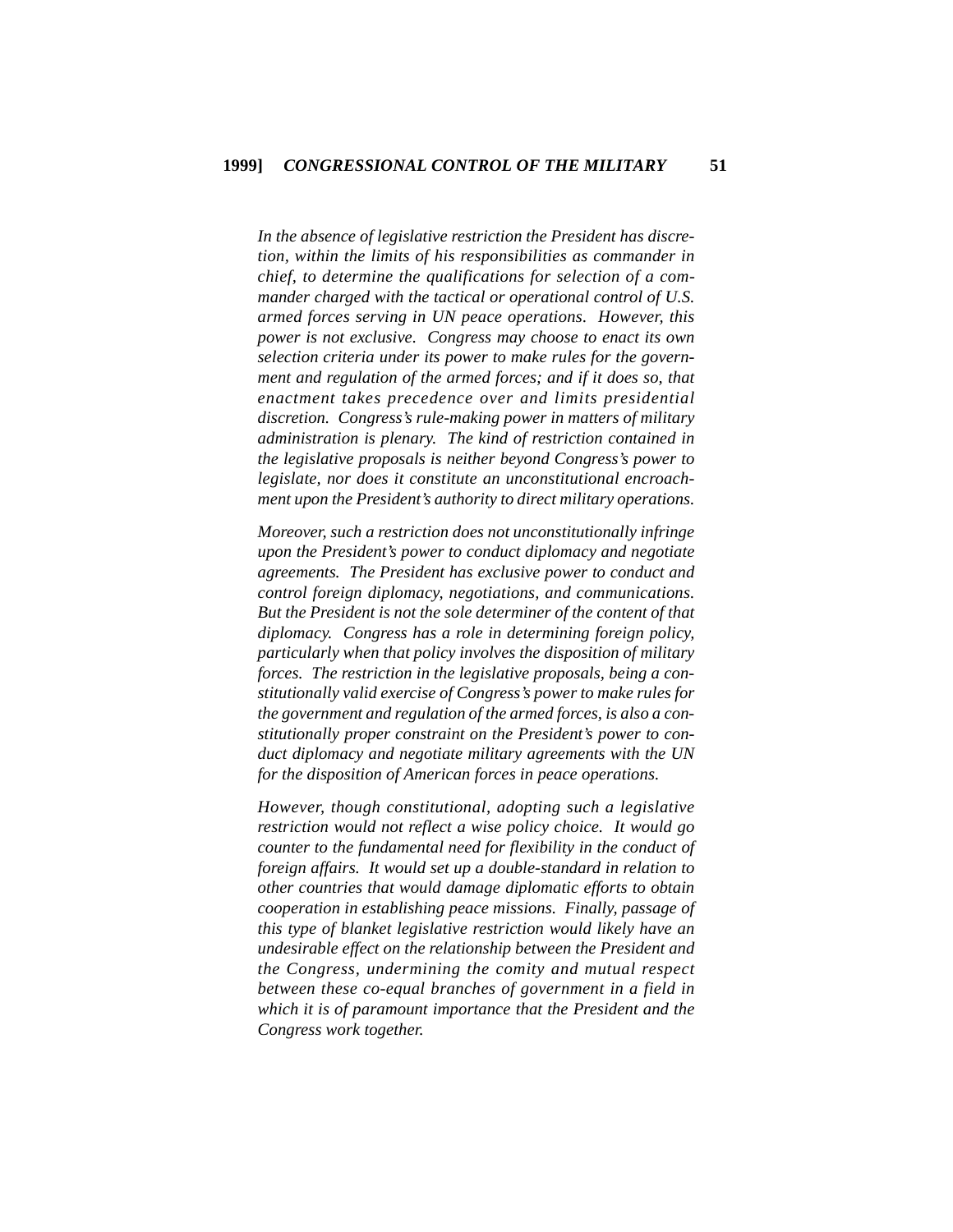*In the absence of legislative restriction the President has discretion, within the limits of his responsibilities as commander in chief, to determine the qualifications for selection of a commander charged with the tactical or operational control of U.S. armed forces serving in UN peace operations. However, this power is not exclusive. Congress may choose to enact its own selection criteria under its power to make rules for the government and regulation of the armed forces; and if it does so, that enactment takes precedence over and limits presidential discretion. Congress's rule-making power in matters of military administration is plenary. The kind of restriction contained in the legislative proposals is neither beyond Congress's power to legislate, nor does it constitute an unconstitutional encroachment upon the President's authority to direct military operations.*

*Moreover, such a restriction does not unconstitutionally infringe upon the President's power to conduct diplomacy and negotiate agreements. The President has exclusive power to conduct and control foreign diplomacy, negotiations, and communications. But the President is not the sole determiner of the content of that diplomacy. Congress has a role in determining foreign policy, particularly when that policy involves the disposition of military forces. The restriction in the legislative proposals, being a constitutionally valid exercise of Congress's power to make rules for the government and regulation of the armed forces, is also a constitutionally proper constraint on the President's power to conduct diplomacy and negotiate military agreements with the UN for the disposition of American forces in peace operations.*

*However, though constitutional, adopting such a legislative restriction would not reflect a wise policy choice. It would go counter to the fundamental need for flexibility in the conduct of foreign affairs. It would set up a double-standard in relation to other countries that would damage diplomatic efforts to obtain cooperation in establishing peace missions. Finally, passage of this type of blanket legislative restriction would likely have an undesirable effect on the relationship between the President and the Congress, undermining the comity and mutual respect between these co-equal branches of government in a field in which it is of paramount importance that the President and the Congress work together.*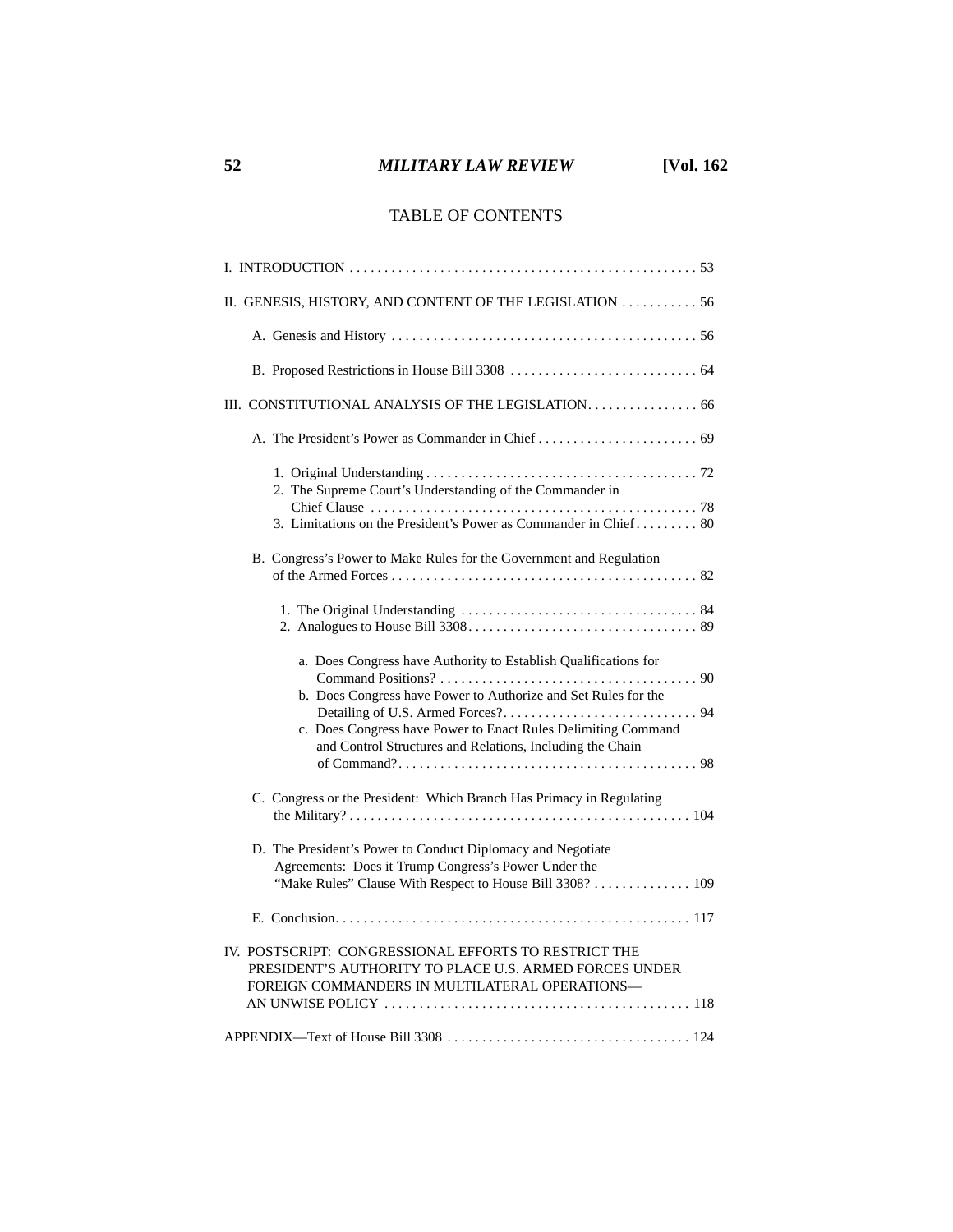## TABLE OF CONTENTS

I. INTRODUCTION . . . . . . . . . . . . . . . . . . . . . . . . . . . . . . . . . . . . . . . . . . . . . . . . . 53

II. GENESIS, HISTORY, AND CONTENT OF THE LEGISLATION . . . . . . . . . . . 56

- A. Genesis and History . . . . . . . . . . . . . . . . . . . . . . . . . . . . . . . . . . . . . . . . . . . 56
- B. Proposed Restrictions in House Bill 3308 . . . . . . . . . . . . . . . . . . . . . . . . . . 64

III. CONSTITUTIONAL ANALYSIS OF THE LEGISLATION. . . . . . . . . . . . . . . . 66

- A. The President's Power as Commander in Chief . . . . . . . . . . . . . . . . . . . . . . . 69
  - 1. Original Understanding . . . . . . . . . . . . . . . . . . . . . . . . . . . . . . . . . . . . . . 72
  - 2. The Supreme Court's Understanding of the Commander in Chief Clause . . . . . . . . . . . . . . . . . . . . . . . . . . . . . . . . . . . . . . . . . . . . . . 78
  - 3. Limitations on the President's Power as Commander in Chief . . . . . . . . . 80
- B. Congress's Power to Make Rules for the Government and Regulation of the Armed Forces . . . . . . . . . . . . . . . . . . . . . . . . . . . . . . . . . . . . . . . . . . . 82
  - 1. The Original Understanding . . . . . . . . . . . . . . . . . . . . . . . . . . . . . . . . . 84
  - 2. Analogues to House Bill 3308 . . . . . . . . . . . . . . . . . . . . . . . . . . . . . . . . 89
    - a. Does Congress have Authority to Establish Qualifications for Command Positions? . . . . . . . . . . . . . . . . . . . . . . . . . . . . . . . . . . . . . 90
    - b. Does Congress have Power to Authorize and Set Rules for the Detailing of U.S. Armed Forces? . . . . . . . . . . . . . . . . . . . . . . . . . . . . 94
    - c. Does Congress have Power to Enact Rules Delimiting Command and Control Structures and Relations, Including the Chain of Command? . . . . . . . . . . . . . . . . . . . . . . . . . . . . . . . . . . . . . . . . . . 98
- C. Congress or the President: Which Branch Has Primacy in Regulating the Military? . . . . . . . . . . . . . . . . . . . . . . . . . . . . . . . . . . . . . . . . . . . . . . . . . 104
- D. The President's Power to Conduct Diplomacy and Negotiate Agreements: Does it Trump Congress's Power Under the "Make Rules" Clause With Respect to House Bill 3308? . . . . . . . . . . . . . . 109
- E. Conclusion. . . . . . . . . . . . . . . . . . . . . . . . . . . . . . . . . . . . . . . . . . . . . . . . . . 117

IV. POSTSCRIPT: CONGRESSIONAL EFFORTS TO RESTRICT THE PRESIDENT'S AUTHORITY TO PLACE U.S. ARMED FORCES UNDER FOREIGN COMMANDERS IN MULTILATERAL OPERATIONS—AN UNWISE POLICY . . . . . . . . . . . . . . . . . . . . . . . . . . . . . . . . . . . . . . . . . . . 118

APPENDIX—Text of House Bill 3308 . . . . . . . . . . . . . . . . . . . . . . . . . . . . . . . . . . 124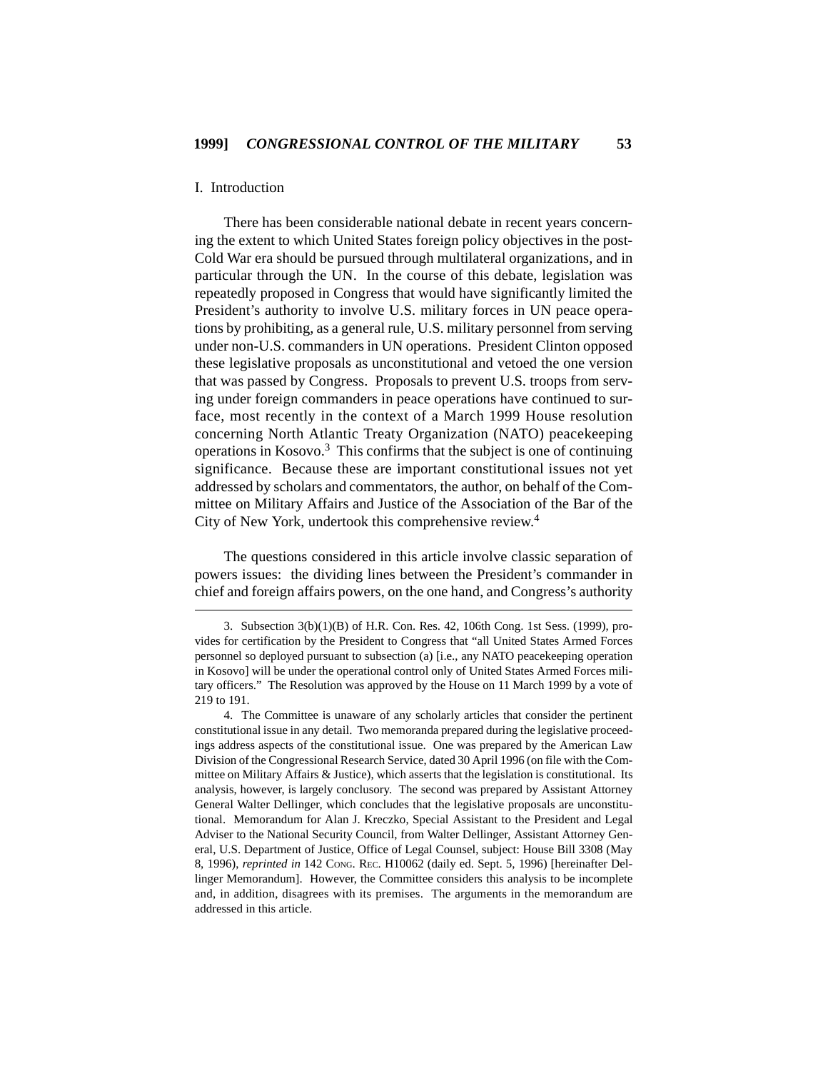## I. Introduction

There has been considerable national debate in recent years concerning the extent to which United States foreign policy objectives in the post-Cold War era should be pursued through multilateral organizations, and in particular through the UN. In the course of this debate, legislation was repeatedly proposed in Congress that would have significantly limited the President's authority to involve U.S. military forces in UN peace operations by prohibiting, as a general rule, U.S. military personnel from serving under non-U.S. commanders in UN operations. President Clinton opposed these legislative proposals as unconstitutional and vetoed the one version that was passed by Congress. Proposals to prevent U.S. troops from serving under foreign commanders in peace operations have continued to surface, most recently in the context of a March 1999 House resolution concerning North Atlantic Treaty Organization (NATO) peacekeeping operations in Kosovo.[3] This confirms that the subject is one of continuing significance. Because these are important constitutional issues not yet addressed by scholars and commentators, the author, on behalf of the Committee on Military Affairs and Justice of the Association of the Bar of the City of New York, undertook this comprehensive review.[4]

The questions considered in this article involve classic separation of powers issues: the dividing lines between the President's commander in chief and foreign affairs powers, on the one hand, and Congress's authority

---

3. Subsection 3(b)(1)(B) of H.R. Con. Res. 42, 106th Cong. 1st Sess. (1999), provides for certification by the President to Congress that "all United States Armed Forces personnel so deployed pursuant to subsection (a) [i.e., any NATO peacekeeping operation in Kosovo] will be under the operational control only of United States Armed Forces military officers." The Resolution was approved by the House on 11 March 1999 by a vote of 219 to 191.

4. The Committee is unaware of any scholarly articles that consider the pertinent constitutional issue in any detail. Two memoranda prepared during the legislative proceedings address aspects of the constitutional issue. One was prepared by the American Law Division of the Congressional Research Service, dated 30 April 1996 (on file with the Committee on Military Affairs & Justice), which asserts that the legislation is constitutional. Its analysis, however, is largely conclusory. The second was prepared by Assistant Attorney General Walter Dellinger, which concludes that the legislative proposals are unconstitutional. Memorandum for Alan J. Kreczko, Special Assistant to the President and Legal Adviser to the National Security Council, from Walter Dellinger, Assistant Attorney General, U.S. Department of Justice, Office of Legal Counsel, subject: House Bill 3308 (May 8, 1996), *reprinted in* 142 CONG. REC. H10062 (daily ed. Sept. 5, 1996) [hereinafter Dellinger Memorandum]. However, the Committee considers this analysis to be incomplete and, in addition, disagrees with its premises. The arguments in the memorandum are addressed in this article.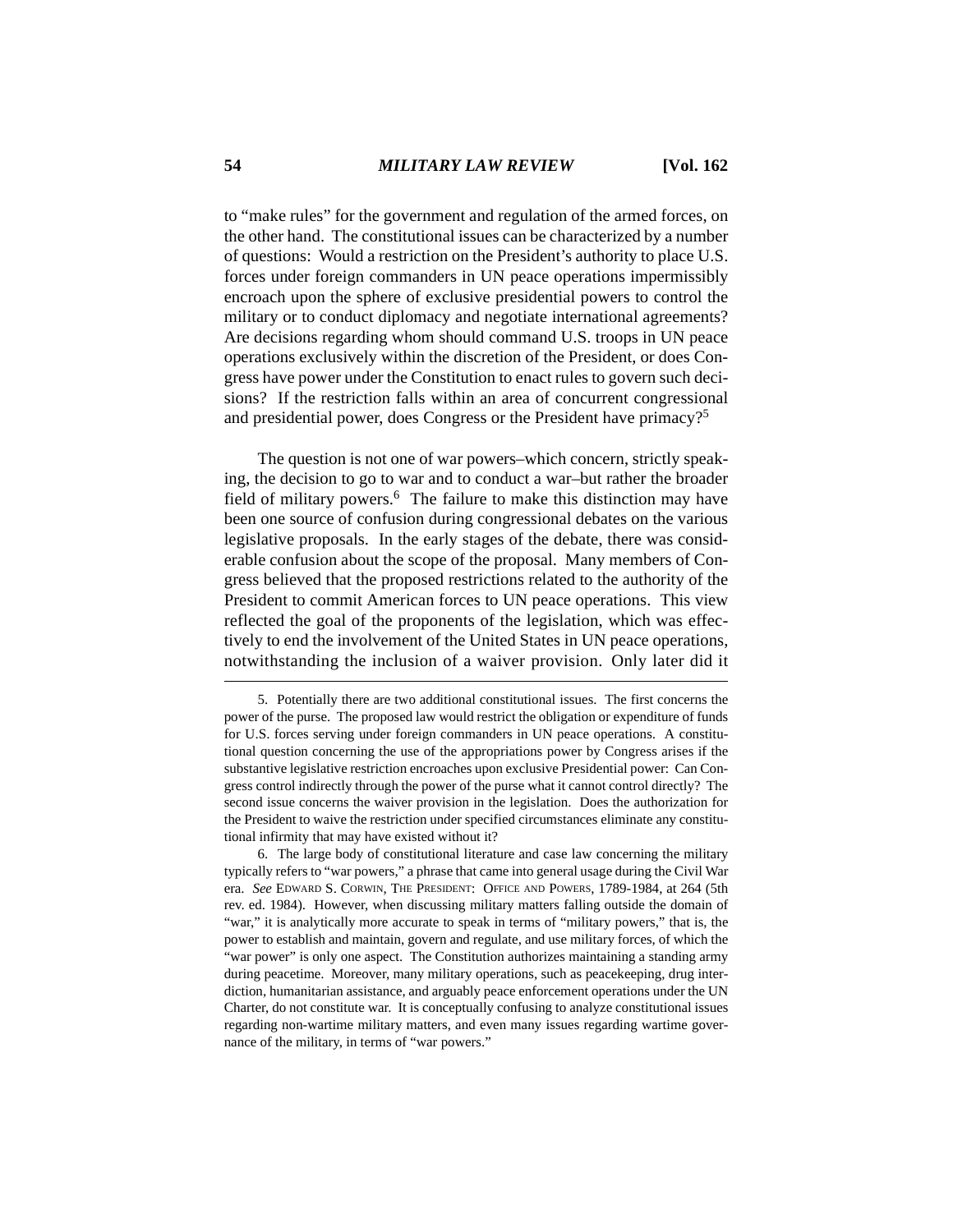to "make rules" for the government and regulation of the armed forces, on the other hand. The constitutional issues can be characterized by a number of questions: Would a restriction on the President's authority to place U.S. forces under foreign commanders in UN peace operations impermissibly encroach upon the sphere of exclusive presidential powers to control the military or to conduct diplomacy and negotiate international agreements? Are decisions regarding whom should command U.S. troops in UN peace operations exclusively within the discretion of the President, or does Congress have power under the Constitution to enact rules to govern such decisions? If the restriction falls within an area of concurrent congressional and presidential power, does Congress or the President have primacy?[5]

The question is not one of war powers–which concern, strictly speaking, the decision to go to war and to conduct a war–but rather the broader field of military powers.[6] The failure to make this distinction may have been one source of confusion during congressional debates on the various legislative proposals. In the early stages of the debate, there was considerable confusion about the scope of the proposal. Many members of Congress believed that the proposed restrictions related to the authority of the President to commit American forces to UN peace operations. This view reflected the goal of the proponents of the legislation, which was effectively to end the involvement of the United States in UN peace operations, notwithstanding the inclusion of a waiver provision. Only later did it

---

5. Potentially there are two additional constitutional issues. The first concerns the power of the purse. The proposed law would restrict the obligation or expenditure of funds for U.S. forces serving under foreign commanders in UN peace operations. A constitutional question concerning the use of the appropriations power by Congress arises if the substantive legislative restriction encroaches upon exclusive Presidential power: Can Congress control indirectly through the power of the purse what it cannot control directly? The second issue concerns the waiver provision in the legislation. Does the authorization for the President to waive the restriction under specified circumstances eliminate any constitutional infirmity that may have existed without it?

6. The large body of constitutional literature and case law concerning the military typically refers to "war powers," a phrase that came into general usage during the Civil War era. *See* EDWARD S. CORWIN, THE PRESIDENT: OFFICE AND POWERS, 1789-1984, at 264 (5th rev. ed. 1984). However, when discussing military matters falling outside the domain of "war," it is analytically more accurate to speak in terms of "military powers," that is, the power to establish and maintain, govern and regulate, and use military forces, of which the "war power" is only one aspect. The Constitution authorizes maintaining a standing army during peacetime. Moreover, many military operations, such as peacekeeping, drug interdiction, humanitarian assistance, and arguably peace enforcement operations under the UN Charter, do not constitute war. It is conceptually confusing to analyze constitutional issues regarding non-wartime military matters, and even many issues regarding wartime governance of the military, in terms of "war powers."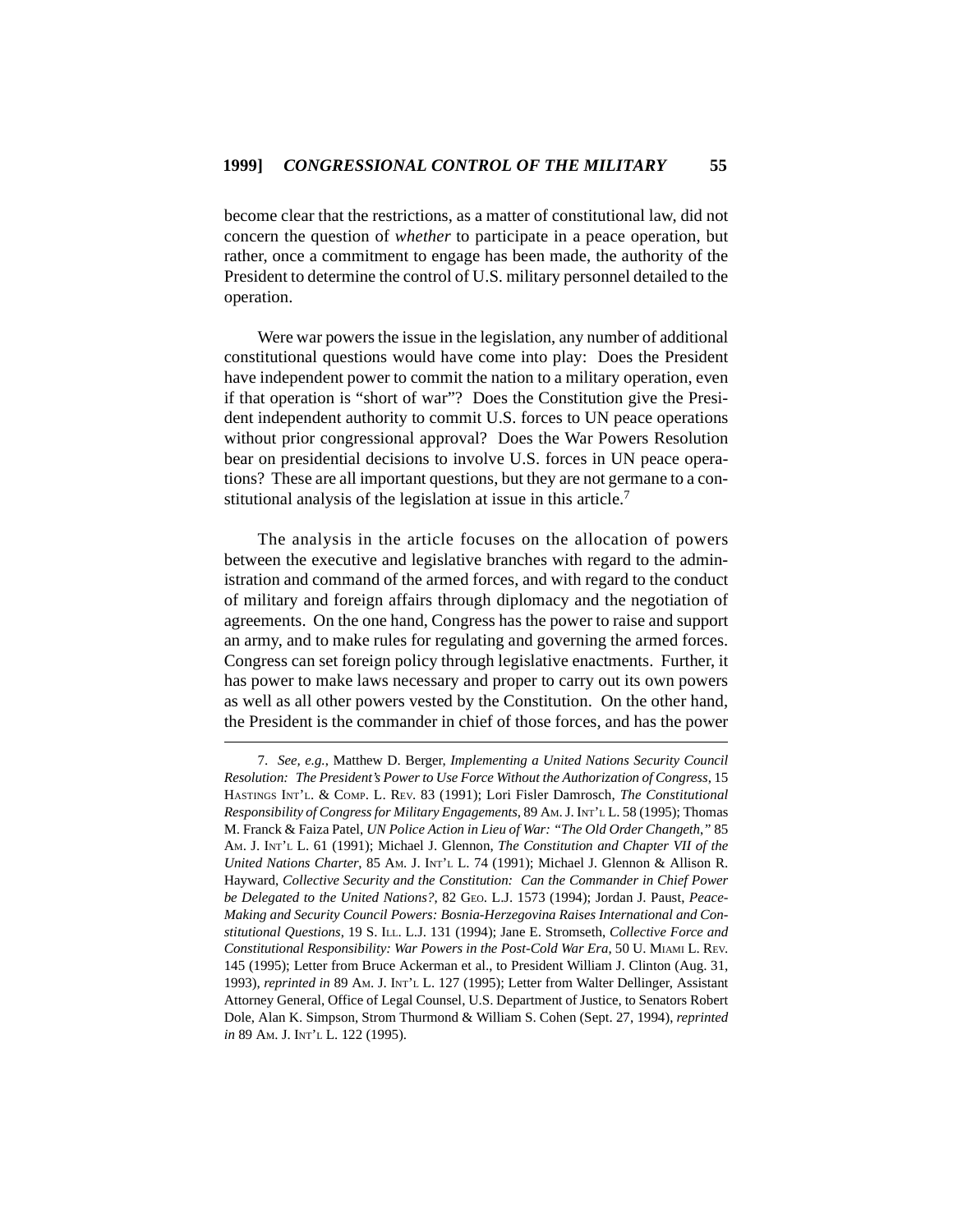become clear that the restrictions, as a matter of constitutional law, did not concern the question of *whether* to participate in a peace operation, but rather, once a commitment to engage has been made, the authority of the President to determine the control of U.S. military personnel detailed to the operation.

Were war powers the issue in the legislation, any number of additional constitutional questions would have come into play: Does the President have independent power to commit the nation to a military operation, even if that operation is "short of war"? Does the Constitution give the President independent authority to commit U.S. forces to UN peace operations without prior congressional approval? Does the War Powers Resolution bear on presidential decisions to involve U.S. forces in UN peace operations? These are all important questions, but they are not germane to a constitutional analysis of the legislation at issue in this article.[7]

The analysis in the article focuses on the allocation of powers between the executive and legislative branches with regard to the administration and command of the armed forces, and with regard to the conduct of military and foreign affairs through diplomacy and the negotiation of agreements. On the one hand, Congress has the power to raise and support an army, and to make rules for regulating and governing the armed forces. Congress can set foreign policy through legislative enactments. Further, it has power to make laws necessary and proper to carry out its own powers as well as all other powers vested by the Constitution. On the other hand, the President is the commander in chief of those forces, and has the power

---

7. *See, e.g.*, Matthew D. Berger, *Implementing a United Nations Security Council Resolution: The President's Power to Use Force Without the Authorization of Congress*, 15 HASTINGS INT'L. & COMP. L. REV. 83 (1991); Lori Fisler Damrosch, *The Constitutional Responsibility of Congress for Military Engagements*, 89 AM. J. INT'L L. 58 (1995); Thomas M. Franck & Faiza Patel, *UN Police Action in Lieu of War: "The Old Order Changeth,"* 85 AM. J. INT'L L. 61 (1991); Michael J. Glennon, *The Constitution and Chapter VII of the United Nations Charter*, 85 AM. J. INT'L L. 74 (1991); Michael J. Glennon & Allison R. Hayward, *Collective Security and the Constitution: Can the Commander in Chief Power be Delegated to the United Nations?*, 82 GEO. L.J. 1573 (1994); Jordan J. Paust, *Peace-Making and Security Council Powers: Bosnia-Herzegovina Raises International and Constitutional Questions*, 19 S. ILL. L.J. 131 (1994); Jane E. Stromseth, *Collective Force and Constitutional Responsibility: War Powers in the Post-Cold War Era*, 50 U. MIAMI L. REV. 145 (1995); Letter from Bruce Ackerman et al., to President William J. Clinton (Aug. 31, 1993), *reprinted in* 89 AM. J. INT'L L. 127 (1995); Letter from Walter Dellinger, Assistant Attorney General, Office of Legal Counsel, U.S. Department of Justice, to Senators Robert Dole, Alan K. Simpson, Strom Thurmond & William S. Cohen (Sept. 27, 1994), *reprinted in* 89 AM. J. INT'L L. 122 (1995).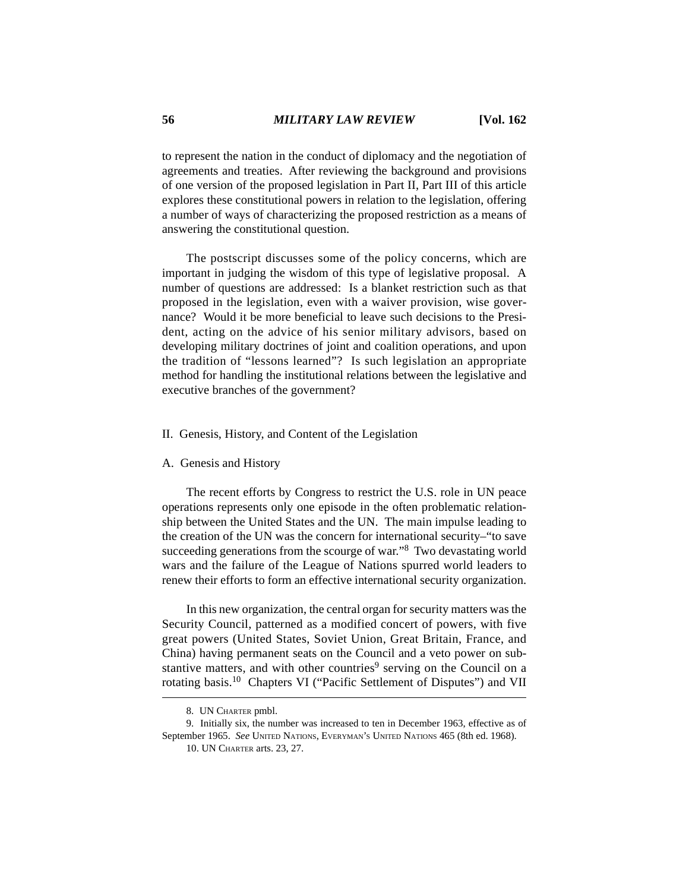to represent the nation in the conduct of diplomacy and the negotiation of agreements and treaties. After reviewing the background and provisions of one version of the proposed legislation in Part II, Part III of this article explores these constitutional powers in relation to the legislation, offering a number of ways of characterizing the proposed restriction as a means of answering the constitutional question.

The postscript discusses some of the policy concerns, which are important in judging the wisdom of this type of legislative proposal. A number of questions are addressed: Is a blanket restriction such as that proposed in the legislation, even with a waiver provision, wise governance? Would it be more beneficial to leave such decisions to the President, acting on the advice of his senior military advisors, based on developing military doctrines of joint and coalition operations, and upon the tradition of "lessons learned"? Is such legislation an appropriate method for handling the institutional relations between the legislative and executive branches of the government?

## II. Genesis, History, and Content of the Legislation

### A. Genesis and History

The recent efforts by Congress to restrict the U.S. role in UN peace operations represents only one episode in the often problematic relationship between the United States and the UN. The main impulse leading to the creation of the UN was the concern for international security–"to save succeeding generations from the scourge of war."[8] Two devastating world wars and the failure of the League of Nations spurred world leaders to renew their efforts to form an effective international security organization.

In this new organization, the central organ for security matters was the Security Council, patterned as a modified concert of powers, with five great powers (United States, Soviet Union, Great Britain, France, and China) having permanent seats on the Council and a veto power on substantive matters, and with other countries[9] serving on the Council on a rotating basis.[10] Chapters VI ("Pacific Settlement of Disputes") and VII

---

8. UN CHARTER pmbl.

9. Initially six, the number was increased to ten in December 1963, effective as of September 1965. *See* UNITED NATIONS, EVERYMAN'S UNITED NATIONS 465 (8th ed. 1968).

10. UN CHARTER arts. 23, 27.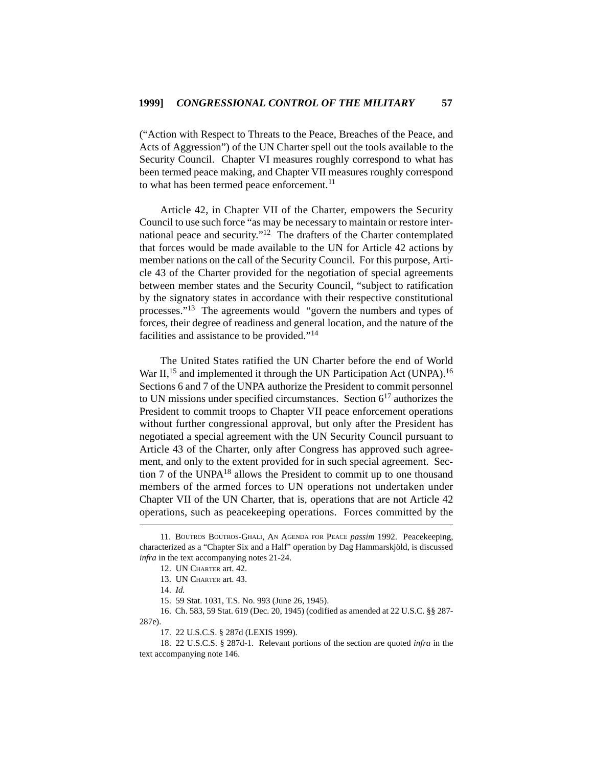("Action with Respect to Threats to the Peace, Breaches of the Peace, and Acts of Aggression") of the UN Charter spell out the tools available to the Security Council. Chapter VI measures roughly correspond to what has been termed peace making, and Chapter VII measures roughly correspond to what has been termed peace enforcement.[11]

Article 42, in Chapter VII of the Charter, empowers the Security Council to use such force "as may be necessary to maintain or restore international peace and security."[12] The drafters of the Charter contemplated that forces would be made available to the UN for Article 42 actions by member nations on the call of the Security Council. For this purpose, Article 43 of the Charter provided for the negotiation of special agreements between member states and the Security Council, "subject to ratification by the signatory states in accordance with their respective constitutional processes."[13] The agreements would "govern the numbers and types of forces, their degree of readiness and general location, and the nature of the facilities and assistance to be provided."[14]

The United States ratified the UN Charter before the end of World War II,[15] and implemented it through the UN Participation Act (UNPA).[16] Sections 6 and 7 of the UNPA authorize the President to commit personnel to UN missions under specified circumstances. Section 6[17] authorizes the President to commit troops to Chapter VII peace enforcement operations without further congressional approval, but only after the President has negotiated a special agreement with the UN Security Council pursuant to Article 43 of the Charter, only after Congress has approved such agreement, and only to the extent provided for in such special agreement. Section 7 of the UNPA[18] allows the President to commit up to one thousand members of the armed forces to UN operations not undertaken under Chapter VII of the UN Charter, that is, operations that are not Article 42 operations, such as peacekeeping operations. Forces committed by the

---

11. BOUTROS BOUTROS-GHALI, AN AGENDA FOR PEACE *passim* 1992. Peacekeeping, characterized as a "Chapter Six and a Half" operation by Dag Hammarskjöld, is discussed *infra* in the text accompanying notes 21-24.

12. UN CHARTER art. 42.

13. UN CHARTER art. 43.

14. *Id.*

15. 59 Stat. 1031, T.S. No. 993 (June 26, 1945).

16. Ch. 583, 59 Stat. 619 (Dec. 20, 1945) (codified as amended at 22 U.S.C. §§ 287-287e).

17. 22 U.S.C.S. § 287d (LEXIS 1999).

18. 22 U.S.C.S. § 287d-1. Relevant portions of the section are quoted *infra* in the text accompanying note 146.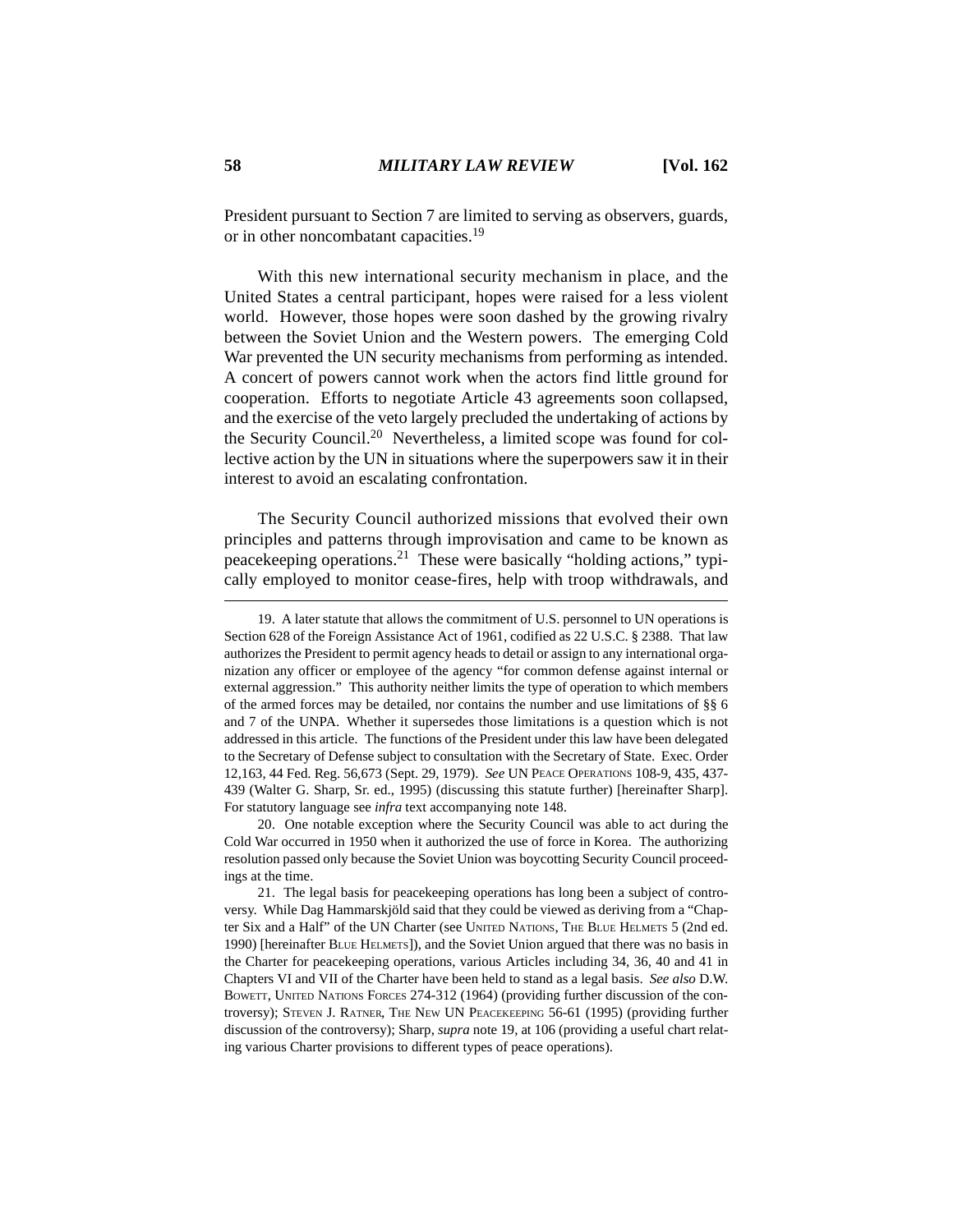President pursuant to Section 7 are limited to serving as observers, guards, or in other noncombatant capacities.[19]

With this new international security mechanism in place, and the United States a central participant, hopes were raised for a less violent world. However, those hopes were soon dashed by the growing rivalry between the Soviet Union and the Western powers. The emerging Cold War prevented the UN security mechanisms from performing as intended. A concert of powers cannot work when the actors find little ground for cooperation. Efforts to negotiate Article 43 agreements soon collapsed, and the exercise of the veto largely precluded the undertaking of actions by the Security Council.[20] Nevertheless, a limited scope was found for collective action by the UN in situations where the superpowers saw it in their interest to avoid an escalating confrontation.

The Security Council authorized missions that evolved their own principles and patterns through improvisation and came to be known as peacekeeping operations.[21] These were basically "holding actions," typically employed to monitor cease-fires, help with troop withdrawals, and

---

19. A later statute that allows the commitment of U.S. personnel to UN operations is Section 628 of the Foreign Assistance Act of 1961, codified as 22 U.S.C. § 2388. That law authorizes the President to permit agency heads to detail or assign to any international organization any officer or employee of the agency "for common defense against internal or external aggression." This authority neither limits the type of operation to which members of the armed forces may be detailed, nor contains the number and use limitations of §§ 6 and 7 of the UNPA. Whether it supersedes those limitations is a question which is not addressed in this article. The functions of the President under this law have been delegated to the Secretary of Defense subject to consultation with the Secretary of State. Exec. Order 12,163, 44 Fed. Reg. 56,673 (Sept. 29, 1979). *See* UN PEACE OPERATIONS 108-9, 435, 437-439 (Walter G. Sharp, Sr. ed., 1995) (discussing this statute further) [hereinafter Sharp]. For statutory language see *infra* text accompanying note 148.

20. One notable exception where the Security Council was able to act during the Cold War occurred in 1950 when it authorized the use of force in Korea. The authorizing resolution passed only because the Soviet Union was boycotting Security Council proceedings at the time.

21. The legal basis for peacekeeping operations has long been a subject of controversy. While Dag Hammarskjöld said that they could be viewed as deriving from a "Chapter Six and a Half" of the UN Charter (see UNITED NATIONS, THE BLUE HELMETS 5 (2nd ed. 1990) [hereinafter BLUE HELMETS]), and the Soviet Union argued that there was no basis in the Charter for peacekeeping operations, various Articles including 34, 36, 40 and 41 in Chapters VI and VII of the Charter have been held to stand as a legal basis. *See also* D.W. BOWETT, UNITED NATIONS FORCES 274-312 (1964) (providing further discussion of the controversy); STEVEN J. RATNER, THE NEW UN PEACEKEEPING 56-61 (1995) (providing further discussion of the controversy); Sharp, *supra* note 19, at 106 (providing a useful chart relating various Charter provisions to different types of peace operations).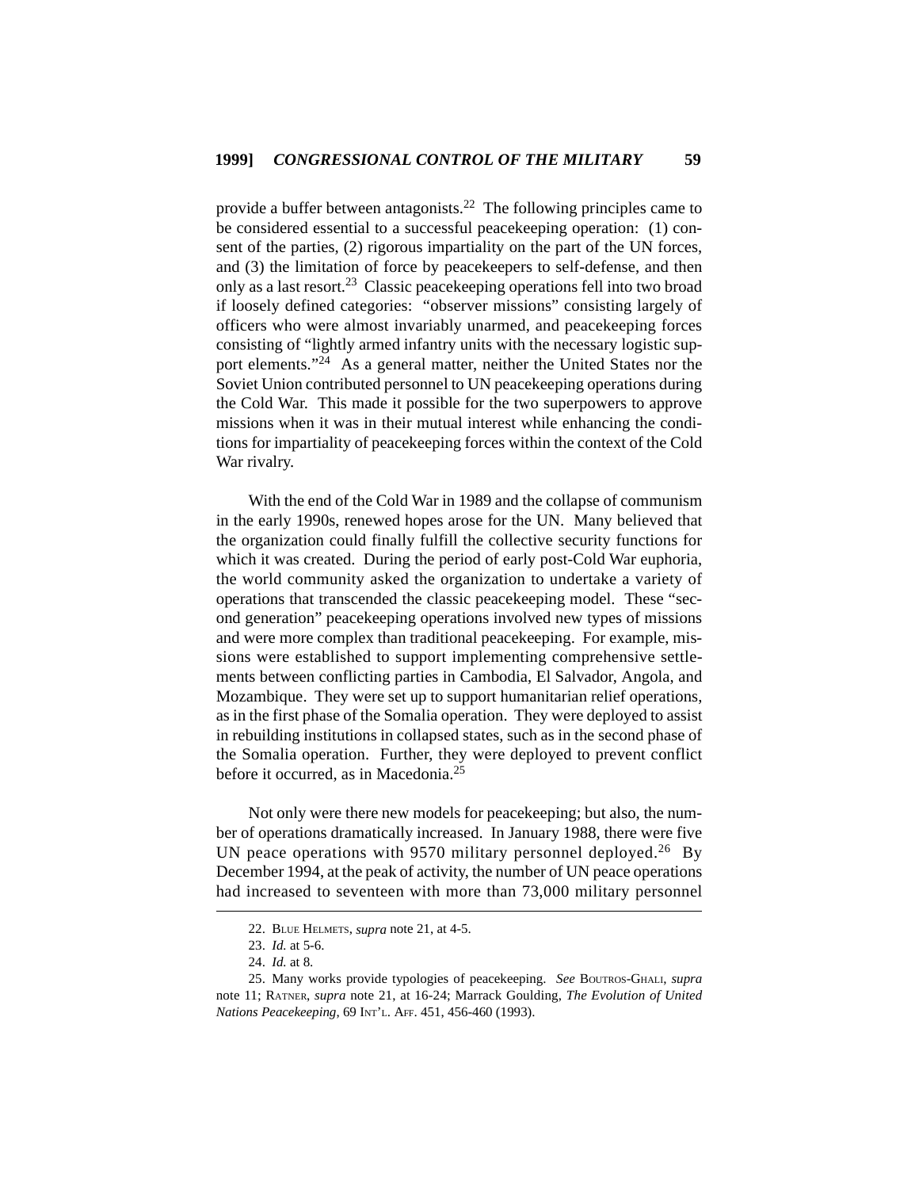provide a buffer between antagonists.[22] The following principles came to be considered essential to a successful peacekeeping operation: (1) consent of the parties, (2) rigorous impartiality on the part of the UN forces, and (3) the limitation of force by peacekeepers to self-defense, and then only as a last resort.[23] Classic peacekeeping operations fell into two broad if loosely defined categories: "observer missions" consisting largely of officers who were almost invariably unarmed, and peacekeeping forces consisting of "lightly armed infantry units with the necessary logistic support elements."[24] As a general matter, neither the United States nor the Soviet Union contributed personnel to UN peacekeeping operations during the Cold War. This made it possible for the two superpowers to approve missions when it was in their mutual interest while enhancing the conditions for impartiality of peacekeeping forces within the context of the Cold War rivalry.

With the end of the Cold War in 1989 and the collapse of communism in the early 1990s, renewed hopes arose for the UN. Many believed that the organization could finally fulfill the collective security functions for which it was created. During the period of early post-Cold War euphoria, the world community asked the organization to undertake a variety of operations that transcended the classic peacekeeping model. These "second generation" peacekeeping operations involved new types of missions and were more complex than traditional peacekeeping. For example, missions were established to support implementing comprehensive settlements between conflicting parties in Cambodia, El Salvador, Angola, and Mozambique. They were set up to support humanitarian relief operations, as in the first phase of the Somalia operation. They were deployed to assist in rebuilding institutions in collapsed states, such as in the second phase of the Somalia operation. Further, they were deployed to prevent conflict before it occurred, as in Macedonia.[25]

Not only were there new models for peacekeeping; but also, the number of operations dramatically increased. In January 1988, there were five UN peace operations with 9570 military personnel deployed.[26] By December 1994, at the peak of activity, the number of UN peace operations had increased to seventeen with more than 73,000 military personnel

---

22. BLUE HELMETS, *supra* note 21, at 4-5.

23. *Id.* at 5-6.

24. *Id.* at 8.

25. Many works provide typologies of peacekeeping. *See* BOUTROS-GHALI, *supra* note 11; RATNER, *supra* note 21, at 16-24; Marrack Goulding, *The Evolution of United Nations Peacekeeping*, 69 INT'L. AFF. 451, 456-460 (1993).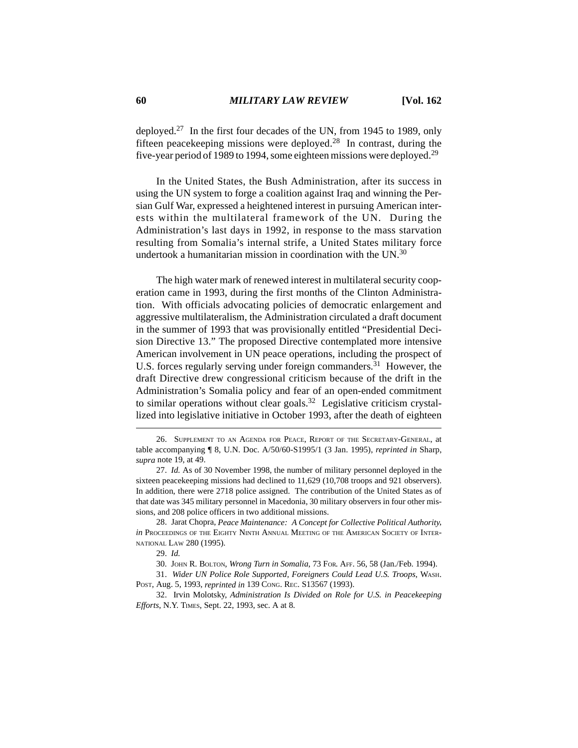deployed.[27] In the first four decades of the UN, from 1945 to 1989, only fifteen peacekeeping missions were deployed.[28] In contrast, during the five-year period of 1989 to 1994, some eighteen missions were deployed.[29]

In the United States, the Bush Administration, after its success in using the UN system to forge a coalition against Iraq and winning the Persian Gulf War, expressed a heightened interest in pursuing American interests within the multilateral framework of the UN. During the Administration's last days in 1992, in response to the mass starvation resulting from Somalia's internal strife, a United States military force undertook a humanitarian mission in coordination with the UN.[30]

The high water mark of renewed interest in multilateral security cooperation came in 1993, during the first months of the Clinton Administration. With officials advocating policies of democratic enlargement and aggressive multilateralism, the Administration circulated a draft document in the summer of 1993 that was provisionally entitled "Presidential Decision Directive 13." The proposed Directive contemplated more intensive American involvement in UN peace operations, including the prospect of U.S. forces regularly serving under foreign commanders.[31] However, the draft Directive drew congressional criticism because of the drift in the Administration's Somalia policy and fear of an open-ended commitment to similar operations without clear goals.[32] Legislative criticism crystallized into legislative initiative in October 1993, after the death of eighteen

---

26. Supplement to an Agenda for Peace, Report of the Secretary-General, at table accompanying ¶ 8, U.N. Doc. A/50/60-S1995/1 (3 Jan. 1995), *reprinted in* Sharp, *supra* note 19, at 49.

27. *Id.* As of 30 November 1998, the number of military personnel deployed in the sixteen peacekeeping missions had declined to 11,629 (10,708 troops and 921 observers). In addition, there were 2718 police assigned. The contribution of the United States as of that date was 345 military personnel in Macedonia, 30 military observers in four other missions, and 208 police officers in two additional missions.

28. Jarat Chopra, *Peace Maintenance: A Concept for Collective Political Authority*, *in* Proceedings of the Eighty Ninth Annual Meeting of the American Society of International Law 280 (1995).

29. *Id.*

30. John R. Bolton, *Wrong Turn in Somalia*, 73 For. Aff. 56, 58 (Jan./Feb. 1994).

31. *Wider UN Police Role Supported, Foreigners Could Lead U.S. Troops*, Wash. Post, Aug. 5, 1993, *reprinted in* 139 Cong. Rec. S13567 (1993).

32. Irvin Molotsky, *Administration Is Divided on Role for U.S. in Peacekeeping Efforts*, N.Y. Times, Sept. 22, 1993, sec. A at 8.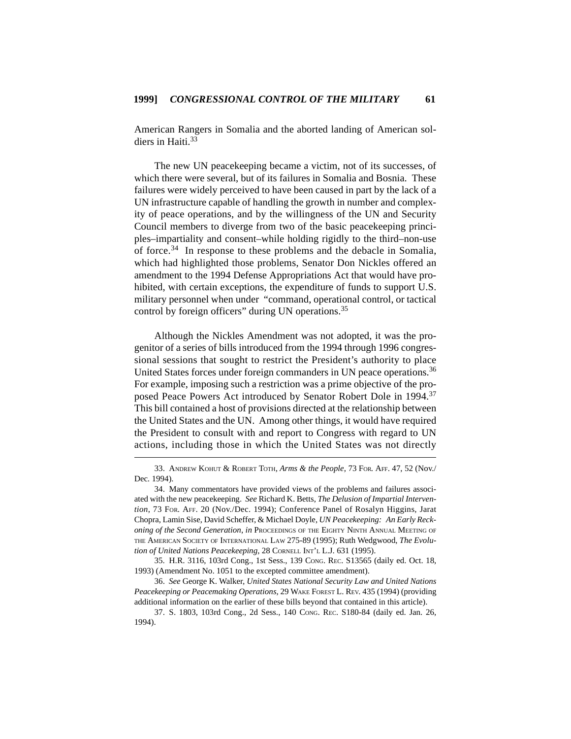American Rangers in Somalia and the aborted landing of American soldiers in Haiti.[33]

The new UN peacekeeping became a victim, not of its successes, of which there were several, but of its failures in Somalia and Bosnia. These failures were widely perceived to have been caused in part by the lack of a UN infrastructure capable of handling the growth in number and complexity of peace operations, and by the willingness of the UN and Security Council members to diverge from two of the basic peacekeeping principles–impartiality and consent–while holding rigidly to the third–non-use of force.[34] In response to these problems and the debacle in Somalia, which had highlighted those problems, Senator Don Nickles offered an amendment to the 1994 Defense Appropriations Act that would have prohibited, with certain exceptions, the expenditure of funds to support U.S. military personnel when under "command, operational control, or tactical control by foreign officers" during UN operations.[35]

Although the Nickles Amendment was not adopted, it was the progenitor of a series of bills introduced from the 1994 through 1996 congressional sessions that sought to restrict the President's authority to place United States forces under foreign commanders in UN peace operations.[36] For example, imposing such a restriction was a prime objective of the proposed Peace Powers Act introduced by Senator Robert Dole in 1994.[37] This bill contained a host of provisions directed at the relationship between the United States and the UN. Among other things, it would have required the President to consult with and report to Congress with regard to UN actions, including those in which the United States was not directly

---

33. Andrew Kohut & Robert Toth, *Arms & the People*, 73 For. Aff. 47, 52 (Nov./Dec. 1994).

34. Many commentators have provided views of the problems and failures associated with the new peacekeeping. *See* Richard K. Betts, *The Delusion of Impartial Intervention*, 73 For. Aff. 20 (Nov./Dec. 1994); Conference Panel of Rosalyn Higgins, Jarat Chopra, Lamin Sise, David Scheffer, & Michael Doyle, *UN Peacekeeping: An Early Reckoning of the Second Generation*, *in* Proceedings of the Eighty Ninth Annual Meeting of the American Society of International Law 275-89 (1995); Ruth Wedgwood, *The Evolution of United Nations Peacekeeping*, 28 Cornell Int'l L.J. 631 (1995).

35. H.R. 3116, 103rd Cong., 1st Sess., 139 Cong. Rec. S13565 (daily ed. Oct. 18, 1993) (Amendment No. 1051 to the excepted committee amendment).

36. *See* George K. Walker, *United States National Security Law and United Nations Peacekeeping or Peacemaking Operations*, 29 Wake Forest L. Rev. 435 (1994) (providing additional information on the earlier of these bills beyond that contained in this article).

37. S. 1803, 103rd Cong., 2d Sess., 140 Cong. Rec. S180-84 (daily ed. Jan. 26, 1994).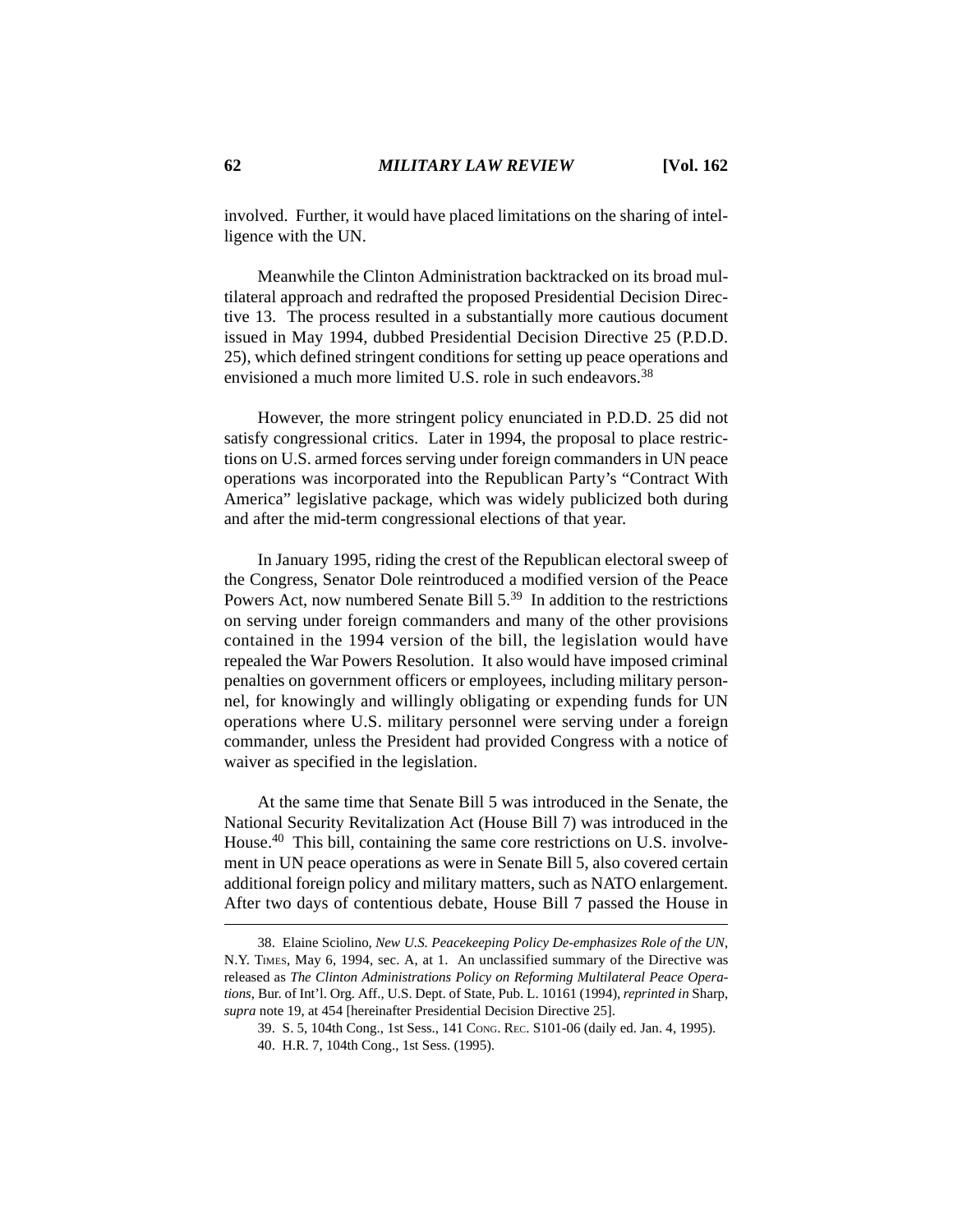involved. Further, it would have placed limitations on the sharing of intelligence with the UN.

Meanwhile the Clinton Administration backtracked on its broad multilateral approach and redrafted the proposed Presidential Decision Directive 13. The process resulted in a substantially more cautious document issued in May 1994, dubbed Presidential Decision Directive 25 (P.D.D. 25), which defined stringent conditions for setting up peace operations and envisioned a much more limited U.S. role in such endeavors.[38]

However, the more stringent policy enunciated in P.D.D. 25 did not satisfy congressional critics. Later in 1994, the proposal to place restrictions on U.S. armed forces serving under foreign commanders in UN peace operations was incorporated into the Republican Party's "Contract With America" legislative package, which was widely publicized both during and after the mid-term congressional elections of that year.

In January 1995, riding the crest of the Republican electoral sweep of the Congress, Senator Dole reintroduced a modified version of the Peace Powers Act, now numbered Senate Bill 5.[39] In addition to the restrictions on serving under foreign commanders and many of the other provisions contained in the 1994 version of the bill, the legislation would have repealed the War Powers Resolution. It also would have imposed criminal penalties on government officers or employees, including military personnel, for knowingly and willingly obligating or expending funds for UN operations where U.S. military personnel were serving under a foreign commander, unless the President had provided Congress with a notice of waiver as specified in the legislation.

At the same time that Senate Bill 5 was introduced in the Senate, the National Security Revitalization Act (House Bill 7) was introduced in the House.[40] This bill, containing the same core restrictions on U.S. involvement in UN peace operations as were in Senate Bill 5, also covered certain additional foreign policy and military matters, such as NATO enlargement. After two days of contentious debate, House Bill 7 passed the House in

---

38. Elaine Sciolino, *New U.S. Peacekeeping Policy De-emphasizes Role of the UN*, N.Y. TIMES, May 6, 1994, sec. A, at 1. An unclassified summary of the Directive was released as *The Clinton Administrations Policy on Reforming Multilateral Peace Operations*, Bur. of Int'l. Org. Aff., U.S. Dept. of State, Pub. L. 10161 (1994), *reprinted in* Sharp, *supra* note 19, at 454 [hereinafter Presidential Decision Directive 25].

39. S. 5, 104th Cong., 1st Sess., 141 CONG. REC. S101-06 (daily ed. Jan. 4, 1995).

40. H.R. 7, 104th Cong., 1st Sess. (1995).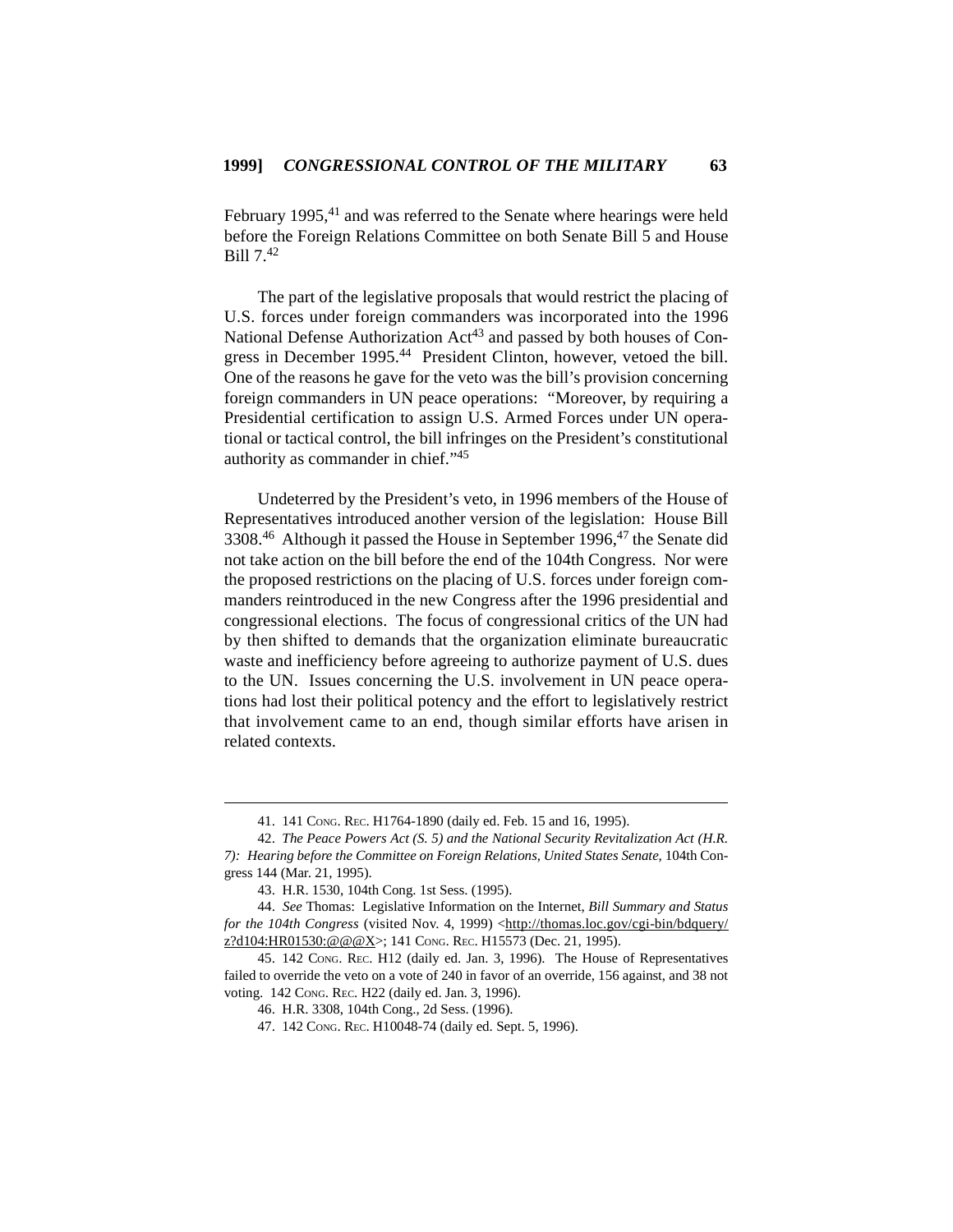February 1995,[41] and was referred to the Senate where hearings were held before the Foreign Relations Committee on both Senate Bill 5 and House Bill 7.[42]

The part of the legislative proposals that would restrict the placing of U.S. forces under foreign commanders was incorporated into the 1996 National Defense Authorization Act[43] and passed by both houses of Congress in December 1995.[44] President Clinton, however, vetoed the bill. One of the reasons he gave for the veto was the bill's provision concerning foreign commanders in UN peace operations: "Moreover, by requiring a Presidential certification to assign U.S. Armed Forces under UN operational or tactical control, the bill infringes on the President's constitutional authority as commander in chief."[45]

Undeterred by the President's veto, in 1996 members of the House of Representatives introduced another version of the legislation: House Bill 3308.[46] Although it passed the House in September 1996,[47] the Senate did not take action on the bill before the end of the 104th Congress. Nor were the proposed restrictions on the placing of U.S. forces under foreign commanders reintroduced in the new Congress after the 1996 presidential and congressional elections. The focus of congressional critics of the UN had by then shifted to demands that the organization eliminate bureaucratic waste and inefficiency before agreeing to authorize payment of U.S. dues to the UN. Issues concerning the U.S. involvement in UN peace operations had lost their political potency and the effort to legislatively restrict that involvement came to an end, though similar efforts have arisen in related contexts.

---

41. 141 CONG. REC. H1764-1890 (daily ed. Feb. 15 and 16, 1995).

42. *The Peace Powers Act (S. 5) and the National Security Revitalization Act (H.R. 7): Hearing before the Committee on Foreign Relations, United States Senate*, 104th Congress 144 (Mar. 21, 1995).

43. H.R. 1530, 104th Cong. 1st Sess. (1995).

44. *See* Thomas: Legislative Information on the Internet, *Bill Summary and Status for the 104th Congress* (visited Nov. 4, 1999) <http://thomas.loc.gov/cgi-bin/bdquery/z?d104:HR01530:@@@X>; 141 CONG. REC. H15573 (Dec. 21, 1995).

45. 142 CONG. REC. H12 (daily ed. Jan. 3, 1996). The House of Representatives failed to override the veto on a vote of 240 in favor of an override, 156 against, and 38 not voting. 142 CONG. REC. H22 (daily ed. Jan. 3, 1996).

46. H.R. 3308, 104th Cong., 2d Sess. (1996).

47. 142 CONG. REC. H10048-74 (daily ed. Sept. 5, 1996).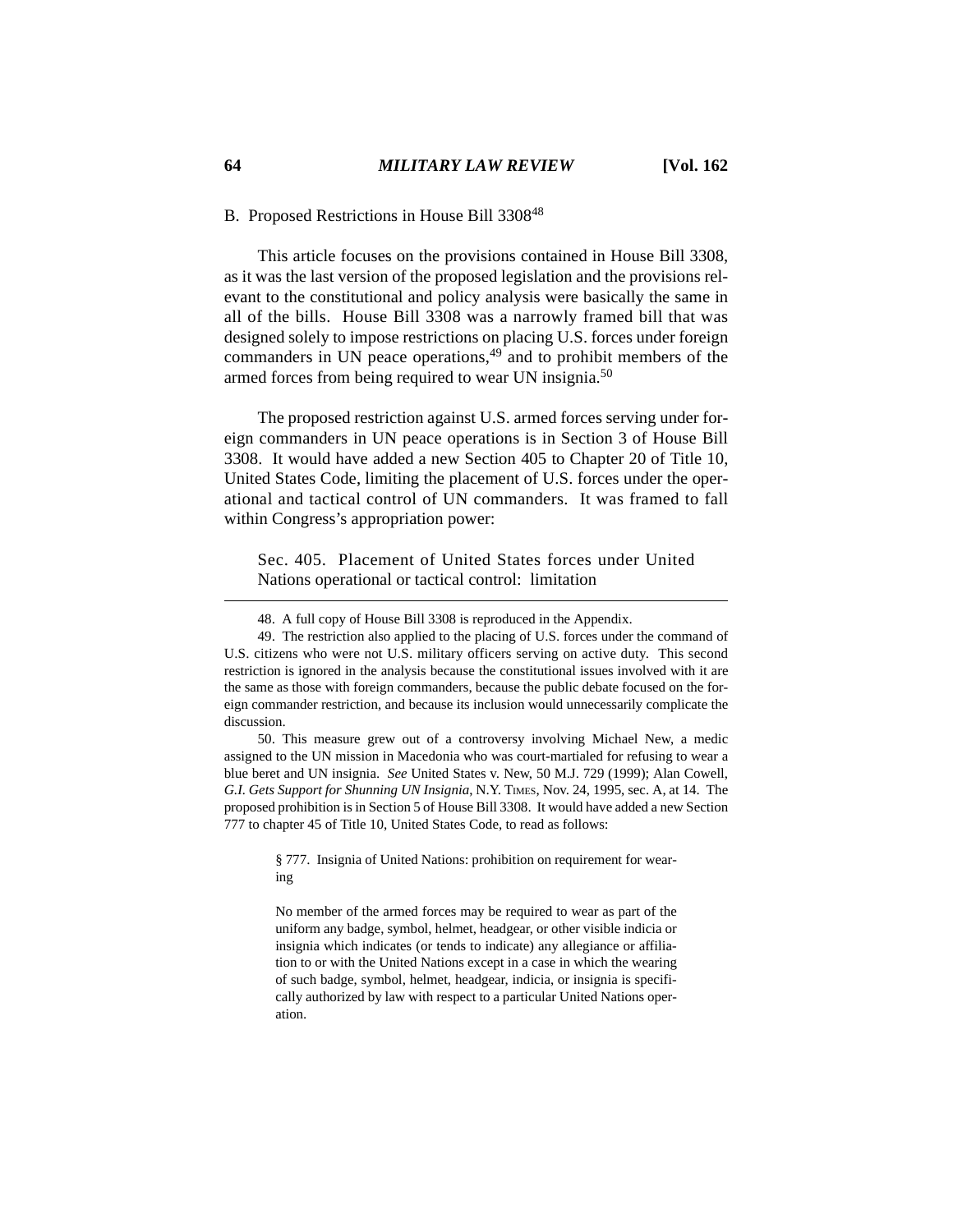B. Proposed Restrictions in House Bill 3308[48]

This article focuses on the provisions contained in House Bill 3308, as it was the last version of the proposed legislation and the provisions relevant to the constitutional and policy analysis were basically the same in all of the bills. House Bill 3308 was a narrowly framed bill that was designed solely to impose restrictions on placing U.S. forces under foreign commanders in UN peace operations,[49] and to prohibit members of the armed forces from being required to wear UN insignia.[50]

The proposed restriction against U.S. armed forces serving under foreign commanders in UN peace operations is in Section 3 of House Bill 3308. It would have added a new Section 405 to Chapter 20 of Title 10, United States Code, limiting the placement of U.S. forces under the operational and tactical control of UN commanders. It was framed to fall within Congress's appropriation power:

> Sec. 405. Placement of United States forces under United Nations operational or tactical control: limitation

---

48. A full copy of House Bill 3308 is reproduced in the Appendix.

49. The restriction also applied to the placing of U.S. forces under the command of U.S. citizens who were not U.S. military officers serving on active duty. This second restriction is ignored in the analysis because the constitutional issues involved with it are the same as those with foreign commanders, because the public debate focused on the foreign commander restriction, and because its inclusion would unnecessarily complicate the discussion.

50. This measure grew out of a controversy involving Michael New, a medic assigned to the UN mission in Macedonia who was court-martialed for refusing to wear a blue beret and UN insignia. *See* United States v. New, 50 M.J. 729 (1999); Alan Cowell, *G.I. Gets Support for Shunning UN Insignia*, N.Y. TIMES, Nov. 24, 1995, sec. A, at 14. The proposed prohibition is in Section 5 of House Bill 3308. It would have added a new Section 777 to chapter 45 of Title 10, United States Code, to read as follows:

> § 777. Insignia of United Nations: prohibition on requirement for wearing
>
> No member of the armed forces may be required to wear as part of the uniform any badge, symbol, helmet, headgear, or other visible indicia or insignia which indicates (or tends to indicate) any allegiance or affiliation to or with the United Nations except in a case in which the wearing of such badge, symbol, helmet, headgear, indicia, or insignia is specifically authorized by law with respect to a particular United Nations operation.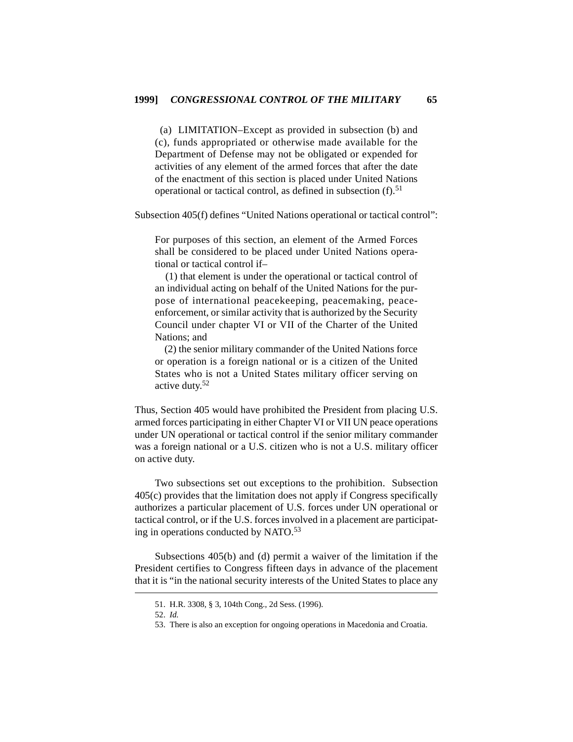> (a) LIMITATION–Except as provided in subsection (b) and (c), funds appropriated or otherwise made available for the Department of Defense may not be obligated or expended for activities of any element of the armed forces that after the date of the enactment of this section is placed under United Nations operational or tactical control, as defined in subsection (f).[51]

Subsection 405(f) defines "United Nations operational or tactical control":

> For purposes of this section, an element of the Armed Forces shall be considered to be placed under United Nations operational or tactical control if–
>
> (1) that element is under the operational or tactical control of an individual acting on behalf of the United Nations for the purpose of international peacekeeping, peacemaking, peace-enforcement, or similar activity that is authorized by the Security Council under chapter VI or VII of the Charter of the United Nations; and
>
> (2) the senior military commander of the United Nations force or operation is a foreign national or is a citizen of the United States who is not a United States military officer serving on active duty.[52]

Thus, Section 405 would have prohibited the President from placing U.S. armed forces participating in either Chapter VI or VII UN peace operations under UN operational or tactical control if the senior military commander was a foreign national or a U.S. citizen who is not a U.S. military officer on active duty.

Two subsections set out exceptions to the prohibition. Subsection 405(c) provides that the limitation does not apply if Congress specifically authorizes a particular placement of U.S. forces under UN operational or tactical control, or if the U.S. forces involved in a placement are participating in operations conducted by NATO.[53]

Subsections 405(b) and (d) permit a waiver of the limitation if the President certifies to Congress fifteen days in advance of the placement that it is "in the national security interests of the United States to place any

---

51. H.R. 3308, § 3, 104th Cong., 2d Sess. (1996).

52. *Id.*

53. There is also an exception for ongoing operations in Macedonia and Croatia.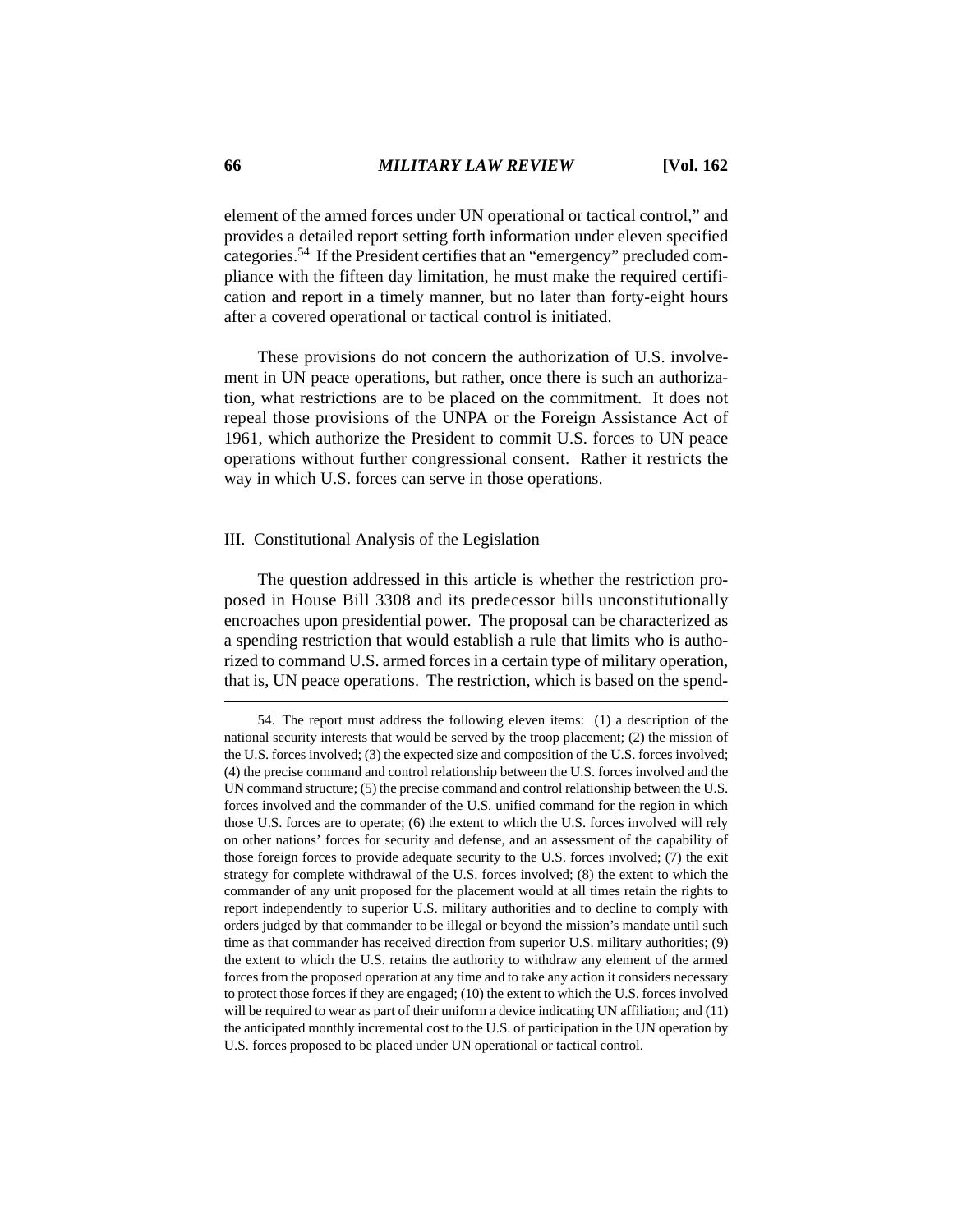element of the armed forces under UN operational or tactical control," and provides a detailed report setting forth information under eleven specified categories.[54] If the President certifies that an "emergency" precluded compliance with the fifteen day limitation, he must make the required certification and report in a timely manner, but no later than forty-eight hours after a covered operational or tactical control is initiated.

These provisions do not concern the authorization of U.S. involvement in UN peace operations, but rather, once there is such an authorization, what restrictions are to be placed on the commitment. It does not repeal those provisions of the UNPA or the Foreign Assistance Act of 1961, which authorize the President to commit U.S. forces to UN peace operations without further congressional consent. Rather it restricts the way in which U.S. forces can serve in those operations.

## III. Constitutional Analysis of the Legislation

The question addressed in this article is whether the restriction proposed in House Bill 3308 and its predecessor bills unconstitutionally encroaches upon presidential power. The proposal can be characterized as a spending restriction that would establish a rule that limits who is authorized to command U.S. armed forces in a certain type of military operation, that is, UN peace operations. The restriction, which is based on the spend-

---

54. The report must address the following eleven items: (1) a description of the national security interests that would be served by the troop placement; (2) the mission of the U.S. forces involved; (3) the expected size and composition of the U.S. forces involved; (4) the precise command and control relationship between the U.S. forces involved and the UN command structure; (5) the precise command and control relationship between the U.S. forces involved and the commander of the U.S. unified command for the region in which those U.S. forces are to operate; (6) the extent to which the U.S. forces involved will rely on other nations' forces for security and defense, and an assessment of the capability of those foreign forces to provide adequate security to the U.S. forces involved; (7) the exit strategy for complete withdrawal of the U.S. forces involved; (8) the extent to which the commander of any unit proposed for the placement would at all times retain the rights to report independently to superior U.S. military authorities and to decline to comply with orders judged by that commander to be illegal or beyond the mission's mandate until such time as that commander has received direction from superior U.S. military authorities; (9) the extent to which the U.S. retains the authority to withdraw any element of the armed forces from the proposed operation at any time and to take any action it considers necessary to protect those forces if they are engaged; (10) the extent to which the U.S. forces involved will be required to wear as part of their uniform a device indicating UN affiliation; and (11) the anticipated monthly incremental cost to the U.S. of participation in the UN operation by U.S. forces proposed to be placed under UN operational or tactical control.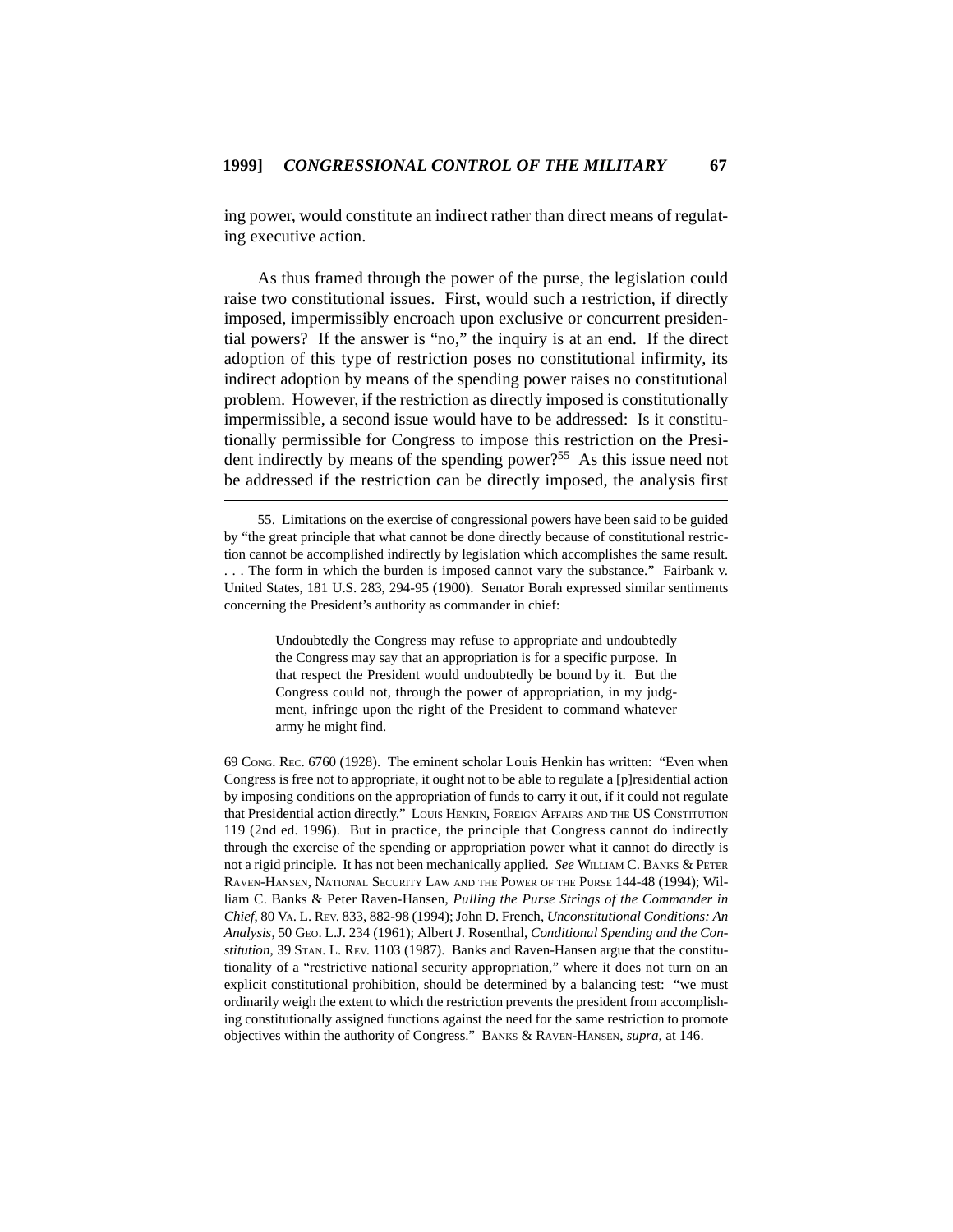ing power, would constitute an indirect rather than direct means of regulating executive action.

As thus framed through the power of the purse, the legislation could raise two constitutional issues. First, would such a restriction, if directly imposed, impermissibly encroach upon exclusive or concurrent presidential powers? If the answer is "no," the inquiry is at an end. If the direct adoption of this type of restriction poses no constitutional infirmity, its indirect adoption by means of the spending power raises no constitutional problem. However, if the restriction as directly imposed is constitutionally impermissible, a second issue would have to be addressed: Is it constitutionally permissible for Congress to impose this restriction on the President indirectly by means of the spending power?[55] As this issue need not be addressed if the restriction can be directly imposed, the analysis first

---

55. Limitations on the exercise of congressional powers have been said to be guided by "the great principle that what cannot be done directly because of constitutional restriction cannot be accomplished indirectly by legislation which accomplishes the same result. . . . The form in which the burden is imposed cannot vary the substance." Fairbank v. United States, 181 U.S. 283, 294-95 (1900). Senator Borah expressed similar sentiments concerning the President's authority as commander in chief:

> Undoubtedly the Congress may refuse to appropriate and undoubtedly the Congress may say that an appropriation is for a specific purpose. In that respect the President would undoubtedly be bound by it. But the Congress could not, through the power of appropriation, in my judgment, infringe upon the right of the President to command whatever army he might find.

69 CONG. REC. 6760 (1928). The eminent scholar Louis Henkin has written: "Even when Congress is free not to appropriate, it ought not to be able to regulate a [p]residential action by imposing conditions on the appropriation of funds to carry it out, if it could not regulate that Presidential action directly." LOUIS HENKIN, FOREIGN AFFAIRS AND THE US CONSTITUTION 119 (2nd ed. 1996). But in practice, the principle that Congress cannot do indirectly through the exercise of the spending or appropriation power what it cannot do directly is not a rigid principle. It has not been mechanically applied. *See* WILLIAM C. BANKS & PETER RAVEN-HANSEN, NATIONAL SECURITY LAW AND THE POWER OF THE PURSE 144-48 (1994); William C. Banks & Peter Raven-Hansen, *Pulling the Purse Strings of the Commander in Chief*, 80 VA. L. REV. 833, 882-98 (1994); John D. French, *Unconstitutional Conditions: An Analysis*, 50 GEO. L.J. 234 (1961); Albert J. Rosenthal, *Conditional Spending and the Constitution*, 39 STAN. L. REV. 1103 (1987). Banks and Raven-Hansen argue that the constitutionality of a "restrictive national security appropriation," where it does not turn on an explicit constitutional prohibition, should be determined by a balancing test: "we must ordinarily weigh the extent to which the restriction prevents the president from accomplishing constitutionally assigned functions against the need for the same restriction to promote objectives within the authority of Congress." BANKS & RAVEN-HANSEN, *supra*, at 146.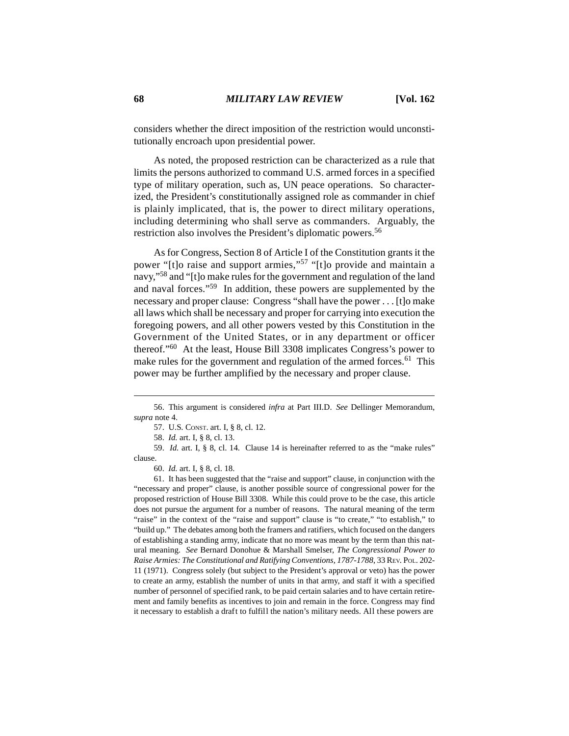considers whether the direct imposition of the restriction would unconstitutionally encroach upon presidential power.

As noted, the proposed restriction can be characterized as a rule that limits the persons authorized to command U.S. armed forces in a specified type of military operation, such as, UN peace operations. So characterized, the President's constitutionally assigned role as commander in chief is plainly implicated, that is, the power to direct military operations, including determining who shall serve as commanders. Arguably, the restriction also involves the President's diplomatic powers.[56]

As for Congress, Section 8 of Article I of the Constitution grants it the power "[t]o raise and support armies,"[57] "[t]o provide and maintain a navy,"[58] and "[t]o make rules for the government and regulation of the land and naval forces."[59] In addition, these powers are supplemented by the necessary and proper clause: Congress "shall have the power . . . [t]o make all laws which shall be necessary and proper for carrying into execution the foregoing powers, and all other powers vested by this Constitution in the Government of the United States, or in any department or officer thereof."[60] At the least, House Bill 3308 implicates Congress's power to make rules for the government and regulation of the armed forces.[61] This power may be further amplified by the necessary and proper clause.

---

56. This argument is considered *infra* at Part III.D. *See* Dellinger Memorandum, *supra* note 4.

57. U.S. CONST. art. I, § 8, cl. 12.

58. *Id.* art. I, § 8, cl. 13.

59. *Id.* art. I, § 8, cl. 14. Clause 14 is hereinafter referred to as the "make rules" clause.

60. *Id.* art. I, § 8, cl. 18.

61. It has been suggested that the "raise and support" clause, in conjunction with the "necessary and proper" clause, is another possible source of congressional power for the proposed restriction of House Bill 3308. While this could prove to be the case, this article does not pursue the argument for a number of reasons. The natural meaning of the term "raise" in the context of the "raise and support" clause is "to create," "to establish," to "build up." The debates among both the framers and ratifiers, which focused on the dangers of establishing a standing army, indicate that no more was meant by the term than this natural meaning. *See* Bernard Donohue & Marshall Smelser, *The Congressional Power to Raise Armies: The Constitutional and Ratifying Conventions, 1787-1788*, 33 REV. POL. 202-11 (1971). Congress solely (but subject to the President's approval or veto) has the power to create an army, establish the number of units in that army, and staff it with a specified number of personnel of specified rank, to be paid certain salaries and to have certain retirement and family benefits as incentives to join and remain in the force. Congress may find it necessary to establish a draft to fulfill the nation's military needs. All these powers are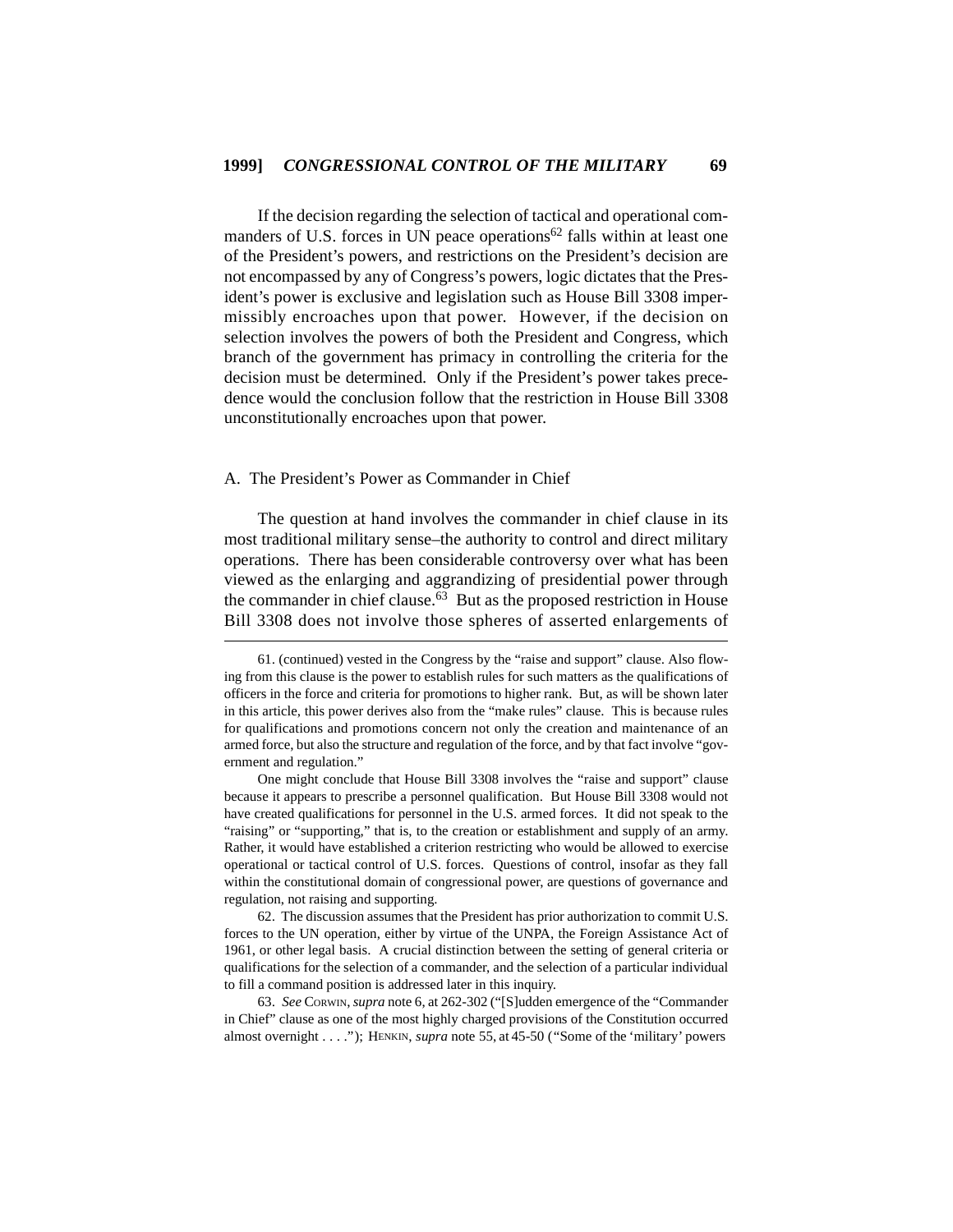If the decision regarding the selection of tactical and operational commanders of U.S. forces in UN peace operations[62] falls within at least one of the President's powers, and restrictions on the President's decision are not encompassed by any of Congress's powers, logic dictates that the President's power is exclusive and legislation such as House Bill 3308 impermissibly encroaches upon that power. However, if the decision on selection involves the powers of both the President and Congress, which branch of the government has primacy in controlling the criteria for the decision must be determined. Only if the President's power takes precedence would the conclusion follow that the restriction in House Bill 3308 unconstitutionally encroaches upon that power.

### A. The President's Power as Commander in Chief

The question at hand involves the commander in chief clause in its most traditional military sense–the authority to control and direct military operations. There has been considerable controversy over what has been viewed as the enlarging and aggrandizing of presidential power through the commander in chief clause.[63] But as the proposed restriction in House Bill 3308 does not involve those spheres of asserted enlargements of

---

61. (continued) vested in the Congress by the "raise and support" clause. Also flowing from this clause is the power to establish rules for such matters as the qualifications of officers in the force and criteria for promotions to higher rank. But, as will be shown later in this article, this power derives also from the "make rules" clause. This is because rules for qualifications and promotions concern not only the creation and maintenance of an armed force, but also the structure and regulation of the force, and by that fact involve "government and regulation."

One might conclude that House Bill 3308 involves the "raise and support" clause because it appears to prescribe a personnel qualification. But House Bill 3308 would not have created qualifications for personnel in the U.S. armed forces. It did not speak to the "raising" or "supporting," that is, to the creation or establishment and supply of an army. Rather, it would have established a criterion restricting who would be allowed to exercise operational or tactical control of U.S. forces. Questions of control, insofar as they fall within the constitutional domain of congressional power, are questions of governance and regulation, not raising and supporting.

62. The discussion assumes that the President has prior authorization to commit U.S. forces to the UN operation, either by virtue of the UNPA, the Foreign Assistance Act of 1961, or other legal basis. A crucial distinction between the setting of general criteria or qualifications for the selection of a commander, and the selection of a particular individual to fill a command position is addressed later in this inquiry.

63. *See* CORWIN, *supra* note 6, at 262-302 ("[S]udden emergence of the "Commander in Chief" clause as one of the most highly charged provisions of the Constitution occurred almost overnight . . . ."); HENKIN, *supra* note 55, at 45-50 ("Some of the 'military' powers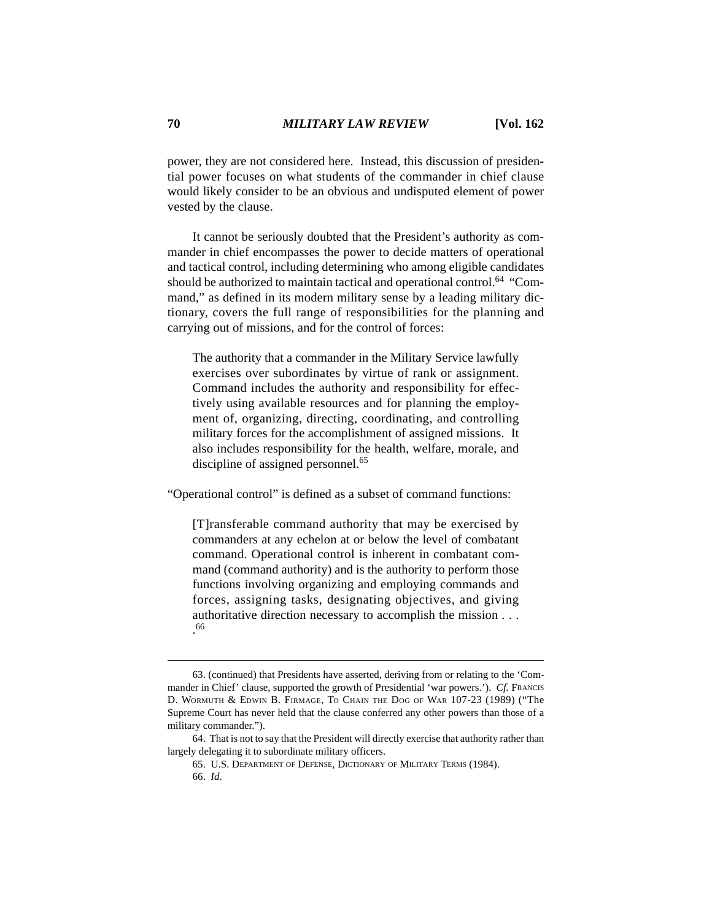power, they are not considered here. Instead, this discussion of presidential power focuses on what students of the commander in chief clause would likely consider to be an obvious and undisputed element of power vested by the clause.

It cannot be seriously doubted that the President's authority as commander in chief encompasses the power to decide matters of operational and tactical control, including determining who among eligible candidates should be authorized to maintain tactical and operational control.[64] "Command," as defined in its modern military sense by a leading military dictionary, covers the full range of responsibilities for the planning and carrying out of missions, and for the control of forces:

> The authority that a commander in the Military Service lawfully exercises over subordinates by virtue of rank or assignment. Command includes the authority and responsibility for effectively using available resources and for planning the employment of, organizing, directing, coordinating, and controlling military forces for the accomplishment of assigned missions. It also includes responsibility for the health, welfare, morale, and discipline of assigned personnel.[65]

"Operational control" is defined as a subset of command functions:

> [T]ransferable command authority that may be exercised by commanders at any echelon at or below the level of combatant command. Operational control is inherent in combatant command (command authority) and is the authority to perform those functions involving organizing and employing commands and forces, assigning tasks, designating objectives, and giving authoritative direction necessary to accomplish the mission . . . .[66]

---

63. (continued) that Presidents have asserted, deriving from or relating to the 'Commander in Chief' clause, supported the growth of Presidential 'war powers.'). *Cf.* FRANCIS D. WORMUTH & EDWIN B. FIRMAGE, TO CHAIN THE DOG OF WAR 107-23 (1989) ("The Supreme Court has never held that the clause conferred any other powers than those of a military commander.").

64. That is not to say that the President will directly exercise that authority rather than largely delegating it to subordinate military officers.

65. U.S. DEPARTMENT OF DEFENSE, DICTIONARY OF MILITARY TERMS (1984).

66. *Id*.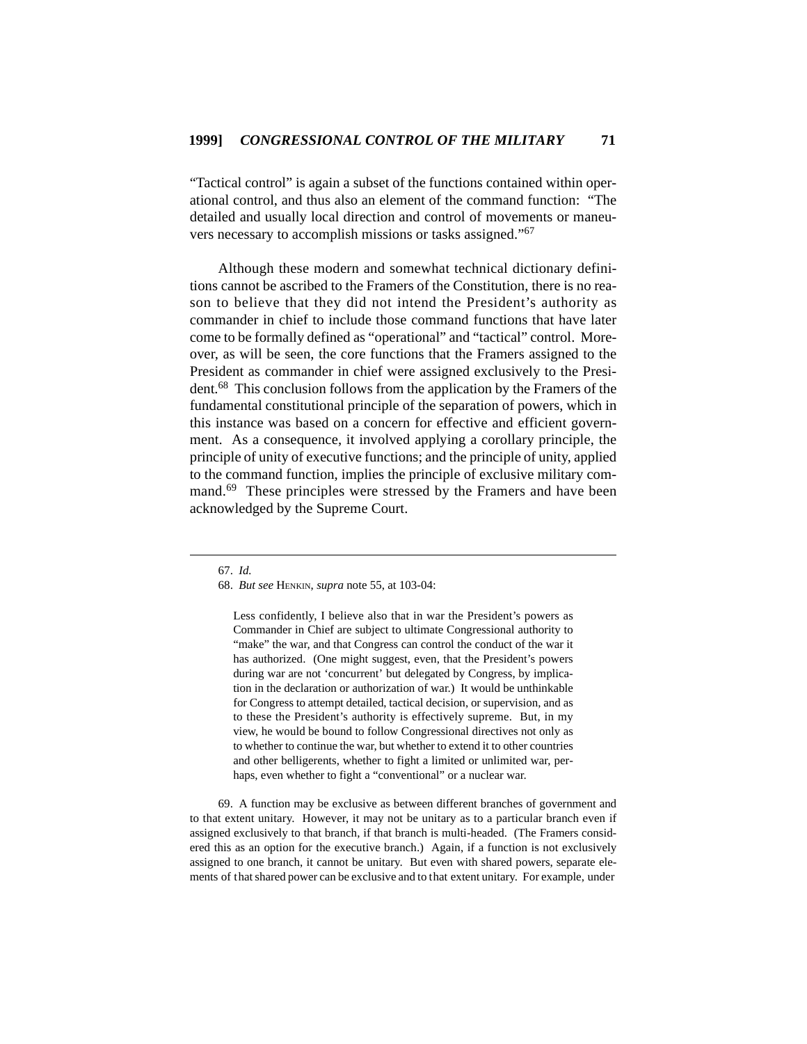"Tactical control" is again a subset of the functions contained within operational control, and thus also an element of the command function: "The detailed and usually local direction and control of movements or maneuvers necessary to accomplish missions or tasks assigned."[67]

Although these modern and somewhat technical dictionary definitions cannot be ascribed to the Framers of the Constitution, there is no reason to believe that they did not intend the President's authority as commander in chief to include those command functions that have later come to be formally defined as "operational" and "tactical" control. Moreover, as will be seen, the core functions that the Framers assigned to the President as commander in chief were assigned exclusively to the President.[68] This conclusion follows from the application by the Framers of the fundamental constitutional principle of the separation of powers, which in this instance was based on a concern for effective and efficient government. As a consequence, it involved applying a corollary principle, the principle of unity of executive functions; and the principle of unity, applied to the command function, implies the principle of exclusive military command.[69] These principles were stressed by the Framers and have been acknowledged by the Supreme Court.

---

67. *Id.*

68. *But see* HENKIN, *supra* note 55, at 103-04:

> Less confidently, I believe also that in war the President's powers as Commander in Chief are subject to ultimate Congressional authority to "make" the war, and that Congress can control the conduct of the war it has authorized. (One might suggest, even, that the President's powers during war are not 'concurrent' but delegated by Congress, by implication in the declaration or authorization of war.) It would be unthinkable for Congress to attempt detailed, tactical decision, or supervision, and as to these the President's authority is effectively supreme. But, in my view, he would be bound to follow Congressional directives not only as to whether to continue the war, but whether to extend it to other countries and other belligerents, whether to fight a limited or unlimited war, perhaps, even whether to fight a "conventional" or a nuclear war.

69. A function may be exclusive as between different branches of government and to that extent unitary. However, it may not be unitary as to a particular branch even if assigned exclusively to that branch, if that branch is multi-headed. (The Framers considered this as an option for the executive branch.) Again, if a function is not exclusively assigned to one branch, it cannot be unitary. But even with shared powers, separate elements of that shared power can be exclusive and to that extent unitary. For example, under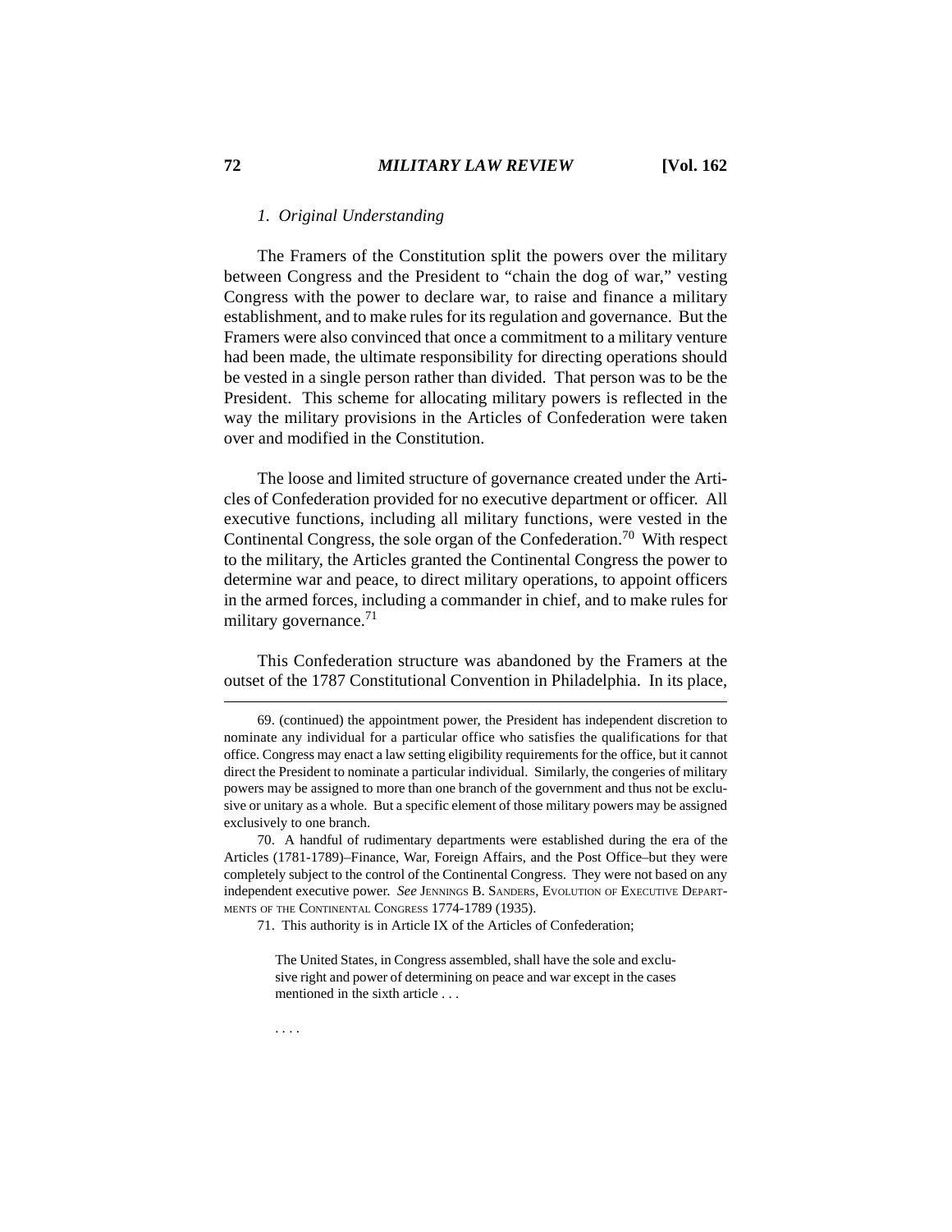*1. Original Understanding*

The Framers of the Constitution split the powers over the military between Congress and the President to "chain the dog of war," vesting Congress with the power to declare war, to raise and finance a military establishment, and to make rules for its regulation and governance. But the Framers were also convinced that once a commitment to a military venture had been made, the ultimate responsibility for directing operations should be vested in a single person rather than divided. That person was to be the President. This scheme for allocating military powers is reflected in the way the military provisions in the Articles of Confederation were taken over and modified in the Constitution.

The loose and limited structure of governance created under the Articles of Confederation provided for no executive department or officer. All executive functions, including all military functions, were vested in the Continental Congress, the sole organ of the Confederation.[70] With respect to the military, the Articles granted the Continental Congress the power to determine war and peace, to direct military operations, to appoint officers in the armed forces, including a commander in chief, and to make rules for military governance.[71]

This Confederation structure was abandoned by the Framers at the outset of the 1787 Constitutional Convention in Philadelphia. In its place,

---

69. (continued) the appointment power, the President has independent discretion to nominate any individual for a particular office who satisfies the qualifications for that office. Congress may enact a law setting eligibility requirements for the office, but it cannot direct the President to nominate a particular individual. Similarly, the congeries of military powers may be assigned to more than one branch of the government and thus not be exclusive or unitary as a whole. But a specific element of those military powers may be assigned exclusively to one branch.

70. A handful of rudimentary departments were established during the era of the Articles (1781-1789)–Finance, War, Foreign Affairs, and the Post Office–but they were completely subject to the control of the Continental Congress. They were not based on any independent executive power. *See* JENNINGS B. SANDERS, EVOLUTION OF EXECUTIVE DEPARTMENTS OF THE CONTINENTAL CONGRESS 1774-1789 (1935).

71. This authority is in Article IX of the Articles of Confederation;

> The United States, in Congress assembled, shall have the sole and exclusive right and power of determining on peace and war except in the cases mentioned in the sixth article . . .
>
> . . . .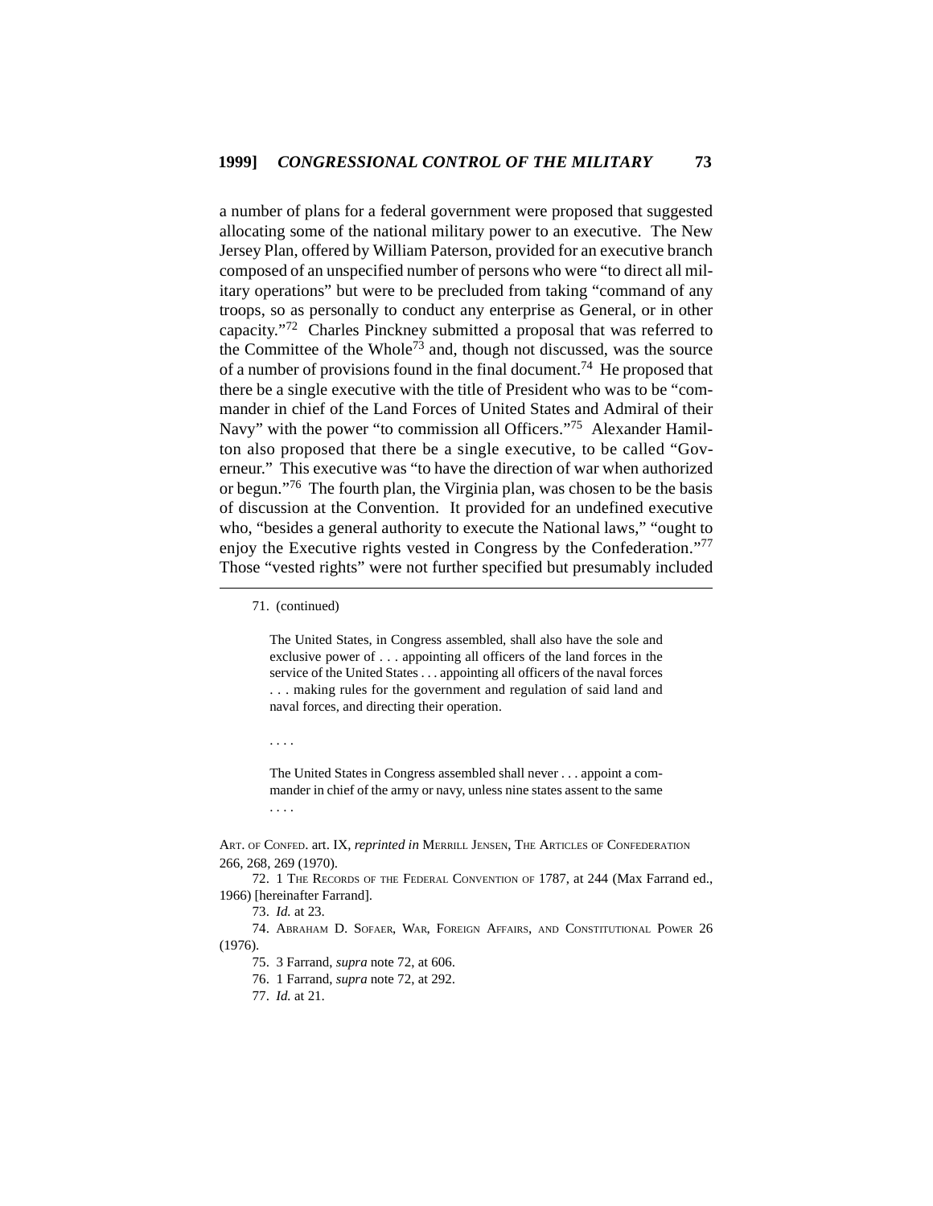a number of plans for a federal government were proposed that suggested allocating some of the national military power to an executive. The New Jersey Plan, offered by William Paterson, provided for an executive branch composed of an unspecified number of persons who were "to direct all military operations" but were to be precluded from taking "command of any troops, so as personally to conduct any enterprise as General, or in other capacity."[72] Charles Pinckney submitted a proposal that was referred to the Committee of the Whole[73] and, though not discussed, was the source of a number of provisions found in the final document.[74] He proposed that there be a single executive with the title of President who was to be "commander in chief of the Land Forces of United States and Admiral of their Navy" with the power "to commission all Officers."[75] Alexander Hamilton also proposed that there be a single executive, to be called "Governeur." This executive was "to have the direction of war when authorized or begun."[76] The fourth plan, the Virginia plan, was chosen to be the basis of discussion at the Convention. It provided for an undefined executive who, "besides a general authority to execute the National laws," "ought to enjoy the Executive rights vested in Congress by the Confederation."[77] Those "vested rights" were not further specified but presumably included

---

71. (continued)

> The United States, in Congress assembled, shall also have the sole and exclusive power of . . . appointing all officers of the land forces in the service of the United States . . . appointing all officers of the naval forces . . . making rules for the government and regulation of said land and naval forces, and directing their operation.
>
> . . . .
>
> The United States in Congress assembled shall never . . . appoint a commander in chief of the army or navy, unless nine states assent to the same . . . .

ART. OF CONFED. art. IX, *reprinted in* MERRILL JENSEN, THE ARTICLES OF CONFEDERATION 266, 268, 269 (1970).

72. 1 THE RECORDS OF THE FEDERAL CONVENTION OF 1787, at 244 (Max Farrand ed., 1966) [hereinafter Farrand].

73. *Id.* at 23.

74. ABRAHAM D. SOFAER, WAR, FOREIGN AFFAIRS, AND CONSTITUTIONAL POWER 26 (1976).

75. 3 Farrand, *supra* note 72, at 606.

76. 1 Farrand, *supra* note 72, at 292.

77. *Id.* at 21.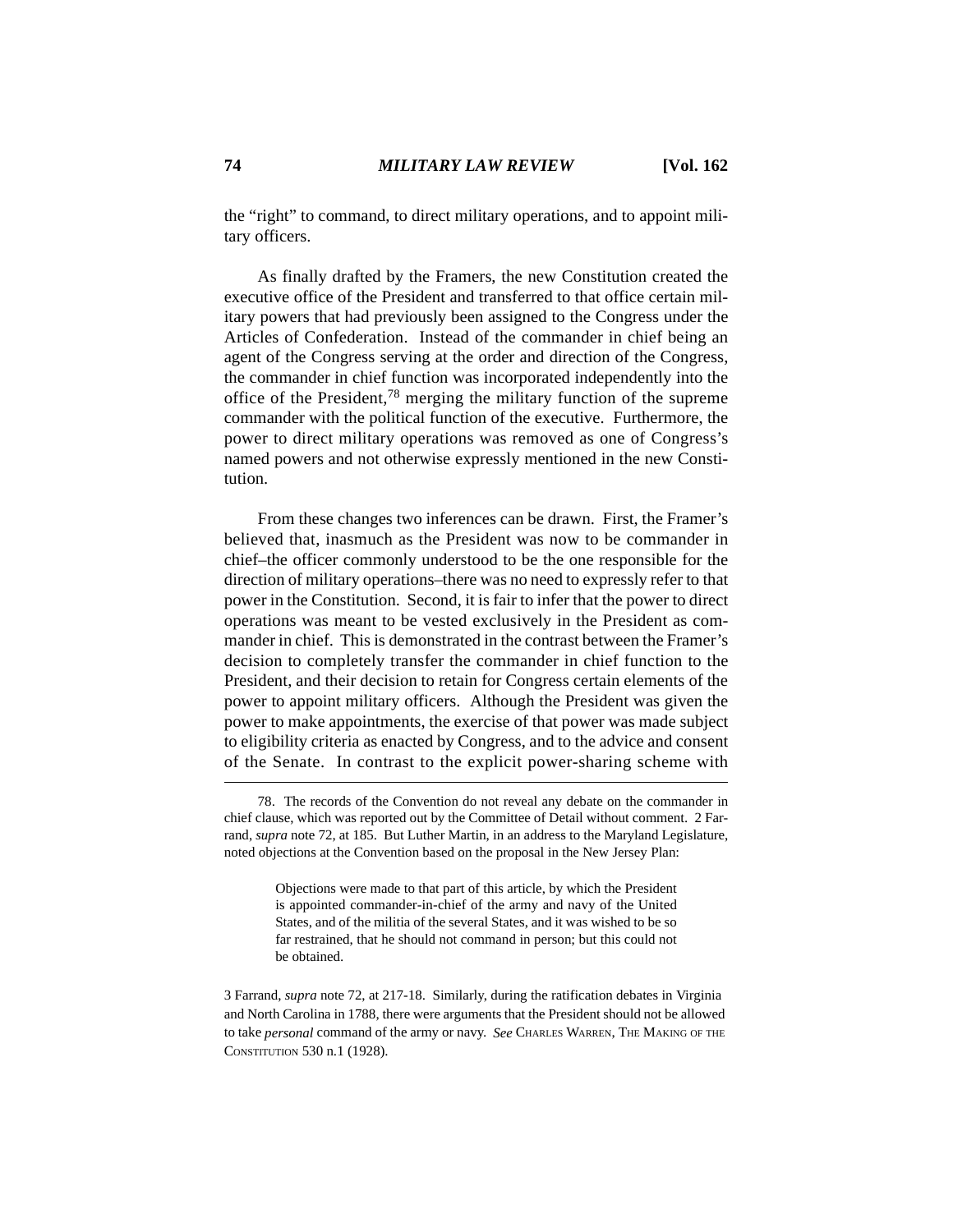the "right" to command, to direct military operations, and to appoint military officers.

As finally drafted by the Framers, the new Constitution created the executive office of the President and transferred to that office certain military powers that had previously been assigned to the Congress under the Articles of Confederation. Instead of the commander in chief being an agent of the Congress serving at the order and direction of the Congress, the commander in chief function was incorporated independently into the office of the President,[78] merging the military function of the supreme commander with the political function of the executive. Furthermore, the power to direct military operations was removed as one of Congress's named powers and not otherwise expressly mentioned in the new Constitution.

From these changes two inferences can be drawn. First, the Framer's believed that, inasmuch as the President was now to be commander in chief–the officer commonly understood to be the one responsible for the direction of military operations–there was no need to expressly refer to that power in the Constitution. Second, it is fair to infer that the power to direct operations was meant to be vested exclusively in the President as commander in chief. This is demonstrated in the contrast between the Framer's decision to completely transfer the commander in chief function to the President, and their decision to retain for Congress certain elements of the power to appoint military officers. Although the President was given the power to make appointments, the exercise of that power was made subject to eligibility criteria as enacted by Congress, and to the advice and consent of the Senate. In contrast to the explicit power-sharing scheme with

---

78. The records of the Convention do not reveal any debate on the commander in chief clause, which was reported out by the Committee of Detail without comment. 2 Farrand, *supra* note 72, at 185. But Luther Martin, in an address to the Maryland Legislature, noted objections at the Convention based on the proposal in the New Jersey Plan:

> Objections were made to that part of this article, by which the President is appointed commander-in-chief of the army and navy of the United States, and of the militia of the several States, and it was wished to be so far restrained, that he should not command in person; but this could not be obtained.

3 Farrand, *supra* note 72, at 217-18. Similarly, during the ratification debates in Virginia and North Carolina in 1788, there were arguments that the President should not be allowed to take *personal* command of the army or navy. *See* CHARLES WARREN, THE MAKING OF THE CONSTITUTION 530 n.1 (1928).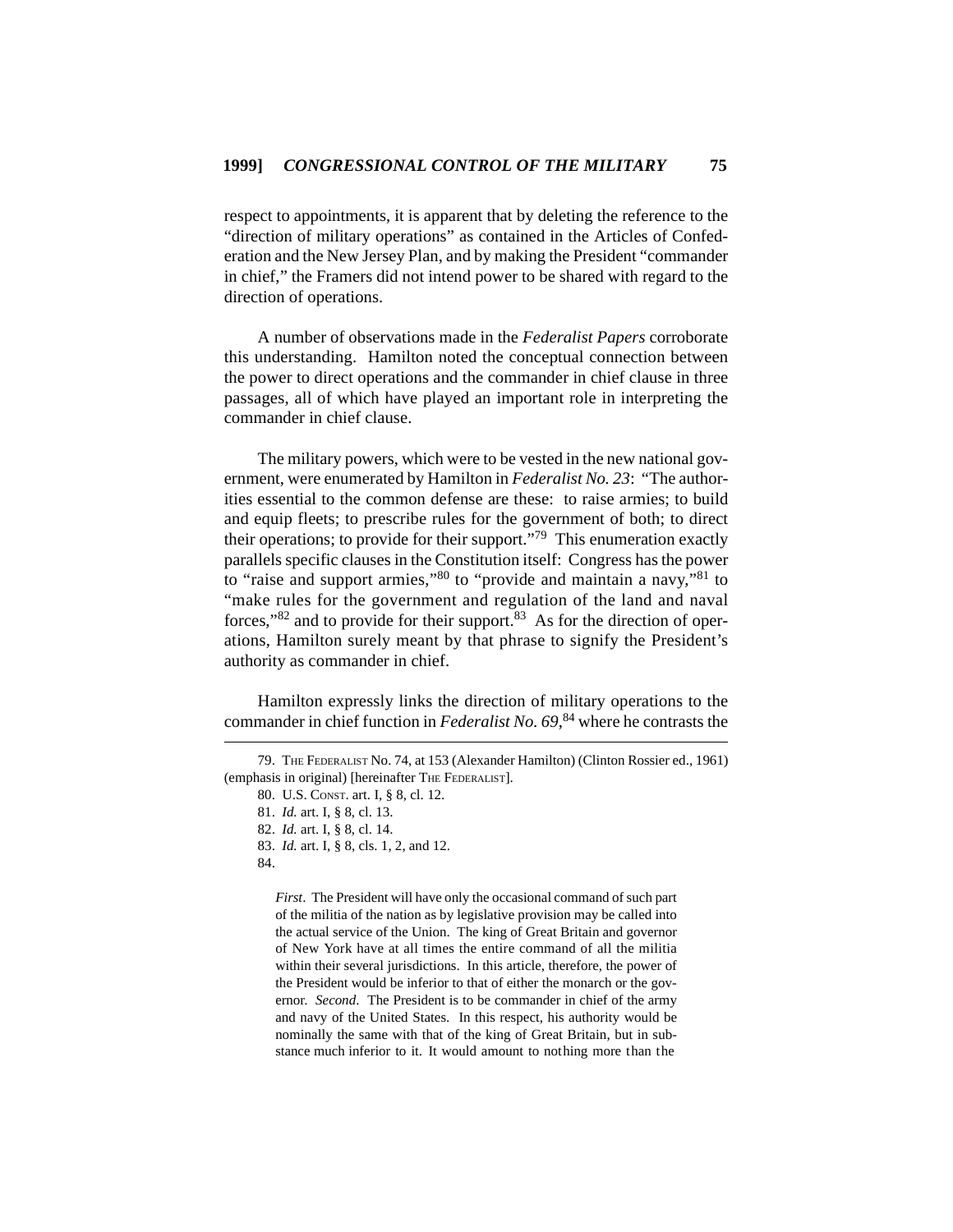respect to appointments, it is apparent that by deleting the reference to the "direction of military operations" as contained in the Articles of Confederation and the New Jersey Plan, and by making the President "commander in chief," the Framers did not intend power to be shared with regard to the direction of operations.

A number of observations made in the *Federalist Papers* corroborate this understanding. Hamilton noted the conceptual connection between the power to direct operations and the commander in chief clause in three passages, all of which have played an important role in interpreting the commander in chief clause.

The military powers, which were to be vested in the new national government, were enumerated by Hamilton in *Federalist No. 23*: "The authorities essential to the common defense are these: to raise armies; to build and equip fleets; to prescribe rules for the government of both; to direct their operations; to provide for their support."[79] This enumeration exactly parallels specific clauses in the Constitution itself: Congress has the power to "raise and support armies,"[80] to "provide and maintain a navy,"[81] to "make rules for the government and regulation of the land and naval forces,"[82] and to provide for their support.[83] As for the direction of operations, Hamilton surely meant by that phrase to signify the President's authority as commander in chief.

Hamilton expressly links the direction of military operations to the commander in chief function in *Federalist No. 69*,[84] where he contrasts the

---

79. THE FEDERALIST No. 74, at 153 (Alexander Hamilton) (Clinton Rossier ed., 1961) (emphasis in original) [hereinafter THE FEDERALIST].

80. U.S. CONST. art. I, § 8, cl. 12.

81. *Id.* art. I, § 8, cl. 13.

82. *Id.* art. I, § 8, cl. 14.

83. *Id.* art. I, § 8, cls. 1, 2, and 12.

84.

> *First*. The President will have only the occasional command of such part of the militia of the nation as by legislative provision may be called into the actual service of the Union. The king of Great Britain and governor of New York have at all times the entire command of all the militia within their several jurisdictions. In this article, therefore, the power of the President would be inferior to that of either the monarch or the governor. *Second*. The President is to be commander in chief of the army and navy of the United States. In this respect, his authority would be nominally the same with that of the king of Great Britain, but in substance much inferior to it. It would amount to nothing more than the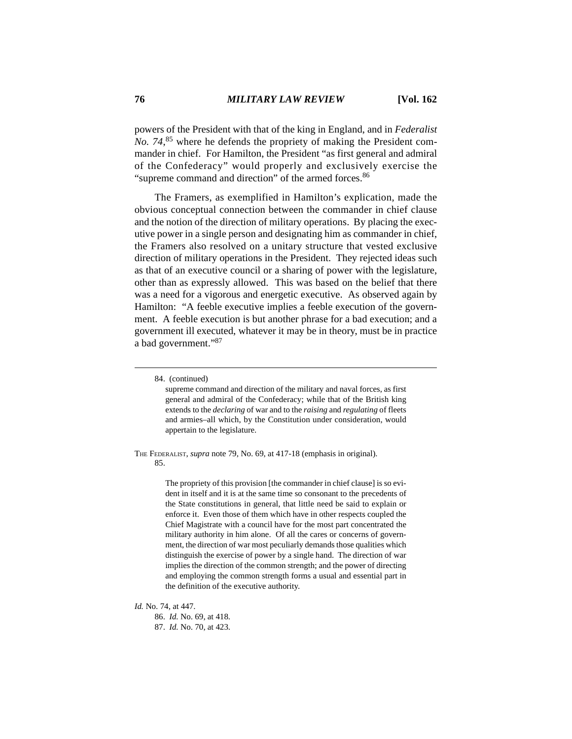powers of the President with that of the king in England, and in *Federalist No. 74*,[85] where he defends the propriety of making the President commander in chief. For Hamilton, the President "as first general and admiral of the Confederacy" would properly and exclusively exercise the "supreme command and direction" of the armed forces.[86]

The Framers, as exemplified in Hamilton's explication, made the obvious conceptual connection between the commander in chief clause and the notion of the direction of military operations. By placing the executive power in a single person and designating him as commander in chief, the Framers also resolved on a unitary structure that vested exclusive direction of military operations in the President. They rejected ideas such as that of an executive council or a sharing of power with the legislature, other than as expressly allowed. This was based on the belief that there was a need for a vigorous and energetic executive. As observed again by Hamilton: "A feeble executive implies a feeble execution of the government. A feeble execution is but another phrase for a bad execution; and a government ill executed, whatever it may be in theory, must be in practice a bad government."[87]

---

84. (continued)

> supreme command and direction of the military and naval forces, as first general and admiral of the Confederacy; while that of the British king extends to the *declaring* of war and to the *raising* and *regulating* of fleets and armies–all which, by the Constitution under consideration, would appertain to the legislature.

THE FEDERALIST, *supra* note 79, No. 69, at 417-18 (emphasis in original).

85.

> The propriety of this provision [the commander in chief clause] is so evident in itself and it is at the same time so consonant to the precedents of the State constitutions in general, that little need be said to explain or enforce it. Even those of them which have in other respects coupled the Chief Magistrate with a council have for the most part concentrated the military authority in him alone. Of all the cares or concerns of government, the direction of war most peculiarly demands those qualities which distinguish the exercise of power by a single hand. The direction of war implies the direction of the common strength; and the power of directing and employing the common strength forms a usual and essential part in the definition of the executive authority.

*Id.* No. 74, at 447.

86. *Id.* No. 69, at 418.

87. *Id.* No. 70, at 423.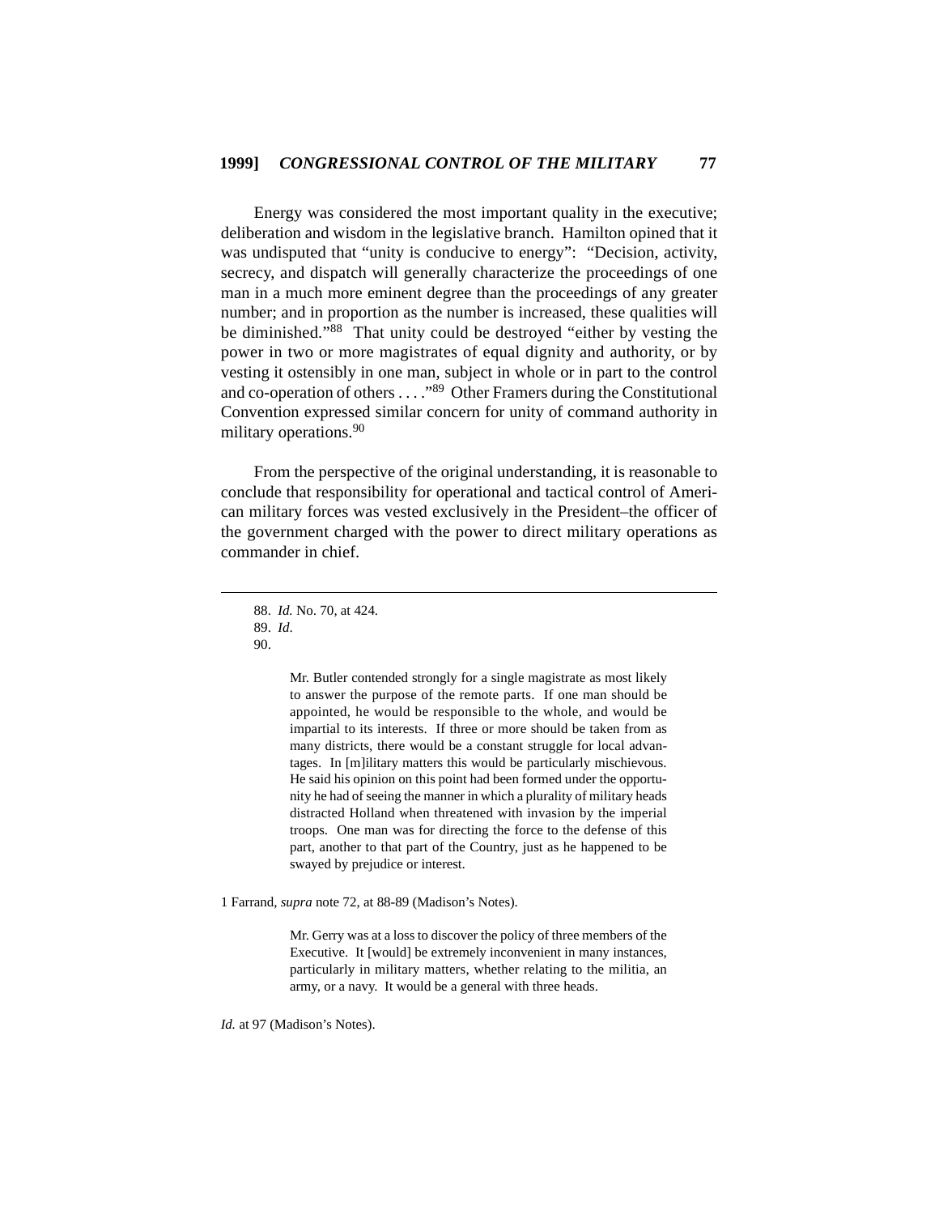Energy was considered the most important quality in the executive; deliberation and wisdom in the legislative branch. Hamilton opined that it was undisputed that "unity is conducive to energy": "Decision, activity, secrecy, and dispatch will generally characterize the proceedings of one man in a much more eminent degree than the proceedings of any greater number; and in proportion as the number is increased, these qualities will be diminished."[88] That unity could be destroyed "either by vesting the power in two or more magistrates of equal dignity and authority, or by vesting it ostensibly in one man, subject in whole or in part to the control and co-operation of others . . . ."[89] Other Framers during the Constitutional Convention expressed similar concern for unity of command authority in military operations.[90]

From the perspective of the original understanding, it is reasonable to conclude that responsibility for operational and tactical control of American military forces was vested exclusively in the President–the officer of the government charged with the power to direct military operations as commander in chief.

---

88. *Id.* No. 70, at 424.

89. *Id*.

90.

> Mr. Butler contended strongly for a single magistrate as most likely to answer the purpose of the remote parts. If one man should be appointed, he would be responsible to the whole, and would be impartial to its interests. If three or more should be taken from as many districts, there would be a constant struggle for local advantages. In [m]ilitary matters this would be particularly mischievous. He said his opinion on this point had been formed under the opportunity he had of seeing the manner in which a plurality of military heads distracted Holland when threatened with invasion by the imperial troops. One man was for directing the force to the defense of this part, another to that part of the Country, just as he happened to be swayed by prejudice or interest.

1 Farrand, *supra* note 72, at 88-89 (Madison's Notes).

> Mr. Gerry was at a loss to discover the policy of three members of the Executive. It [would] be extremely inconvenient in many instances, particularly in military matters, whether relating to the militia, an army, or a navy. It would be a general with three heads.

*Id.* at 97 (Madison's Notes).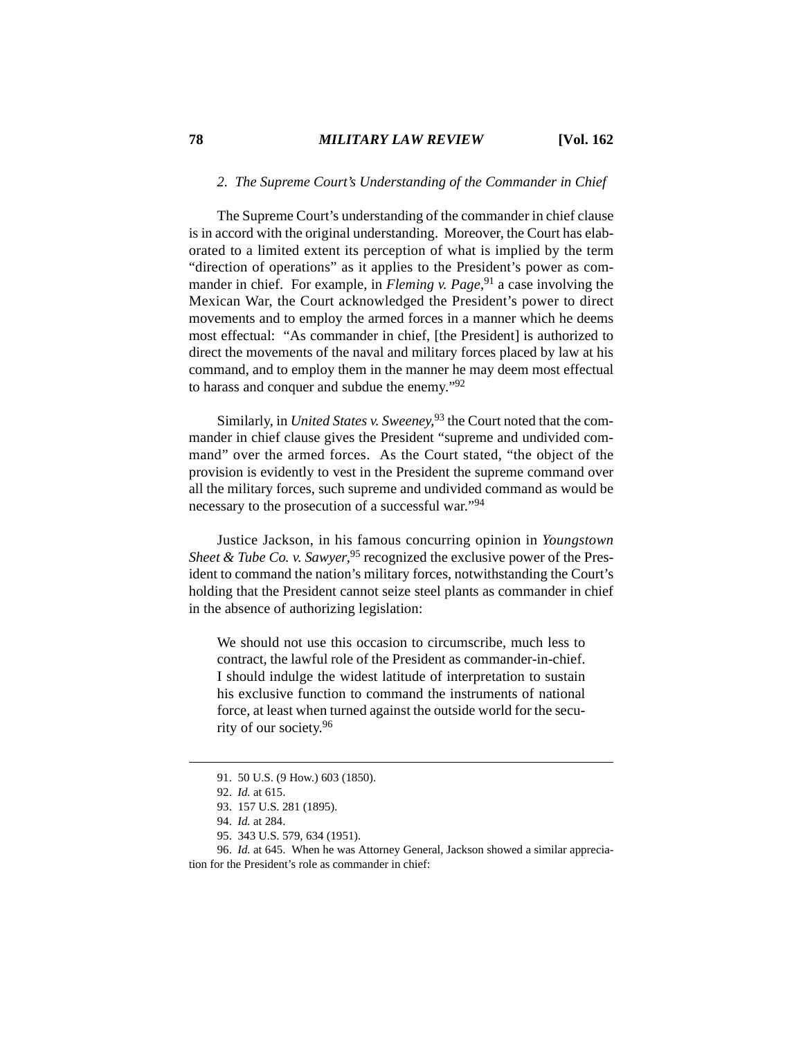### 2. *The Supreme Court's Understanding of the Commander in Chief*

The Supreme Court's understanding of the commander in chief clause is in accord with the original understanding. Moreover, the Court has elaborated to a limited extent its perception of what is implied by the term "direction of operations" as it applies to the President's power as commander in chief. For example, in *Fleming v. Page*,[91] a case involving the Mexican War, the Court acknowledged the President's power to direct movements and to employ the armed forces in a manner which he deems most effectual: "As commander in chief, [the President] is authorized to direct the movements of the naval and military forces placed by law at his command, and to employ them in the manner he may deem most effectual to harass and conquer and subdue the enemy."[92]

Similarly, in *United States v. Sweeney*,[93] the Court noted that the commander in chief clause gives the President "supreme and undivided command" over the armed forces. As the Court stated, "the object of the provision is evidently to vest in the President the supreme command over all the military forces, such supreme and undivided command as would be necessary to the prosecution of a successful war."[94]

Justice Jackson, in his famous concurring opinion in *Youngstown Sheet & Tube Co. v. Sawyer*,[95] recognized the exclusive power of the President to command the nation's military forces, notwithstanding the Court's holding that the President cannot seize steel plants as commander in chief in the absence of authorizing legislation:

> We should not use this occasion to circumscribe, much less to contract, the lawful role of the President as commander-in-chief. I should indulge the widest latitude of interpretation to sustain his exclusive function to command the instruments of national force, at least when turned against the outside world for the security of our society.[96]

---

91. 50 U.S. (9 How.) 603 (1850).

92. *Id.* at 615.

93. 157 U.S. 281 (1895).

94. *Id.* at 284.

95. 343 U.S. 579, 634 (1951).

96. *Id.* at 645. When he was Attorney General, Jackson showed a similar appreciation for the President's role as commander in chief: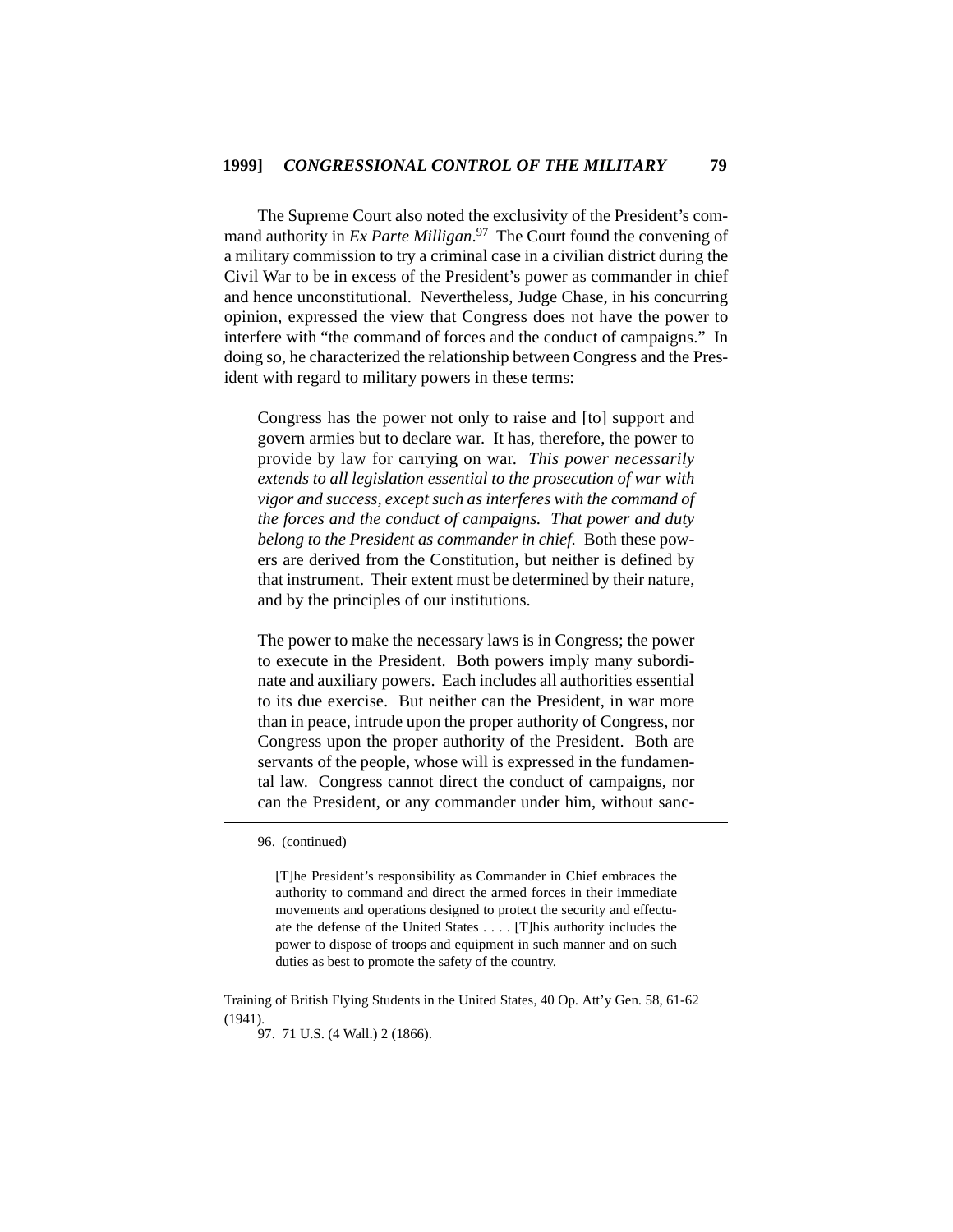The Supreme Court also noted the exclusivity of the President's command authority in *Ex Parte Milligan*.[97] The Court found the convening of a military commission to try a criminal case in a civilian district during the Civil War to be in excess of the President's power as commander in chief and hence unconstitutional. Nevertheless, Judge Chase, in his concurring opinion, expressed the view that Congress does not have the power to interfere with "the command of forces and the conduct of campaigns." In doing so, he characterized the relationship between Congress and the President with regard to military powers in these terms:

> Congress has the power not only to raise and [to] support and govern armies but to declare war. It has, therefore, the power to provide by law for carrying on war. *This power necessarily extends to all legislation essential to the prosecution of war with vigor and success, except such as interferes with the command of the forces and the conduct of campaigns. That power and duty belong to the President as commander in chief.* Both these powers are derived from the Constitution, but neither is defined by that instrument. Their extent must be determined by their nature, and by the principles of our institutions.
>
> The power to make the necessary laws is in Congress; the power to execute in the President. Both powers imply many subordinate and auxiliary powers. Each includes all authorities essential to its due exercise. But neither can the President, in war more than in peace, intrude upon the proper authority of Congress, nor Congress upon the proper authority of the President. Both are servants of the people, whose will is expressed in the fundamental law. Congress cannot direct the conduct of campaigns, nor can the President, or any commander under him, without sanc-

---

96. (continued)

> [T]he President's responsibility as Commander in Chief embraces the authority to command and direct the armed forces in their immediate movements and operations designed to protect the security and effectuate the defense of the United States . . . . [T]his authority includes the power to dispose of troops and equipment in such manner and on such duties as best to promote the safety of the country.

Training of British Flying Students in the United States, 40 Op. Att'y Gen. 58, 61-62 (1941).

97. 71 U.S. (4 Wall.) 2 (1866).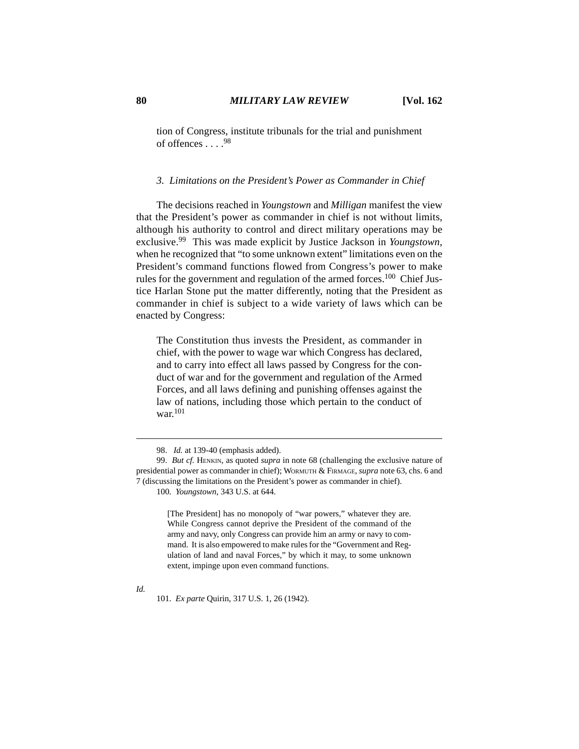tion of Congress, institute tribunals for the trial and punishment of offences . . . .[98]

*3. Limitations on the President's Power as Commander in Chief*

The decisions reached in *Youngstown* and *Milligan* manifest the view that the President's power as commander in chief is not without limits, although his authority to control and direct military operations may be exclusive.[99] This was made explicit by Justice Jackson in *Youngstown*, when he recognized that "to some unknown extent" limitations even on the President's command functions flowed from Congress's power to make rules for the government and regulation of the armed forces.[100] Chief Justice Harlan Stone put the matter differently, noting that the President as commander in chief is subject to a wide variety of laws which can be enacted by Congress:

> The Constitution thus invests the President, as commander in chief, with the power to wage war which Congress has declared, and to carry into effect all laws passed by Congress for the conduct of war and for the government and regulation of the Armed Forces, and all laws defining and punishing offenses against the law of nations, including those which pertain to the conduct of war.[101]

---

98. *Id.* at 139-40 (emphasis added).

99. *But cf.* Henkin, as quoted *supra* in note 68 (challenging the exclusive nature of presidential power as commander in chief); Wormuth & Firmage, *supra* note 63, chs. 6 and 7 (discussing the limitations on the President's power as commander in chief).

100. *Youngstown*, 343 U.S. at 644.

> [The President] has no monopoly of "war powers," whatever they are. While Congress cannot deprive the President of the command of the army and navy, only Congress can provide him an army or navy to command. It is also empowered to make rules for the "Government and Regulation of land and naval Forces," by which it may, to some unknown extent, impinge upon even command functions.

*Id.*

101. *Ex parte* Quirin, 317 U.S. 1, 26 (1942).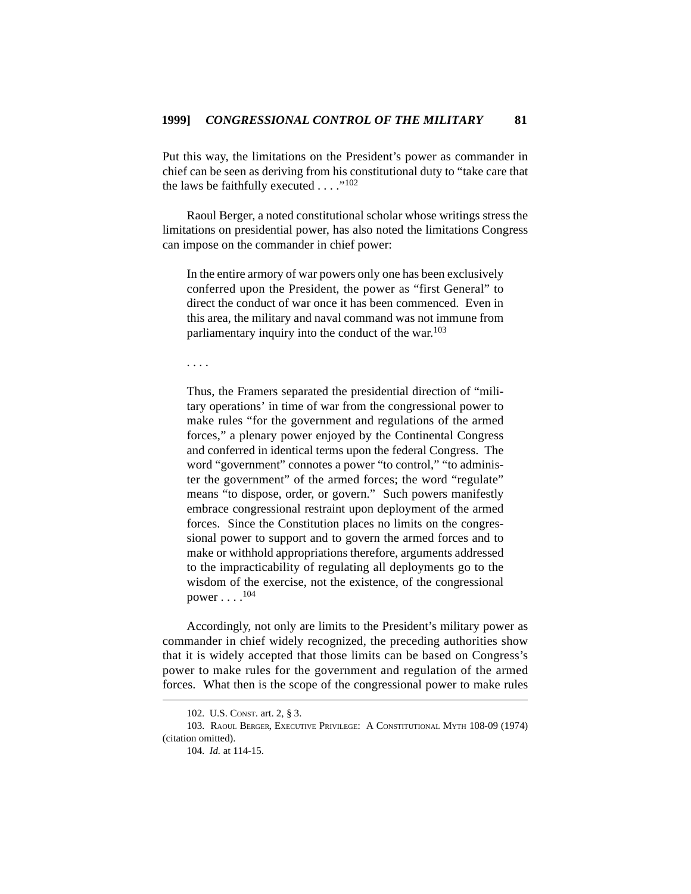Put this way, the limitations on the President's power as commander in chief can be seen as deriving from his constitutional duty to "take care that the laws be faithfully executed . . . ."[102]

Raoul Berger, a noted constitutional scholar whose writings stress the limitations on presidential power, has also noted the limitations Congress can impose on the commander in chief power:

> In the entire armory of war powers only one has been exclusively conferred upon the President, the power as "first General" to direct the conduct of war once it has been commenced. Even in this area, the military and naval command was not immune from parliamentary inquiry into the conduct of the war.[103]
>
> . . . .
>
> Thus, the Framers separated the presidential direction of "military operations' in time of war from the congressional power to make rules "for the government and regulations of the armed forces," a plenary power enjoyed by the Continental Congress and conferred in identical terms upon the federal Congress. The word "government" connotes a power "to control," "to administer the government" of the armed forces; the word "regulate" means "to dispose, order, or govern." Such powers manifestly embrace congressional restraint upon deployment of the armed forces. Since the Constitution places no limits on the congressional power to support and to govern the armed forces and to make or withhold appropriations therefore, arguments addressed to the impracticability of regulating all deployments go to the wisdom of the exercise, not the existence, of the congressional power . . . .[104]

Accordingly, not only are limits to the President's military power as commander in chief widely recognized, the preceding authorities show that it is widely accepted that those limits can be based on Congress's power to make rules for the government and regulation of the armed forces. What then is the scope of the congressional power to make rules

---

102. U.S. CONST. art. 2, § 3.

103. RAOUL BERGER, EXECUTIVE PRIVILEGE: A CONSTITUTIONAL MYTH 108-09 (1974) (citation omitted).

104. *Id.* at 114-15.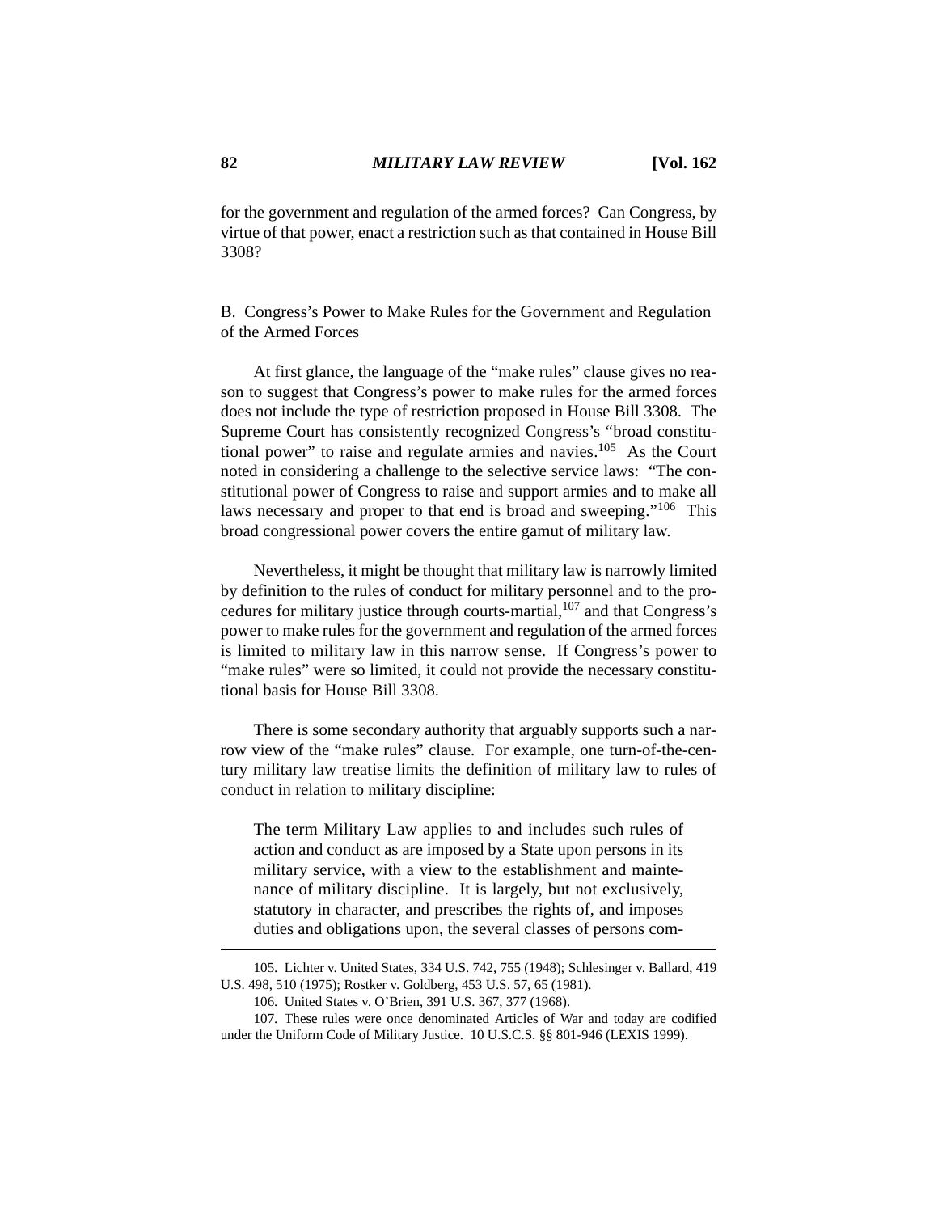for the government and regulation of the armed forces? Can Congress, by virtue of that power, enact a restriction such as that contained in House Bill 3308?

### B. Congress's Power to Make Rules for the Government and Regulation of the Armed Forces

At first glance, the language of the "make rules" clause gives no reason to suggest that Congress's power to make rules for the armed forces does not include the type of restriction proposed in House Bill 3308. The Supreme Court has consistently recognized Congress's "broad constitutional power" to raise and regulate armies and navies.[105] As the Court noted in considering a challenge to the selective service laws: "The constitutional power of Congress to raise and support armies and to make all laws necessary and proper to that end is broad and sweeping."[106] This broad congressional power covers the entire gamut of military law.

Nevertheless, it might be thought that military law is narrowly limited by definition to the rules of conduct for military personnel and to the procedures for military justice through courts-martial,[107] and that Congress's power to make rules for the government and regulation of the armed forces is limited to military law in this narrow sense. If Congress's power to "make rules" were so limited, it could not provide the necessary constitutional basis for House Bill 3308.

There is some secondary authority that arguably supports such a narrow view of the "make rules" clause. For example, one turn-of-the-century military law treatise limits the definition of military law to rules of conduct in relation to military discipline:

> The term Military Law applies to and includes such rules of action and conduct as are imposed by a State upon persons in its military service, with a view to the establishment and maintenance of military discipline. It is largely, but not exclusively, statutory in character, and prescribes the rights of, and imposes duties and obligations upon, the several classes of persons com-

---

105. Lichter v. United States, 334 U.S. 742, 755 (1948); Schlesinger v. Ballard, 419 U.S. 498, 510 (1975); Rostker v. Goldberg, 453 U.S. 57, 65 (1981).

106. United States v. O'Brien, 391 U.S. 367, 377 (1968).

107. These rules were once denominated Articles of War and today are codified under the Uniform Code of Military Justice. 10 U.S.C.S. §§ 801-946 (LEXIS 1999).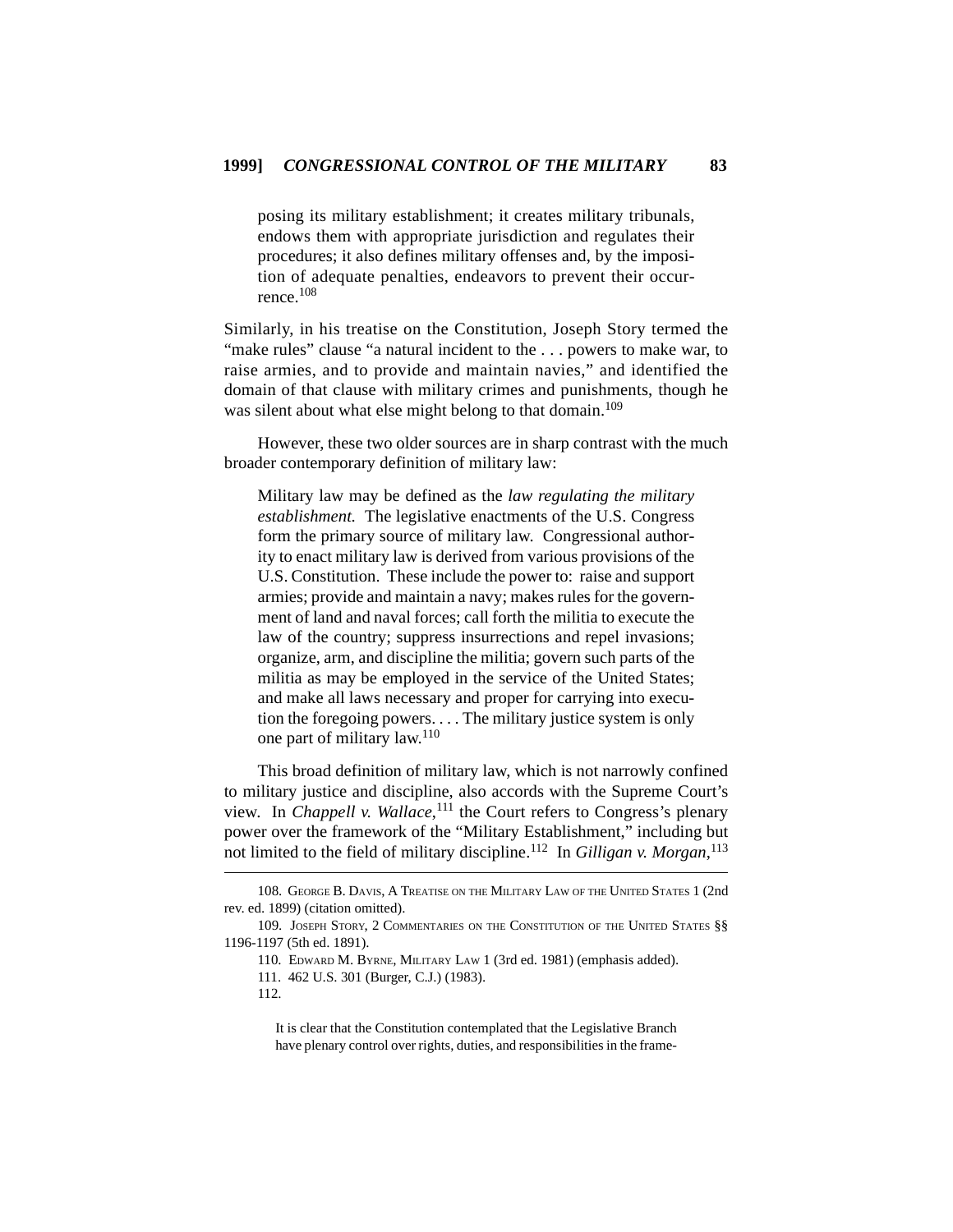> posing its military establishment; it creates military tribunals, endows them with appropriate jurisdiction and regulates their procedures; it also defines military offenses and, by the imposition of adequate penalties, endeavors to prevent their occurrence.[108]

Similarly, in his treatise on the Constitution, Joseph Story termed the "make rules" clause "a natural incident to the . . . powers to make war, to raise armies, and to provide and maintain navies," and identified the domain of that clause with military crimes and punishments, though he was silent about what else might belong to that domain.[109]

However, these two older sources are in sharp contrast with the much broader contemporary definition of military law:

> Military law may be defined as the *law regulating the military establishment.* The legislative enactments of the U.S. Congress form the primary source of military law. Congressional authority to enact military law is derived from various provisions of the U.S. Constitution. These include the power to: raise and support armies; provide and maintain a navy; makes rules for the government of land and naval forces; call forth the militia to execute the law of the country; suppress insurrections and repel invasions; organize, arm, and discipline the militia; govern such parts of the militia as may be employed in the service of the United States; and make all laws necessary and proper for carrying into execution the foregoing powers. . . . The military justice system is only one part of military law.[110]

This broad definition of military law, which is not narrowly confined to military justice and discipline, also accords with the Supreme Court's view. In *Chappell v. Wallace*,[111] the Court refers to Congress's plenary power over the framework of the "Military Establishment," including but not limited to the field of military discipline.[112] In *Gilligan v. Morgan*,[113]

---

108. George B. Davis, A Treatise on the Military Law of the United States 1 (2nd rev. ed. 1899) (citation omitted).

109. Joseph Story, 2 Commentaries on the Constitution of the United States §§ 1196-1197 (5th ed. 1891).

110. Edward M. Byrne, Military Law 1 (3rd ed. 1981) (emphasis added).

111. 462 U.S. 301 (Burger, C.J.) (1983).

112.

> It is clear that the Constitution contemplated that the Legislative Branch have plenary control over rights, duties, and responsibilities in the frame-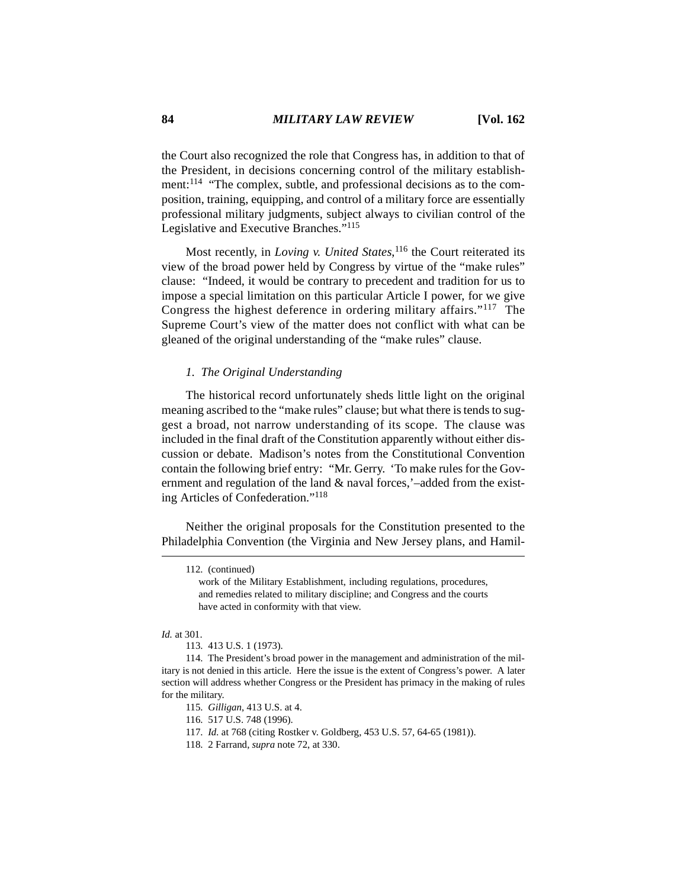the Court also recognized the role that Congress has, in addition to that of the President, in decisions concerning control of the military establishment:[114] "The complex, subtle, and professional decisions as to the composition, training, equipping, and control of a military force are essentially professional military judgments, subject always to civilian control of the Legislative and Executive Branches."[115]

Most recently, in *Loving v. United States*,[116] the Court reiterated its view of the broad power held by Congress by virtue of the "make rules" clause: "Indeed, it would be contrary to precedent and tradition for us to impose a special limitation on this particular Article I power, for we give Congress the highest deference in ordering military affairs."[117] The Supreme Court's view of the matter does not conflict with what can be gleaned of the original understanding of the "make rules" clause.

### *1. The Original Understanding*

The historical record unfortunately sheds little light on the original meaning ascribed to the "make rules" clause; but what there is tends to suggest a broad, not narrow understanding of its scope. The clause was included in the final draft of the Constitution apparently without either discussion or debate. Madison's notes from the Constitutional Convention contain the following brief entry: "Mr. Gerry. 'To make rules for the Government and regulation of the land & naval forces,'–added from the existing Articles of Confederation."[118]

Neither the original proposals for the Constitution presented to the Philadelphia Convention (the Virginia and New Jersey plans, and Hamil-

---

112. (continued)

> work of the Military Establishment, including regulations, procedures, and remedies related to military discipline; and Congress and the courts have acted in conformity with that view.

*Id.* at 301.

113. 413 U.S. 1 (1973).

114. The President's broad power in the management and administration of the military is not denied in this article. Here the issue is the extent of Congress's power. A later section will address whether Congress or the President has primacy in the making of rules for the military.

115. *Gilligan*, 413 U.S. at 4.

116. 517 U.S. 748 (1996).

117. *Id.* at 768 (citing Rostker v. Goldberg, 453 U.S. 57, 64-65 (1981)).

118. 2 Farrand, *supra* note 72, at 330.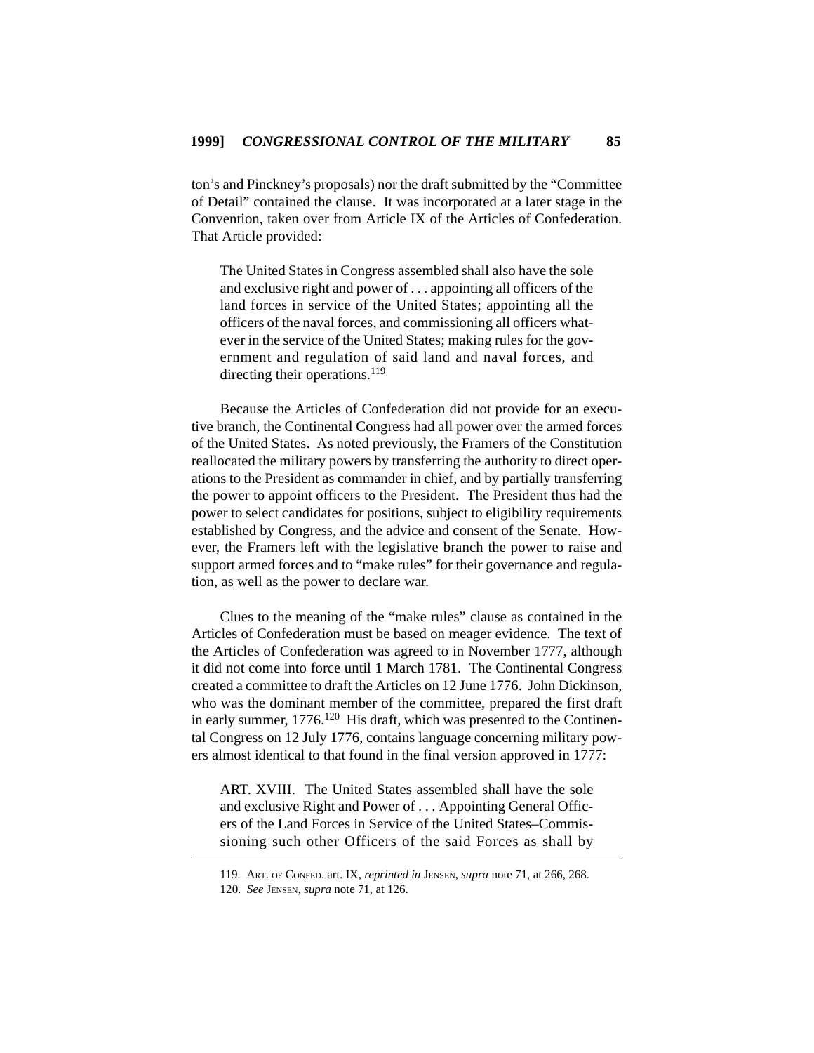ton's and Pinckney's proposals) nor the draft submitted by the "Committee of Detail" contained the clause. It was incorporated at a later stage in the Convention, taken over from Article IX of the Articles of Confederation. That Article provided:

> The United States in Congress assembled shall also have the sole and exclusive right and power of . . . appointing all officers of the land forces in service of the United States; appointing all the officers of the naval forces, and commissioning all officers whatever in the service of the United States; making rules for the government and regulation of said land and naval forces, and directing their operations.[119]

Because the Articles of Confederation did not provide for an executive branch, the Continental Congress had all power over the armed forces of the United States. As noted previously, the Framers of the Constitution reallocated the military powers by transferring the authority to direct operations to the President as commander in chief, and by partially transferring the power to appoint officers to the President. The President thus had the power to select candidates for positions, subject to eligibility requirements established by Congress, and the advice and consent of the Senate. However, the Framers left with the legislative branch the power to raise and support armed forces and to "make rules" for their governance and regulation, as well as the power to declare war.

Clues to the meaning of the "make rules" clause as contained in the Articles of Confederation must be based on meager evidence. The text of the Articles of Confederation was agreed to in November 1777, although it did not come into force until 1 March 1781. The Continental Congress created a committee to draft the Articles on 12 June 1776. John Dickinson, who was the dominant member of the committee, prepared the first draft in early summer, 1776.[120] His draft, which was presented to the Continental Congress on 12 July 1776, contains language concerning military powers almost identical to that found in the final version approved in 1777:

> ART. XVIII. The United States assembled shall have the sole and exclusive Right and Power of . . . Appointing General Officers of the Land Forces in Service of the United States–Commissioning such other Officers of the said Forces as shall by

119. ART. OF CONFED. art. IX, *reprinted in* JENSEN, *supra* note 71, at 266, 268.

120. *See* JENSEN, *supra* note 71, at 126.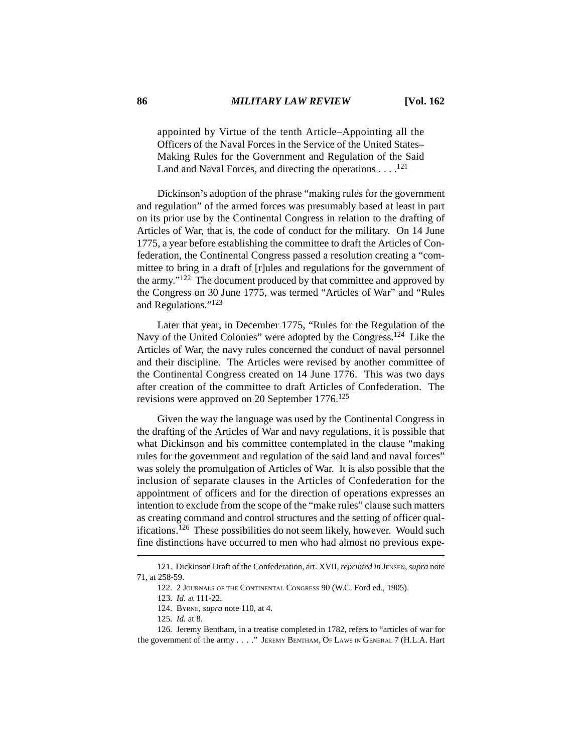> appointed by Virtue of the tenth Article–Appointing all the Officers of the Naval Forces in the Service of the United States–Making Rules for the Government and Regulation of the Said Land and Naval Forces, and directing the operations . . . .[121]

Dickinson's adoption of the phrase "making rules for the government and regulation" of the armed forces was presumably based at least in part on its prior use by the Continental Congress in relation to the drafting of Articles of War, that is, the code of conduct for the military. On 14 June 1775, a year before establishing the committee to draft the Articles of Confederation, the Continental Congress passed a resolution creating a "committee to bring in a draft of [r]ules and regulations for the government of the army."[122] The document produced by that committee and approved by the Congress on 30 June 1775, was termed "Articles of War" and "Rules and Regulations."[123]

Later that year, in December 1775, "Rules for the Regulation of the Navy of the United Colonies" were adopted by the Congress.[124] Like the Articles of War, the navy rules concerned the conduct of naval personnel and their discipline. The Articles were revised by another committee of the Continental Congress created on 14 June 1776. This was two days after creation of the committee to draft Articles of Confederation. The revisions were approved on 20 September 1776.[125]

Given the way the language was used by the Continental Congress in the drafting of the Articles of War and navy regulations, it is possible that what Dickinson and his committee contemplated in the clause "making rules for the government and regulation of the said land and naval forces" was solely the promulgation of Articles of War. It is also possible that the inclusion of separate clauses in the Articles of Confederation for the appointment of officers and for the direction of operations expresses an intention to exclude from the scope of the "make rules" clause such matters as creating command and control structures and the setting of officer qualifications.[126] These possibilities do not seem likely, however. Would such fine distinctions have occurred to men who had almost no previous expe-

---

121. Dickinson Draft of the Confederation, art. XVII, *reprinted in* JENSEN, *supra* note 71, at 258-59.

122. 2 JOURNALS OF THE CONTINENTAL CONGRESS 90 (W.C. Ford ed., 1905).

123. *Id.* at 111-22.

124. BYRNE, *supra* note 110, at 4.

125. *Id.* at 8.

126. Jeremy Bentham, in a treatise completed in 1782, refers to "articles of war for the government of the army . . . ." JEREMY BENTHAM, OF LAWS IN GENERAL 7 (H.L.A. Hart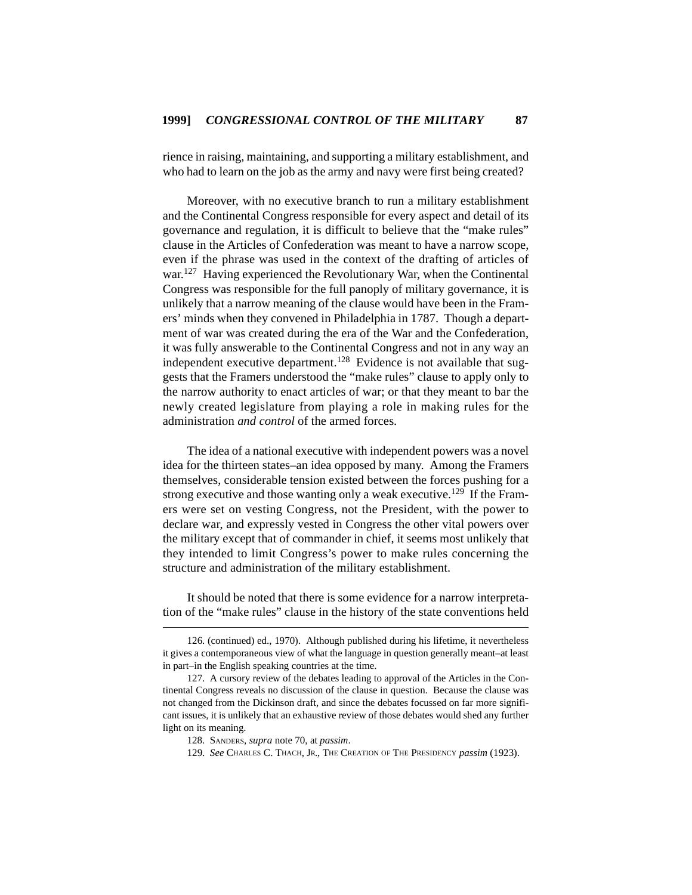rience in raising, maintaining, and supporting a military establishment, and who had to learn on the job as the army and navy were first being created?

Moreover, with no executive branch to run a military establishment and the Continental Congress responsible for every aspect and detail of its governance and regulation, it is difficult to believe that the "make rules" clause in the Articles of Confederation was meant to have a narrow scope, even if the phrase was used in the context of the drafting of articles of war.[127] Having experienced the Revolutionary War, when the Continental Congress was responsible for the full panoply of military governance, it is unlikely that a narrow meaning of the clause would have been in the Framers' minds when they convened in Philadelphia in 1787. Though a department of war was created during the era of the War and the Confederation, it was fully answerable to the Continental Congress and not in any way an independent executive department.[128] Evidence is not available that suggests that the Framers understood the "make rules" clause to apply only to the narrow authority to enact articles of war; or that they meant to bar the newly created legislature from playing a role in making rules for the administration *and control* of the armed forces.

The idea of a national executive with independent powers was a novel idea for the thirteen states–an idea opposed by many. Among the Framers themselves, considerable tension existed between the forces pushing for a strong executive and those wanting only a weak executive.[129] If the Framers were set on vesting Congress, not the President, with the power to declare war, and expressly vested in Congress the other vital powers over the military except that of commander in chief, it seems most unlikely that they intended to limit Congress's power to make rules concerning the structure and administration of the military establishment.

It should be noted that there is some evidence for a narrow interpretation of the "make rules" clause in the history of the state conventions held

---

126. (continued) ed., 1970). Although published during his lifetime, it nevertheless it gives a contemporaneous view of what the language in question generally meant–at least in part–in the English speaking countries at the time.

127. A cursory review of the debates leading to approval of the Articles in the Continental Congress reveals no discussion of the clause in question. Because the clause was not changed from the Dickinson draft, and since the debates focussed on far more significant issues, it is unlikely that an exhaustive review of those debates would shed any further light on its meaning.

128. SANDERS, *supra* note 70, at *passim*.

129. *See* CHARLES C. THACH, JR., THE CREATION OF THE PRESIDENCY *passim* (1923).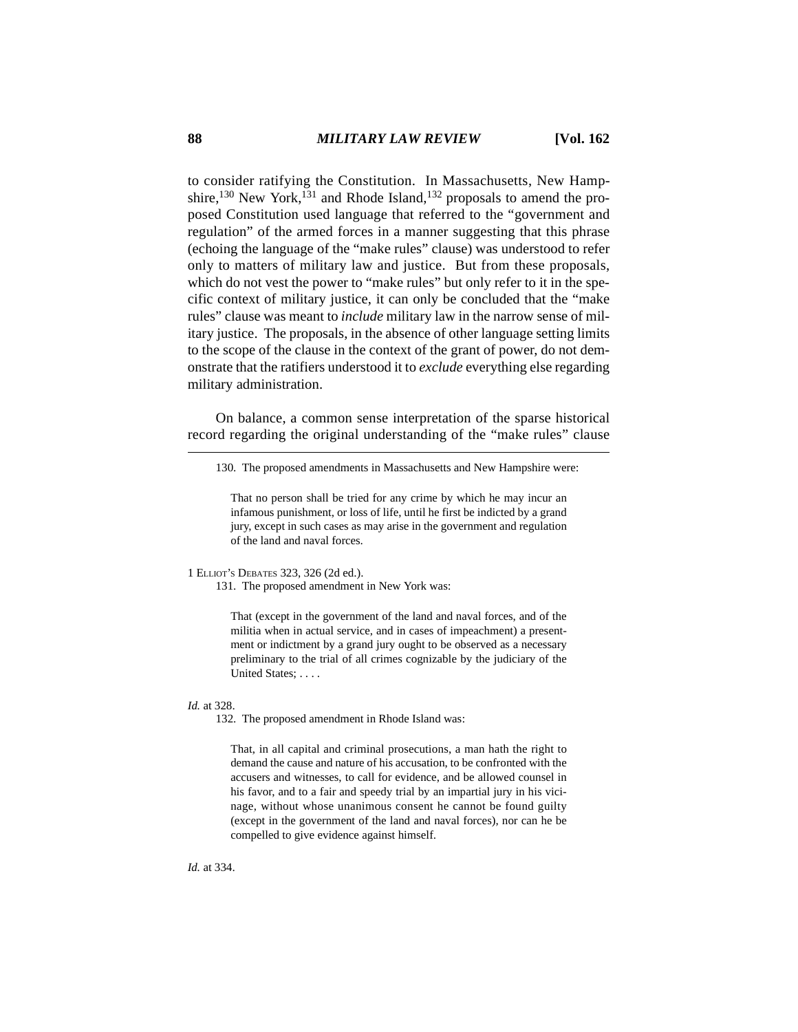to consider ratifying the Constitution. In Massachusetts, New Hampshire,[130] New York,[131] and Rhode Island,[132] proposals to amend the proposed Constitution used language that referred to the "government and regulation" of the armed forces in a manner suggesting that this phrase (echoing the language of the "make rules" clause) was understood to refer only to matters of military law and justice. But from these proposals, which do not vest the power to "make rules" but only refer to it in the specific context of military justice, it can only be concluded that the "make rules" clause was meant to *include* military law in the narrow sense of military justice. The proposals, in the absence of other language setting limits to the scope of the clause in the context of the grant of power, do not demonstrate that the ratifiers understood it to *exclude* everything else regarding military administration.

On balance, a common sense interpretation of the sparse historical record regarding the original understanding of the "make rules" clause

---

130. The proposed amendments in Massachusetts and New Hampshire were:

> That no person shall be tried for any crime by which he may incur an infamous punishment, or loss of life, until he first be indicted by a grand jury, except in such cases as may arise in the government and regulation of the land and naval forces.

1 Elliot's Debates 323, 326 (2d ed.).

131. The proposed amendment in New York was:

> That (except in the government of the land and naval forces, and of the militia when in actual service, and in cases of impeachment) a presentment or indictment by a grand jury ought to be observed as a necessary preliminary to the trial of all crimes cognizable by the judiciary of the United States; . . . .

*Id.* at 328.

132. The proposed amendment in Rhode Island was:

> That, in all capital and criminal prosecutions, a man hath the right to demand the cause and nature of his accusation, to be confronted with the accusers and witnesses, to call for evidence, and be allowed counsel in his favor, and to a fair and speedy trial by an impartial jury in his vicinage, without whose unanimous consent he cannot be found guilty (except in the government of the land and naval forces), nor can he be compelled to give evidence against himself.

*Id.* at 334.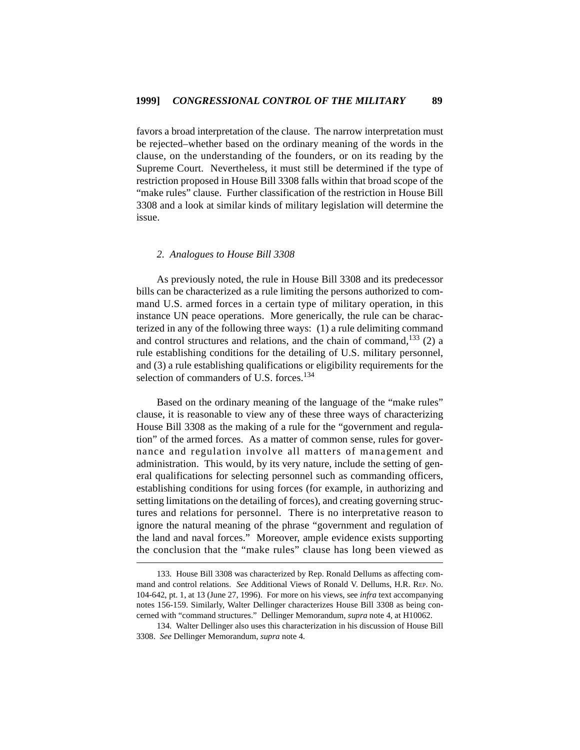favors a broad interpretation of the clause. The narrow interpretation must be rejected–whether based on the ordinary meaning of the words in the clause, on the understanding of the founders, or on its reading by the Supreme Court. Nevertheless, it must still be determined if the type of restriction proposed in House Bill 3308 falls within that broad scope of the "make rules" clause. Further classification of the restriction in House Bill 3308 and a look at similar kinds of military legislation will determine the issue.

### *2. Analogues to House Bill 3308*

As previously noted, the rule in House Bill 3308 and its predecessor bills can be characterized as a rule limiting the persons authorized to command U.S. armed forces in a certain type of military operation, in this instance UN peace operations. More generically, the rule can be characterized in any of the following three ways: (1) a rule delimiting command and control structures and relations, and the chain of command,[133] (2) a rule establishing conditions for the detailing of U.S. military personnel, and (3) a rule establishing qualifications or eligibility requirements for the selection of commanders of U.S. forces.[134]

Based on the ordinary meaning of the language of the "make rules" clause, it is reasonable to view any of these three ways of characterizing House Bill 3308 as the making of a rule for the "government and regulation" of the armed forces. As a matter of common sense, rules for governance and regulation involve all matters of management and administration. This would, by its very nature, include the setting of general qualifications for selecting personnel such as commanding officers, establishing conditions for using forces (for example, in authorizing and setting limitations on the detailing of forces), and creating governing structures and relations for personnel. There is no interpretative reason to ignore the natural meaning of the phrase "government and regulation of the land and naval forces." Moreover, ample evidence exists supporting the conclusion that the "make rules" clause has long been viewed as

---

133. House Bill 3308 was characterized by Rep. Ronald Dellums as affecting command and control relations. *See* Additional Views of Ronald V. Dellums, H.R. REP. NO. 104-642, pt. 1, at 13 (June 27, 1996). For more on his views, see *infra* text accompanying notes 156-159. Similarly, Walter Dellinger characterizes House Bill 3308 as being concerned with "command structures." Dellinger Memorandum, *supra* note 4, at H10062.

134. Walter Dellinger also uses this characterization in his discussion of House Bill 3308. *See* Dellinger Memorandum, *supra* note 4.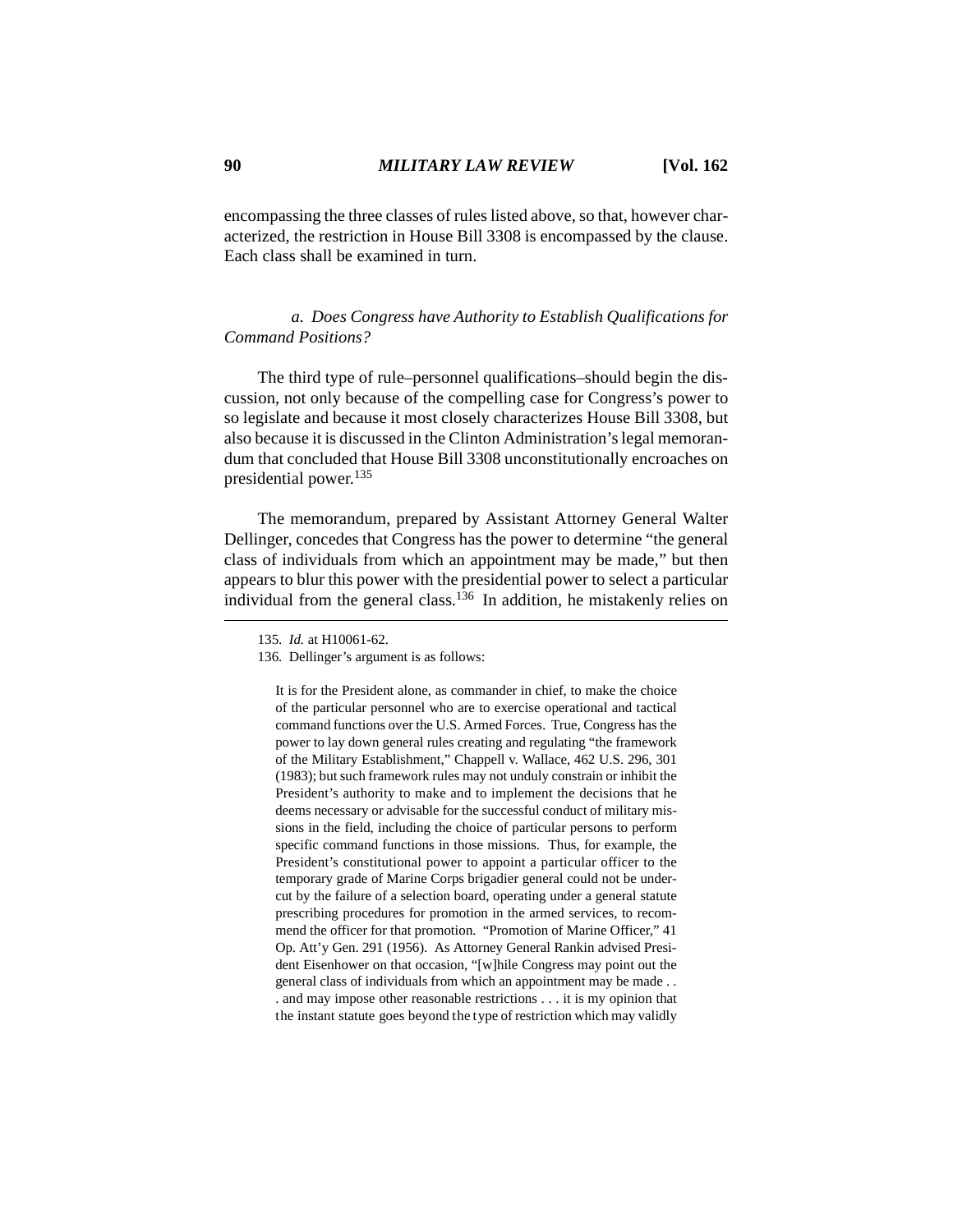encompassing the three classes of rules listed above, so that, however characterized, the restriction in House Bill 3308 is encompassed by the clause. Each class shall be examined in turn.

*a. Does Congress have Authority to Establish Qualifications for Command Positions?*

The third type of rule–personnel qualifications–should begin the discussion, not only because of the compelling case for Congress's power to so legislate and because it most closely characterizes House Bill 3308, but also because it is discussed in the Clinton Administration's legal memorandum that concluded that House Bill 3308 unconstitutionally encroaches on presidential power.[135]

The memorandum, prepared by Assistant Attorney General Walter Dellinger, concedes that Congress has the power to determine "the general class of individuals from which an appointment may be made," but then appears to blur this power with the presidential power to select a particular individual from the general class.[136] In addition, he mistakenly relies on

---

135. *Id.* at H10061-62.

136. Dellinger's argument is as follows:

> It is for the President alone, as commander in chief, to make the choice of the particular personnel who are to exercise operational and tactical command functions over the U.S. Armed Forces. True, Congress has the power to lay down general rules creating and regulating "the framework of the Military Establishment," Chappell v. Wallace, 462 U.S. 296, 301 (1983); but such framework rules may not unduly constrain or inhibit the President's authority to make and to implement the decisions that he deems necessary or advisable for the successful conduct of military missions in the field, including the choice of particular persons to perform specific command functions in those missions. Thus, for example, the President's constitutional power to appoint a particular officer to the temporary grade of Marine Corps brigadier general could not be undercut by the failure of a selection board, operating under a general statute prescribing procedures for promotion in the armed services, to recommend the officer for that promotion. "Promotion of Marine Officer," 41 Op. Att'y Gen. 291 (1956). As Attorney General Rankin advised President Eisenhower on that occasion, "[w]hile Congress may point out the general class of individuals from which an appointment may be made . . . and may impose other reasonable restrictions . . . it is my opinion that the instant statute goes beyond the type of restriction which may validly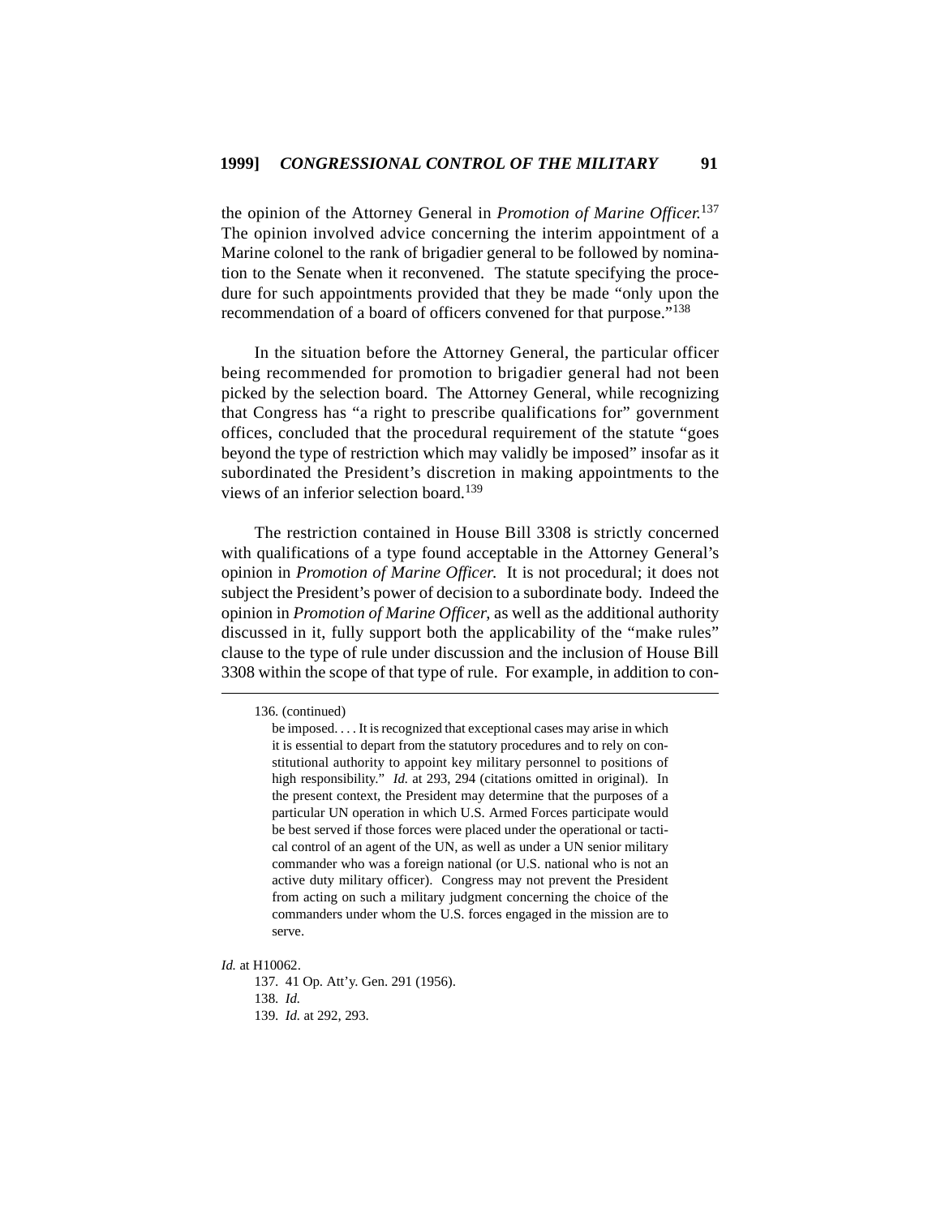the opinion of the Attorney General in *Promotion of Marine Officer.*[137] The opinion involved advice concerning the interim appointment of a Marine colonel to the rank of brigadier general to be followed by nomination to the Senate when it reconvened. The statute specifying the procedure for such appointments provided that they be made "only upon the recommendation of a board of officers convened for that purpose."[138]

In the situation before the Attorney General, the particular officer being recommended for promotion to brigadier general had not been picked by the selection board. The Attorney General, while recognizing that Congress has "a right to prescribe qualifications for" government offices, concluded that the procedural requirement of the statute "goes beyond the type of restriction which may validly be imposed" insofar as it subordinated the President's discretion in making appointments to the views of an inferior selection board.[139]

The restriction contained in House Bill 3308 is strictly concerned with qualifications of a type found acceptable in the Attorney General's opinion in *Promotion of Marine Officer.* It is not procedural; it does not subject the President's power of decision to a subordinate body. Indeed the opinion in *Promotion of Marine Officer*, as well as the additional authority discussed in it, fully support both the applicability of the "make rules" clause to the type of rule under discussion and the inclusion of House Bill 3308 within the scope of that type of rule. For example, in addition to con-

---

136. (continued)

> be imposed. . . . It is recognized that exceptional cases may arise in which it is essential to depart from the statutory procedures and to rely on constitutional authority to appoint key military personnel to positions of high responsibility." *Id.* at 293, 294 (citations omitted in original). In the present context, the President may determine that the purposes of a particular UN operation in which U.S. Armed Forces participate would be best served if those forces were placed under the operational or tactical control of an agent of the UN, as well as under a UN senior military commander who was a foreign national (or U.S. national who is not an active duty military officer). Congress may not prevent the President from acting on such a military judgment concerning the choice of the commanders under whom the U.S. forces engaged in the mission are to serve.

*Id.* at H10062.

137. 41 Op. Att'y. Gen. 291 (1956).

138. *Id.*

139. *Id.* at 292, 293.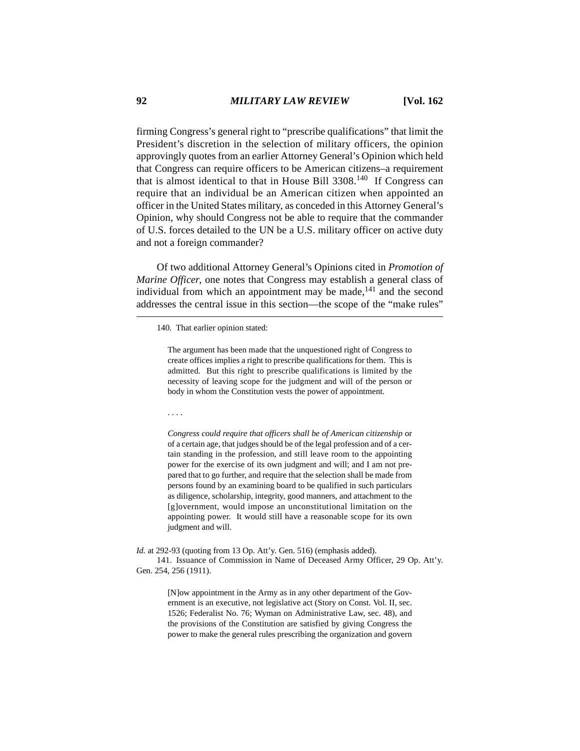firming Congress's general right to "prescribe qualifications" that limit the President's discretion in the selection of military officers, the opinion approvingly quotes from an earlier Attorney General's Opinion which held that Congress can require officers to be American citizens–a requirement that is almost identical to that in House Bill 3308.[140] If Congress can require that an individual be an American citizen when appointed an officer in the United States military, as conceded in this Attorney General's Opinion, why should Congress not be able to require that the commander of U.S. forces detailed to the UN be a U.S. military officer on active duty and not a foreign commander?

Of two additional Attorney General's Opinions cited in *Promotion of Marine Officer*, one notes that Congress may establish a general class of individual from which an appointment may be made,[141] and the second addresses the central issue in this section—the scope of the "make rules"

---

140. That earlier opinion stated:

> The argument has been made that the unquestioned right of Congress to create offices implies a right to prescribe qualifications for them. This is admitted. But this right to prescribe qualifications is limited by the necessity of leaving scope for the judgment and will of the person or body in whom the Constitution vests the power of appointment.
>
> . . . .
>
> *Congress could require that officers shall be of American citizenship* or of a certain age, that judges should be of the legal profession and of a certain standing in the profession, and still leave room to the appointing power for the exercise of its own judgment and will; and I am not prepared that to go further, and require that the selection shall be made from persons found by an examining board to be qualified in such particulars as diligence, scholarship, integrity, good manners, and attachment to the [g]overnment, would impose an unconstitutional limitation on the appointing power. It would still have a reasonable scope for its own judgment and will.

*Id.* at 292-93 (quoting from 13 Op. Att'y. Gen. 516) (emphasis added).

141. Issuance of Commission in Name of Deceased Army Officer, 29 Op. Att'y. Gen. 254, 256 (1911).

> [N]ow appointment in the Army as in any other department of the Government is an executive, not legislative act (Story on Const. Vol. II, sec. 1526; Federalist No. 76; Wyman on Administrative Law, sec. 48), and the provisions of the Constitution are satisfied by giving Congress the power to make the general rules prescribing the organization and govern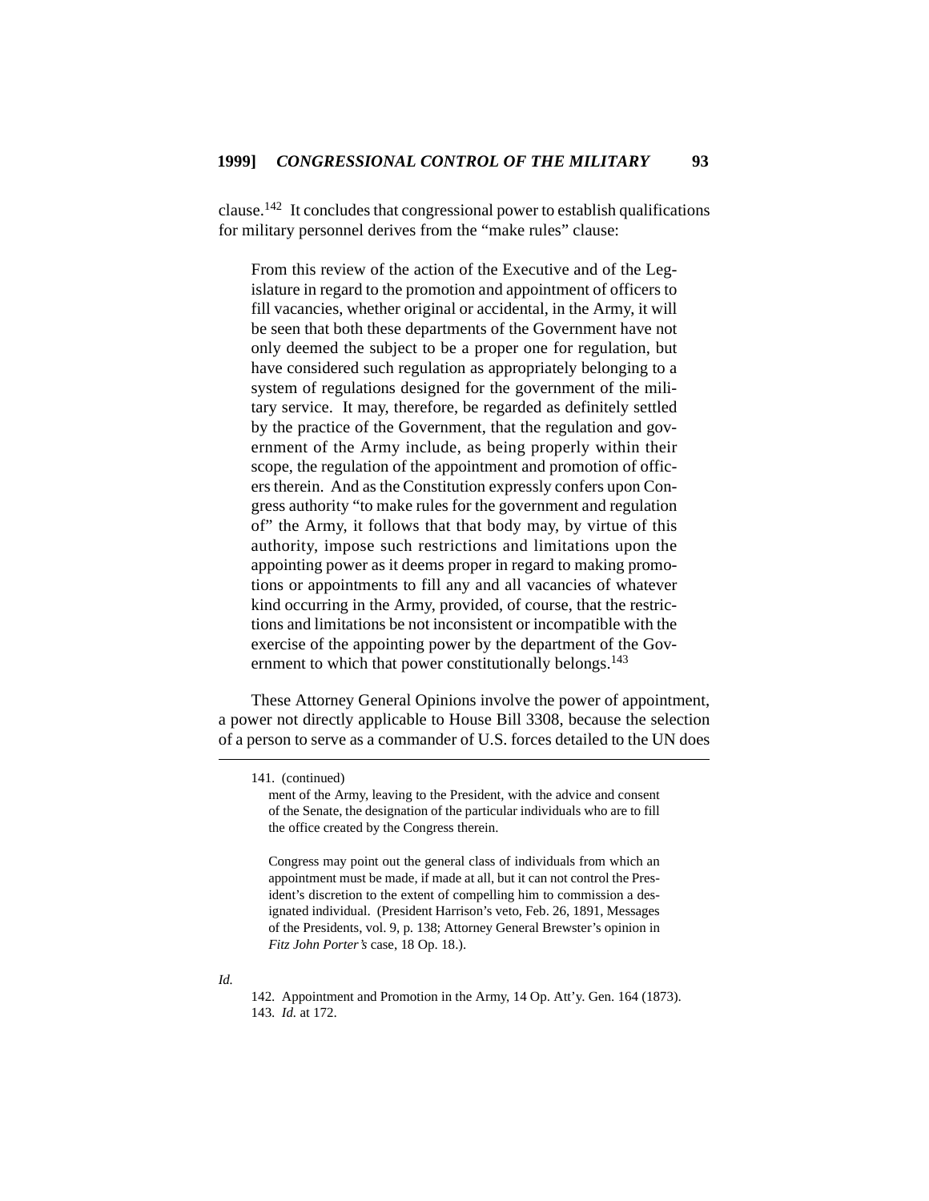clause.[142] It concludes that congressional power to establish qualifications for military personnel derives from the "make rules" clause:

> From this review of the action of the Executive and of the Legislature in regard to the promotion and appointment of officers to fill vacancies, whether original or accidental, in the Army, it will be seen that both these departments of the Government have not only deemed the subject to be a proper one for regulation, but have considered such regulation as appropriately belonging to a system of regulations designed for the government of the military service. It may, therefore, be regarded as definitely settled by the practice of the Government, that the regulation and government of the Army include, as being properly within their scope, the regulation of the appointment and promotion of officers therein. And as the Constitution expressly confers upon Congress authority "to make rules for the government and regulation of" the Army, it follows that that body may, by virtue of this authority, impose such restrictions and limitations upon the appointing power as it deems proper in regard to making promotions or appointments to fill any and all vacancies of whatever kind occurring in the Army, provided, of course, that the restrictions and limitations be not inconsistent or incompatible with the exercise of the appointing power by the department of the Government to which that power constitutionally belongs.[143]

These Attorney General Opinions involve the power of appointment, a power not directly applicable to House Bill 3308, because the selection of a person to serve as a commander of U.S. forces detailed to the UN does

---

141. (continued)

> ment of the Army, leaving to the President, with the advice and consent of the Senate, the designation of the particular individuals who are to fill the office created by the Congress therein.
>
> Congress may point out the general class of individuals from which an appointment must be made, if made at all, but it can not control the President's discretion to the extent of compelling him to commission a designated individual. (President Harrison's veto, Feb. 26, 1891, Messages of the Presidents, vol. 9, p. 138; Attorney General Brewster's opinion in *Fitz John Porter's* case, 18 Op. 18.).

*Id.*

142. Appointment and Promotion in the Army, 14 Op. Att'y. Gen. 164 (1873).

143. *Id.* at 172.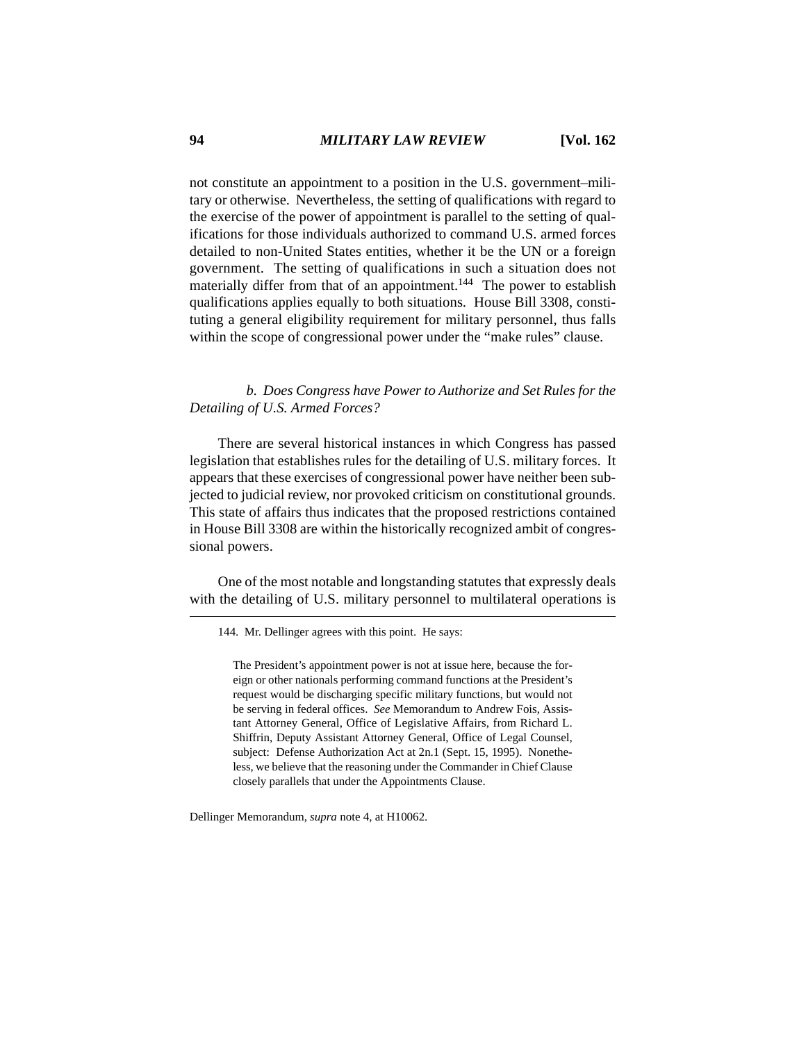not constitute an appointment to a position in the U.S. government–military or otherwise. Nevertheless, the setting of qualifications with regard to the exercise of the power of appointment is parallel to the setting of qualifications for those individuals authorized to command U.S. armed forces detailed to non-United States entities, whether it be the UN or a foreign government. The setting of qualifications in such a situation does not materially differ from that of an appointment.[144] The power to establish qualifications applies equally to both situations. House Bill 3308, constituting a general eligibility requirement for military personnel, thus falls within the scope of congressional power under the "make rules" clause.

*b. Does Congress have Power to Authorize and Set Rules for the Detailing of U.S. Armed Forces?*

There are several historical instances in which Congress has passed legislation that establishes rules for the detailing of U.S. military forces. It appears that these exercises of congressional power have neither been subjected to judicial review, nor provoked criticism on constitutional grounds. This state of affairs thus indicates that the proposed restrictions contained in House Bill 3308 are within the historically recognized ambit of congressional powers.

One of the most notable and longstanding statutes that expressly deals with the detailing of U.S. military personnel to multilateral operations is

---

144. Mr. Dellinger agrees with this point. He says:

> The President's appointment power is not at issue here, because the foreign or other nationals performing command functions at the President's request would be discharging specific military functions, but would not be serving in federal offices. *See* Memorandum to Andrew Fois, Assistant Attorney General, Office of Legislative Affairs, from Richard L. Shiffrin, Deputy Assistant Attorney General, Office of Legal Counsel, subject: Defense Authorization Act at 2n.1 (Sept. 15, 1995). Nonetheless, we believe that the reasoning under the Commander in Chief Clause closely parallels that under the Appointments Clause.

Dellinger Memorandum, *supra* note 4, at H10062.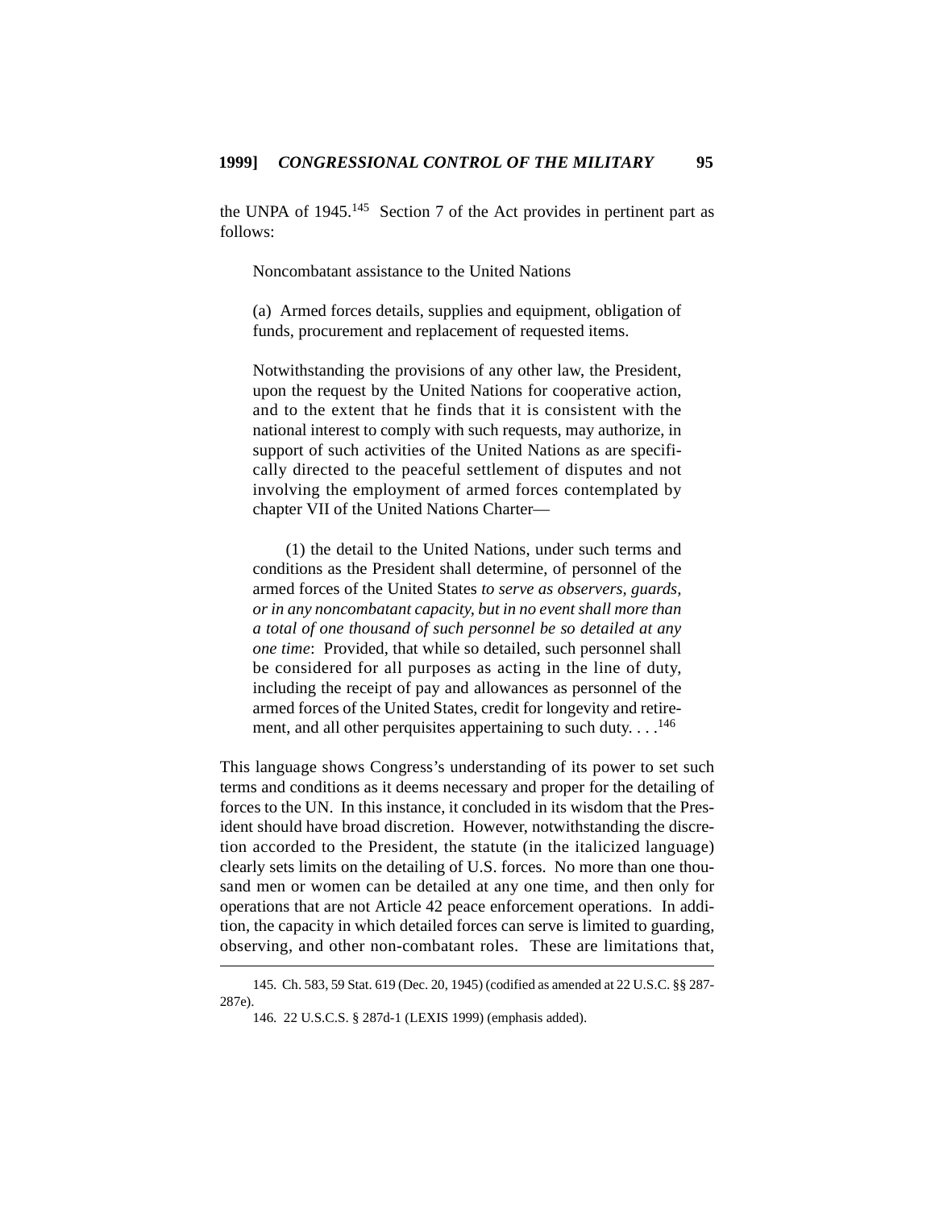the UNPA of 1945.[145] Section 7 of the Act provides in pertinent part as follows:

> Noncombatant assistance to the United Nations
>
> (a) Armed forces details, supplies and equipment, obligation of funds, procurement and replacement of requested items.
>
> Notwithstanding the provisions of any other law, the President, upon the request by the United Nations for cooperative action, and to the extent that he finds that it is consistent with the national interest to comply with such requests, may authorize, in support of such activities of the United Nations as are specifically directed to the peaceful settlement of disputes and not involving the employment of armed forces contemplated by chapter VII of the United Nations Charter—
>
> (1) the detail to the United Nations, under such terms and conditions as the President shall determine, of personnel of the armed forces of the United States *to serve as observers, guards, or in any noncombatant capacity, but in no event shall more than a total of one thousand of such personnel be so detailed at any one time*: Provided, that while so detailed, such personnel shall be considered for all purposes as acting in the line of duty, including the receipt of pay and allowances as personnel of the armed forces of the United States, credit for longevity and retirement, and all other perquisites appertaining to such duty. . . .[146]

This language shows Congress's understanding of its power to set such terms and conditions as it deems necessary and proper for the detailing of forces to the UN. In this instance, it concluded in its wisdom that the President should have broad discretion. However, notwithstanding the discretion accorded to the President, the statute (in the italicized language) clearly sets limits on the detailing of U.S. forces. No more than one thousand men or women can be detailed at any one time, and then only for operations that are not Article 42 peace enforcement operations. In addition, the capacity in which detailed forces can serve is limited to guarding, observing, and other non-combatant roles. These are limitations that,

---

145. Ch. 583, 59 Stat. 619 (Dec. 20, 1945) (codified as amended at 22 U.S.C. §§ 287-287e).

146. 22 U.S.C.S. § 287d-1 (LEXIS 1999) (emphasis added).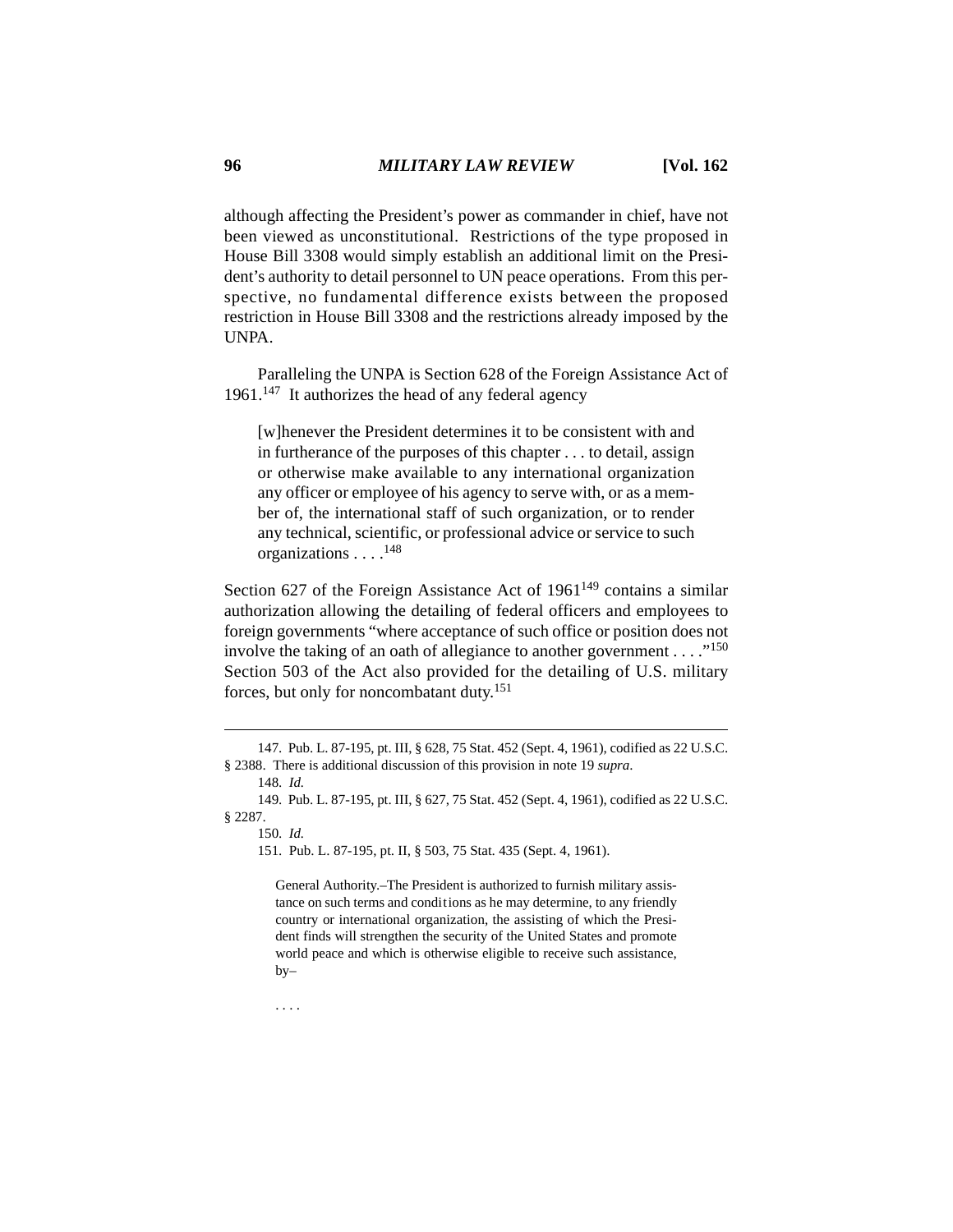although affecting the President's power as commander in chief, have not been viewed as unconstitutional. Restrictions of the type proposed in House Bill 3308 would simply establish an additional limit on the President's authority to detail personnel to UN peace operations. From this perspective, no fundamental difference exists between the proposed restriction in House Bill 3308 and the restrictions already imposed by the UNPA.

Paralleling the UNPA is Section 628 of the Foreign Assistance Act of 1961.[147] It authorizes the head of any federal agency

> [w]henever the President determines it to be consistent with and in furtherance of the purposes of this chapter . . . to detail, assign or otherwise make available to any international organization any officer or employee of his agency to serve with, or as a member of, the international staff of such organization, or to render any technical, scientific, or professional advice or service to such organizations . . . .[148]

Section 627 of the Foreign Assistance Act of 1961[149] contains a similar authorization allowing the detailing of federal officers and employees to foreign governments "where acceptance of such office or position does not involve the taking of an oath of allegiance to another government . . . ."[150] Section 503 of the Act also provided for the detailing of U.S. military forces, but only for noncombatant duty.[151]

---

147. Pub. L. 87-195, pt. III, § 628, 75 Stat. 452 (Sept. 4, 1961), codified as 22 U.S.C. § 2388. There is additional discussion of this provision in note 19 *supra*.

148. *Id.*

149. Pub. L. 87-195, pt. III, § 627, 75 Stat. 452 (Sept. 4, 1961), codified as 22 U.S.C. § 2287.

150. *Id.*

151. Pub. L. 87-195, pt. II, § 503, 75 Stat. 435 (Sept. 4, 1961).

> General Authority.–The President is authorized to furnish military assistance on such terms and conditions as he may determine, to any friendly country or international organization, the assisting of which the President finds will strengthen the security of the United States and promote world peace and which is otherwise eligible to receive such assistance, by–
>
> . . . .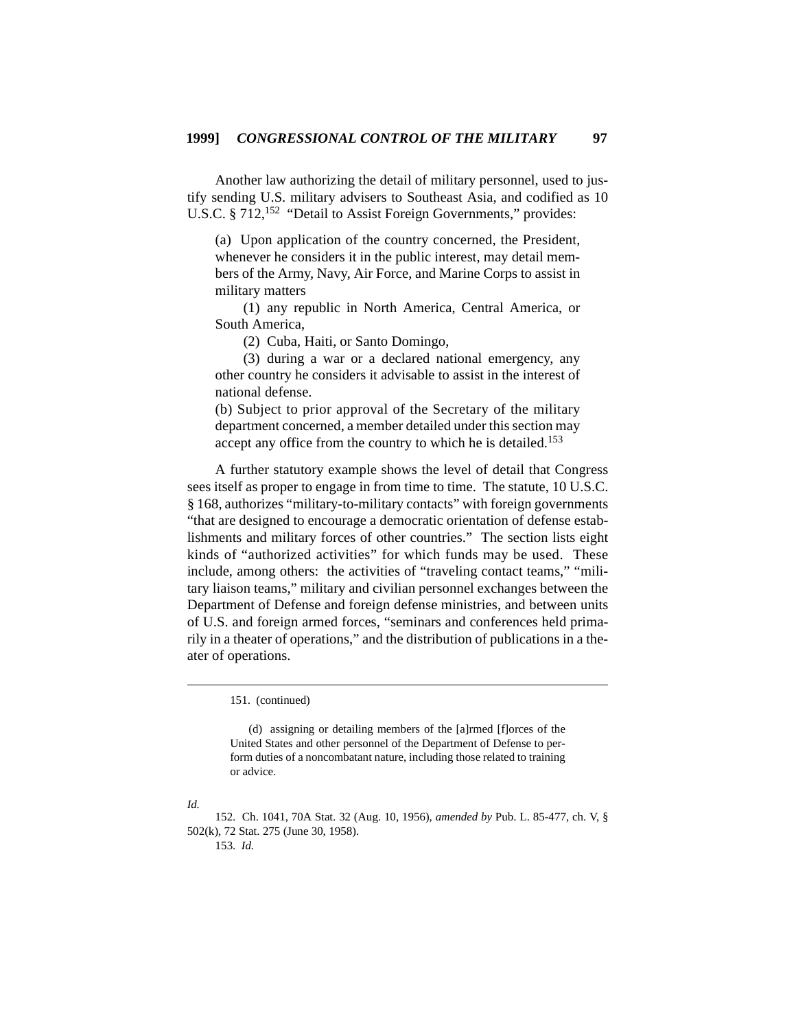Another law authorizing the detail of military personnel, used to justify sending U.S. military advisers to Southeast Asia, and codified as 10 U.S.C. § 712,[152] "Detail to Assist Foreign Governments," provides:

> (a) Upon application of the country concerned, the President, whenever he considers it in the public interest, may detail members of the Army, Navy, Air Force, and Marine Corps to assist in military matters
>
> (1) any republic in North America, Central America, or South America,
>
> (2) Cuba, Haiti, or Santo Domingo,
>
> (3) during a war or a declared national emergency, any other country he considers it advisable to assist in the interest of national defense.
>
> (b) Subject to prior approval of the Secretary of the military department concerned, a member detailed under this section may accept any office from the country to which he is detailed.[153]

A further statutory example shows the level of detail that Congress sees itself as proper to engage in from time to time. The statute, 10 U.S.C. § 168, authorizes "military-to-military contacts" with foreign governments "that are designed to encourage a democratic orientation of defense establishments and military forces of other countries." The section lists eight kinds of "authorized activities" for which funds may be used. These include, among others: the activities of "traveling contact teams," "military liaison teams," military and civilian personnel exchanges between the Department of Defense and foreign defense ministries, and between units of U.S. and foreign armed forces, "seminars and conferences held primarily in a theater of operations," and the distribution of publications in a theater of operations.

---

151. (continued)

> (d) assigning or detailing members of the [a]rmed [f]orces of the United States and other personnel of the Department of Defense to perform duties of a noncombatant nature, including those related to training or advice.

*Id.*

152. Ch. 1041, 70A Stat. 32 (Aug. 10, 1956), *amended by* Pub. L. 85-477, ch. V, § 502(k), 72 Stat. 275 (June 30, 1958).

153. *Id.*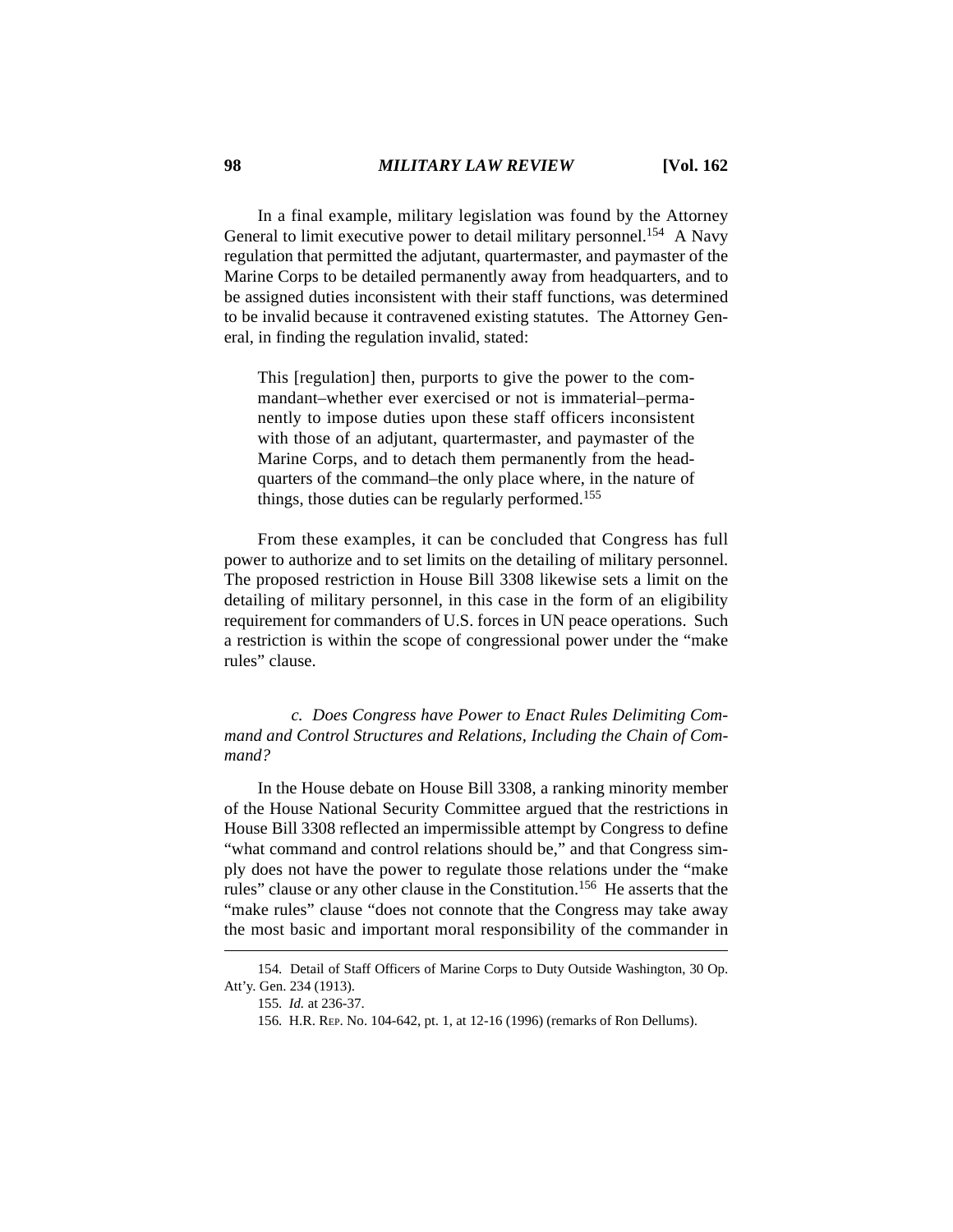In a final example, military legislation was found by the Attorney General to limit executive power to detail military personnel.[154] A Navy regulation that permitted the adjutant, quartermaster, and paymaster of the Marine Corps to be detailed permanently away from headquarters, and to be assigned duties inconsistent with their staff functions, was determined to be invalid because it contravened existing statutes. The Attorney General, in finding the regulation invalid, stated:

> This [regulation] then, purports to give the power to the commandant–whether ever exercised or not is immaterial–permanently to impose duties upon these staff officers inconsistent with those of an adjutant, quartermaster, and paymaster of the Marine Corps, and to detach them permanently from the headquarters of the command–the only place where, in the nature of things, those duties can be regularly performed.[155]

From these examples, it can be concluded that Congress has full power to authorize and to set limits on the detailing of military personnel. The proposed restriction in House Bill 3308 likewise sets a limit on the detailing of military personnel, in this case in the form of an eligibility requirement for commanders of U.S. forces in UN peace operations. Such a restriction is within the scope of congressional power under the "make rules" clause.

*c. Does Congress have Power to Enact Rules Delimiting Command and Control Structures and Relations, Including the Chain of Command?*

In the House debate on House Bill 3308, a ranking minority member of the House National Security Committee argued that the restrictions in House Bill 3308 reflected an impermissible attempt by Congress to define "what command and control relations should be," and that Congress simply does not have the power to regulate those relations under the "make rules" clause or any other clause in the Constitution.[156] He asserts that the "make rules" clause "does not connote that the Congress may take away the most basic and important moral responsibility of the commander in

---

154. Detail of Staff Officers of Marine Corps to Duty Outside Washington, 30 Op. Att'y. Gen. 234 (1913).

155. *Id.* at 236-37.

156. H.R. Rep. No. 104-642, pt. 1, at 12-16 (1996) (remarks of Ron Dellums).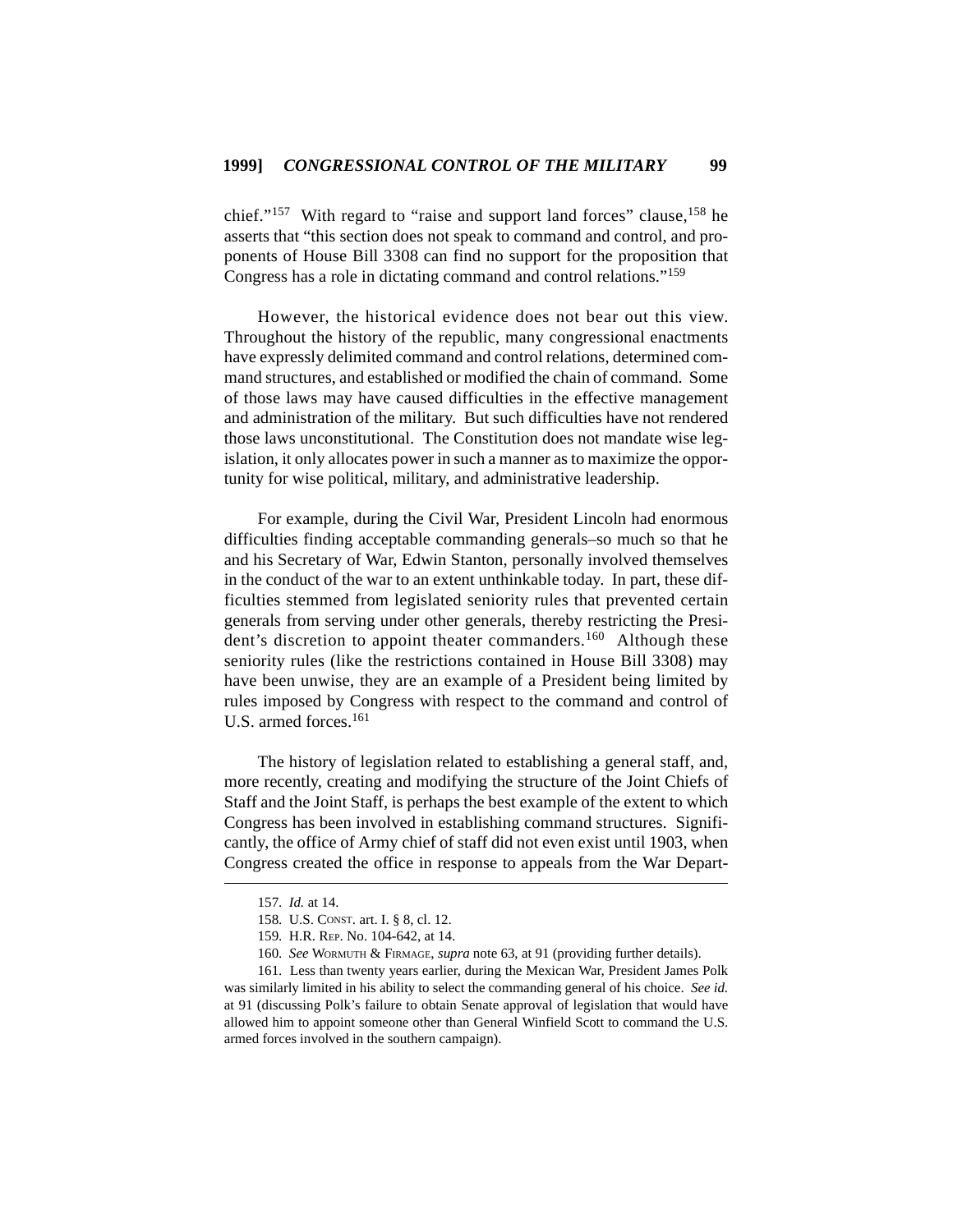chief."[157] With regard to "raise and support land forces" clause,[158] he asserts that "this section does not speak to command and control, and proponents of House Bill 3308 can find no support for the proposition that Congress has a role in dictating command and control relations."[159]

However, the historical evidence does not bear out this view. Throughout the history of the republic, many congressional enactments have expressly delimited command and control relations, determined command structures, and established or modified the chain of command. Some of those laws may have caused difficulties in the effective management and administration of the military. But such difficulties have not rendered those laws unconstitutional. The Constitution does not mandate wise legislation, it only allocates power in such a manner as to maximize the opportunity for wise political, military, and administrative leadership.

For example, during the Civil War, President Lincoln had enormous difficulties finding acceptable commanding generals–so much so that he and his Secretary of War, Edwin Stanton, personally involved themselves in the conduct of the war to an extent unthinkable today. In part, these difficulties stemmed from legislated seniority rules that prevented certain generals from serving under other generals, thereby restricting the President's discretion to appoint theater commanders.[160] Although these seniority rules (like the restrictions contained in House Bill 3308) may have been unwise, they are an example of a President being limited by rules imposed by Congress with respect to the command and control of U.S. armed forces.[161]

The history of legislation related to establishing a general staff, and, more recently, creating and modifying the structure of the Joint Chiefs of Staff and the Joint Staff, is perhaps the best example of the extent to which Congress has been involved in establishing command structures. Significantly, the office of Army chief of staff did not even exist until 1903, when Congress created the office in response to appeals from the War Depart-

---

157. *Id.* at 14.

158. U.S. CONST. art. I. § 8, cl. 12.

159. H.R. REP. No. 104-642, at 14.

160. *See* WORMUTH & FIRMAGE, *supra* note 63, at 91 (providing further details).

161. Less than twenty years earlier, during the Mexican War, President James Polk was similarly limited in his ability to select the commanding general of his choice. *See id.* at 91 (discussing Polk's failure to obtain Senate approval of legislation that would have allowed him to appoint someone other than General Winfield Scott to command the U.S. armed forces involved in the southern campaign).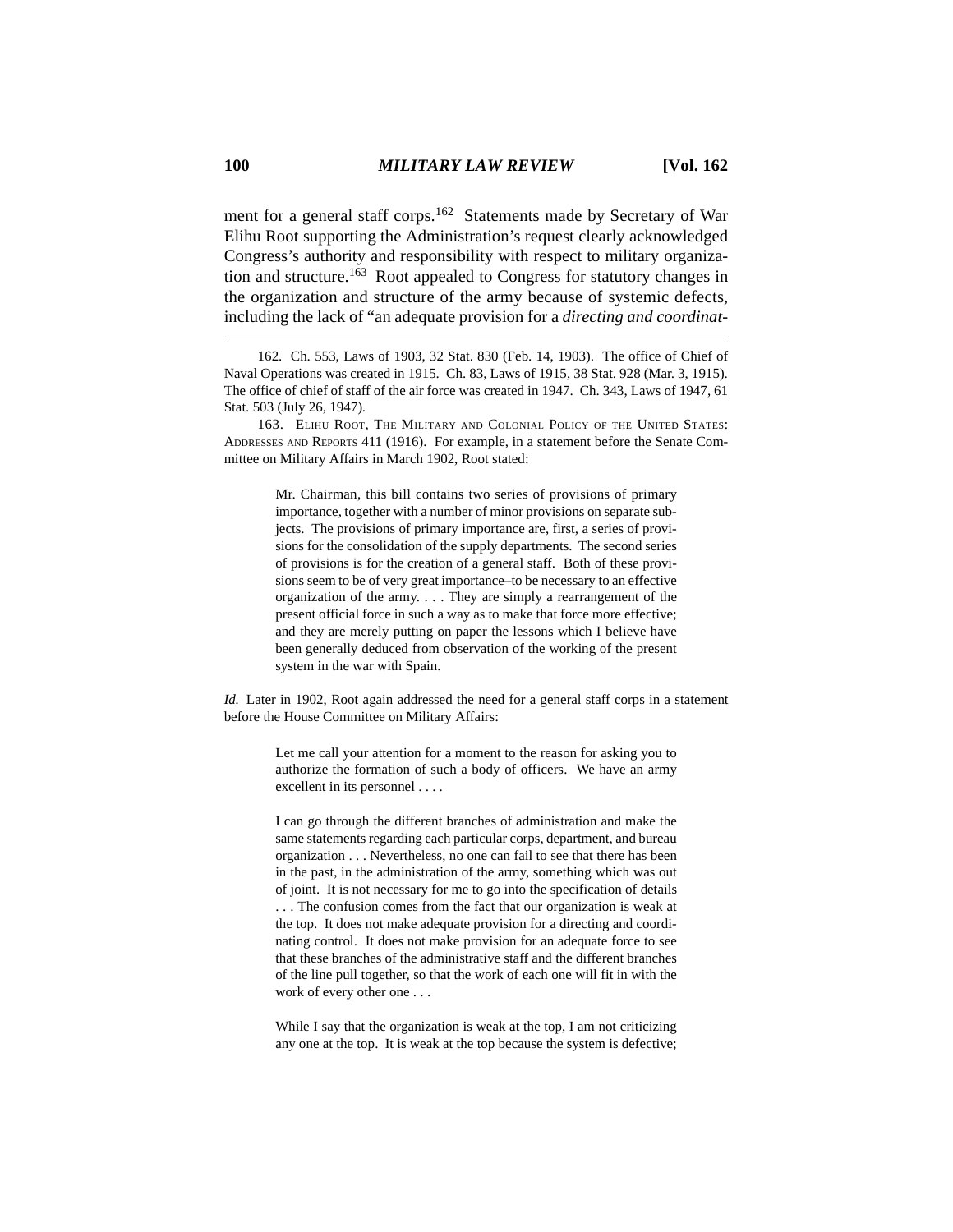ment for a general staff corps.[162] Statements made by Secretary of War Elihu Root supporting the Administration's request clearly acknowledged Congress's authority and responsibility with respect to military organization and structure.[163] Root appealed to Congress for statutory changes in the organization and structure of the army because of systemic defects, including the lack of "an adequate provision for a *directing and coordinat-*

---

162. Ch. 553, Laws of 1903, 32 Stat. 830 (Feb. 14, 1903). The office of Chief of Naval Operations was created in 1915. Ch. 83, Laws of 1915, 38 Stat. 928 (Mar. 3, 1915). The office of chief of staff of the air force was created in 1947. Ch. 343, Laws of 1947, 61 Stat. 503 (July 26, 1947).

163. Elihu Root, The Military and Colonial Policy of the United States: Addresses and Reports 411 (1916). For example, in a statement before the Senate Committee on Military Affairs in March 1902, Root stated:

> Mr. Chairman, this bill contains two series of provisions of primary importance, together with a number of minor provisions on separate subjects. The provisions of primary importance are, first, a series of provisions for the consolidation of the supply departments. The second series of provisions is for the creation of a general staff. Both of these provisions seem to be of very great importance–to be necessary to an effective organization of the army. . . . They are simply a rearrangement of the present official force in such a way as to make that force more effective; and they are merely putting on paper the lessons which I believe have been generally deduced from observation of the working of the present system in the war with Spain.

*Id.* Later in 1902, Root again addressed the need for a general staff corps in a statement before the House Committee on Military Affairs:

> Let me call your attention for a moment to the reason for asking you to authorize the formation of such a body of officers. We have an army excellent in its personnel . . . .
>
> I can go through the different branches of administration and make the same statements regarding each particular corps, department, and bureau organization . . . Nevertheless, no one can fail to see that there has been in the past, in the administration of the army, something which was out of joint. It is not necessary for me to go into the specification of details . . . The confusion comes from the fact that our organization is weak at the top. It does not make adequate provision for a directing and coordinating control. It does not make provision for an adequate force to see that these branches of the administrative staff and the different branches of the line pull together, so that the work of each one will fit in with the work of every other one . . .
>
> While I say that the organization is weak at the top, I am not criticizing any one at the top. It is weak at the top because the system is defective;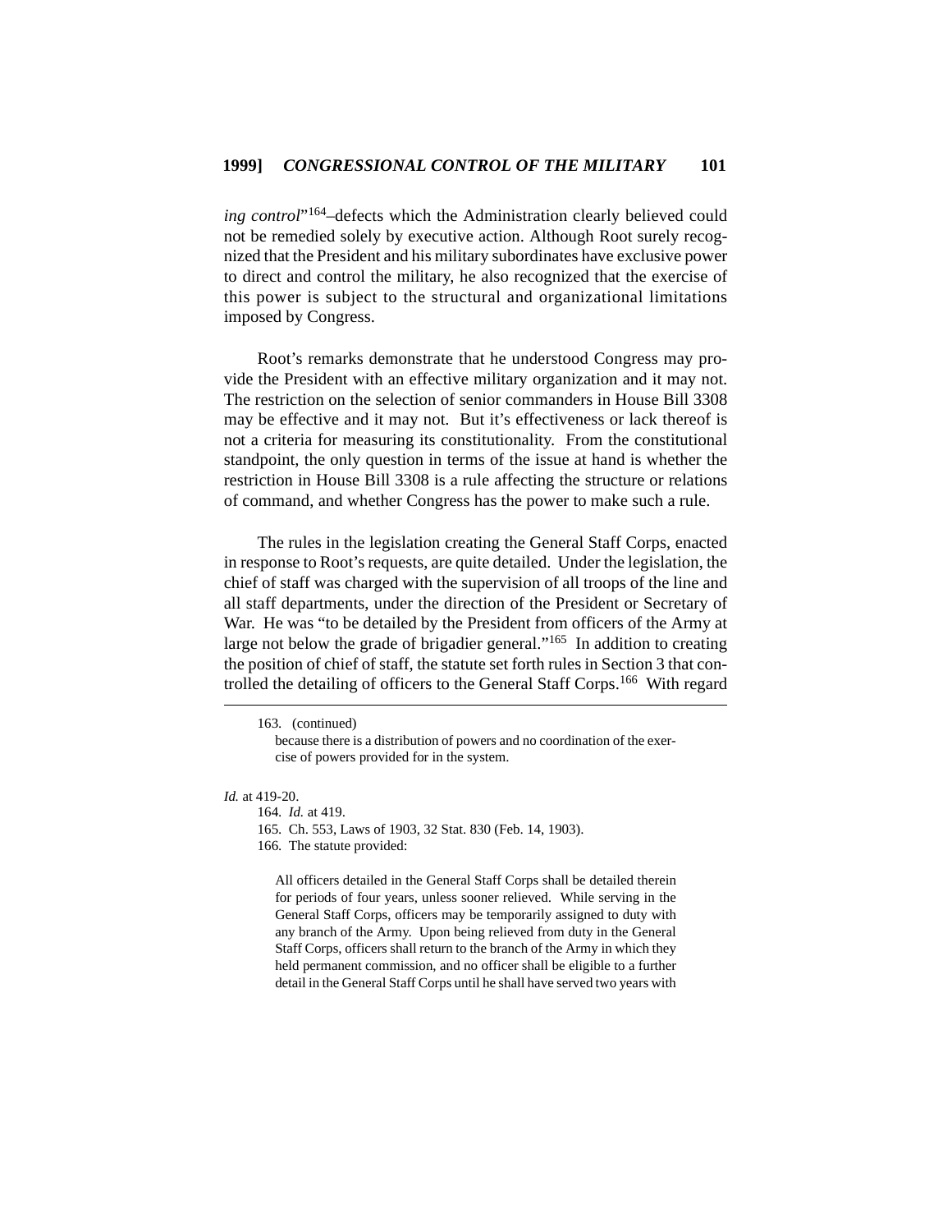*ing control*"[164]–defects which the Administration clearly believed could not be remedied solely by executive action. Although Root surely recognized that the President and his military subordinates have exclusive power to direct and control the military, he also recognized that the exercise of this power is subject to the structural and organizational limitations imposed by Congress.

Root's remarks demonstrate that he understood Congress may provide the President with an effective military organization and it may not. The restriction on the selection of senior commanders in House Bill 3308 may be effective and it may not. But it's effectiveness or lack thereof is not a criteria for measuring its constitutionality. From the constitutional standpoint, the only question in terms of the issue at hand is whether the restriction in House Bill 3308 is a rule affecting the structure or relations of command, and whether Congress has the power to make such a rule.

The rules in the legislation creating the General Staff Corps, enacted in response to Root's requests, are quite detailed. Under the legislation, the chief of staff was charged with the supervision of all troops of the line and all staff departments, under the direction of the President or Secretary of War. He was "to be detailed by the President from officers of the Army at large not below the grade of brigadier general."[165] In addition to creating the position of chief of staff, the statute set forth rules in Section 3 that controlled the detailing of officers to the General Staff Corps.[166] With regard

---

163. (continued)

because there is a distribution of powers and no coordination of the exercise of powers provided for in the system.

*Id.* at 419-20.

164. *Id.* at 419.

165. Ch. 553, Laws of 1903, 32 Stat. 830 (Feb. 14, 1903).

166. The statute provided:

> All officers detailed in the General Staff Corps shall be detailed therein for periods of four years, unless sooner relieved. While serving in the General Staff Corps, officers may be temporarily assigned to duty with any branch of the Army. Upon being relieved from duty in the General Staff Corps, officers shall return to the branch of the Army in which they held permanent commission, and no officer shall be eligible to a further detail in the General Staff Corps until he shall have served two years with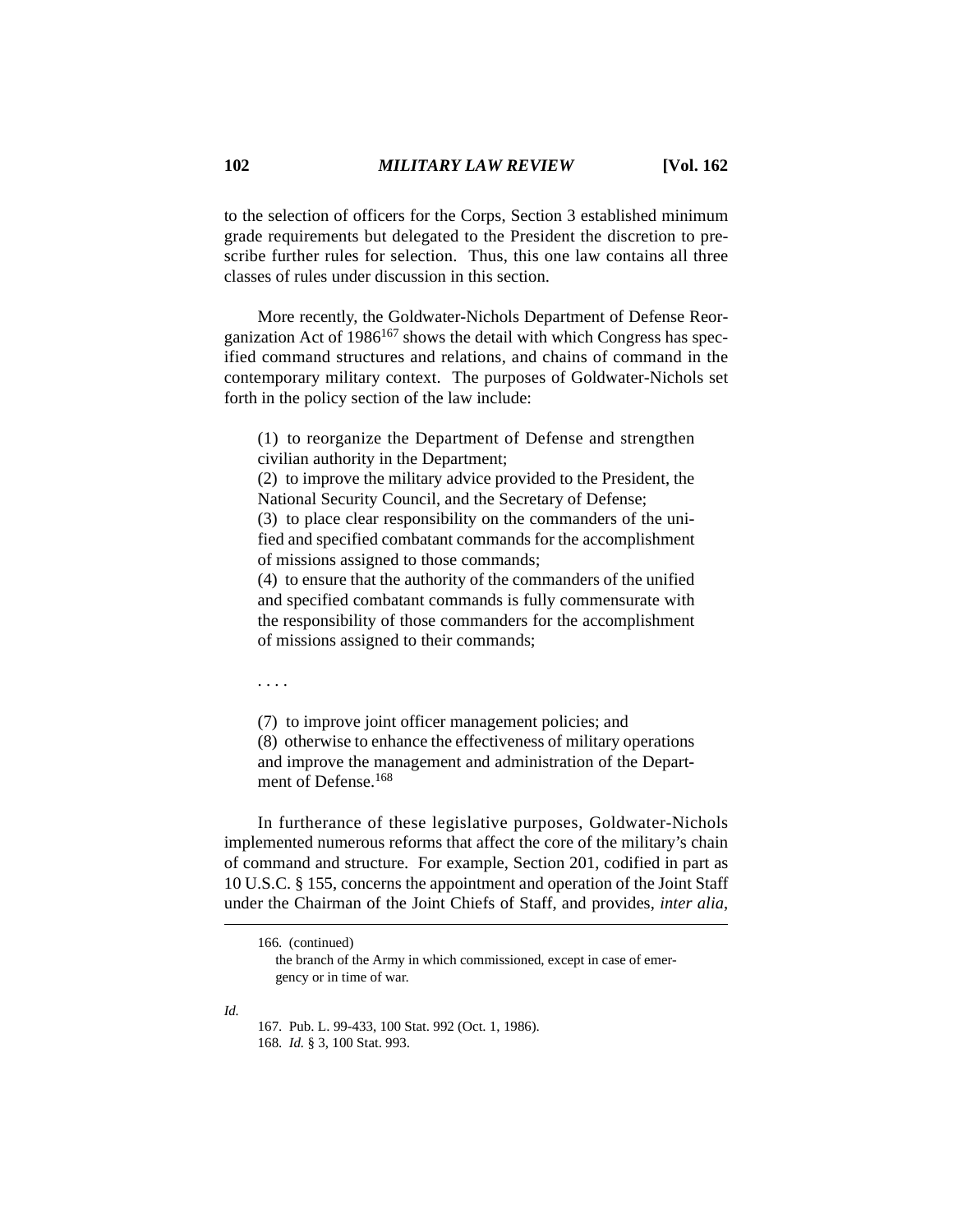to the selection of officers for the Corps, Section 3 established minimum grade requirements but delegated to the President the discretion to prescribe further rules for selection. Thus, this one law contains all three classes of rules under discussion in this section.

More recently, the Goldwater-Nichols Department of Defense Reorganization Act of 1986[167] shows the detail with which Congress has specified command structures and relations, and chains of command in the contemporary military context. The purposes of Goldwater-Nichols set forth in the policy section of the law include:

> (1) to reorganize the Department of Defense and strengthen civilian authority in the Department;
> (2) to improve the military advice provided to the President, the National Security Council, and the Secretary of Defense;
> (3) to place clear responsibility on the commanders of the unified and specified combatant commands for the accomplishment of missions assigned to those commands;
> (4) to ensure that the authority of the commanders of the unified and specified combatant commands is fully commensurate with the responsibility of those commanders for the accomplishment of missions assigned to their commands;
>
> . . . .
>
> (7) to improve joint officer management policies; and
> (8) otherwise to enhance the effectiveness of military operations and improve the management and administration of the Department of Defense.[168]

In furtherance of these legislative purposes, Goldwater-Nichols implemented numerous reforms that affect the core of the military's chain of command and structure. For example, Section 201, codified in part as 10 U.S.C. § 155, concerns the appointment and operation of the Joint Staff under the Chairman of the Joint Chiefs of Staff, and provides, *inter alia*,

---

166. (continued)
the branch of the Army in which commissioned, except in case of emergency or in time of war.

*Id.*

167. Pub. L. 99-433, 100 Stat. 992 (Oct. 1, 1986).

168. *Id.* § 3, 100 Stat. 993.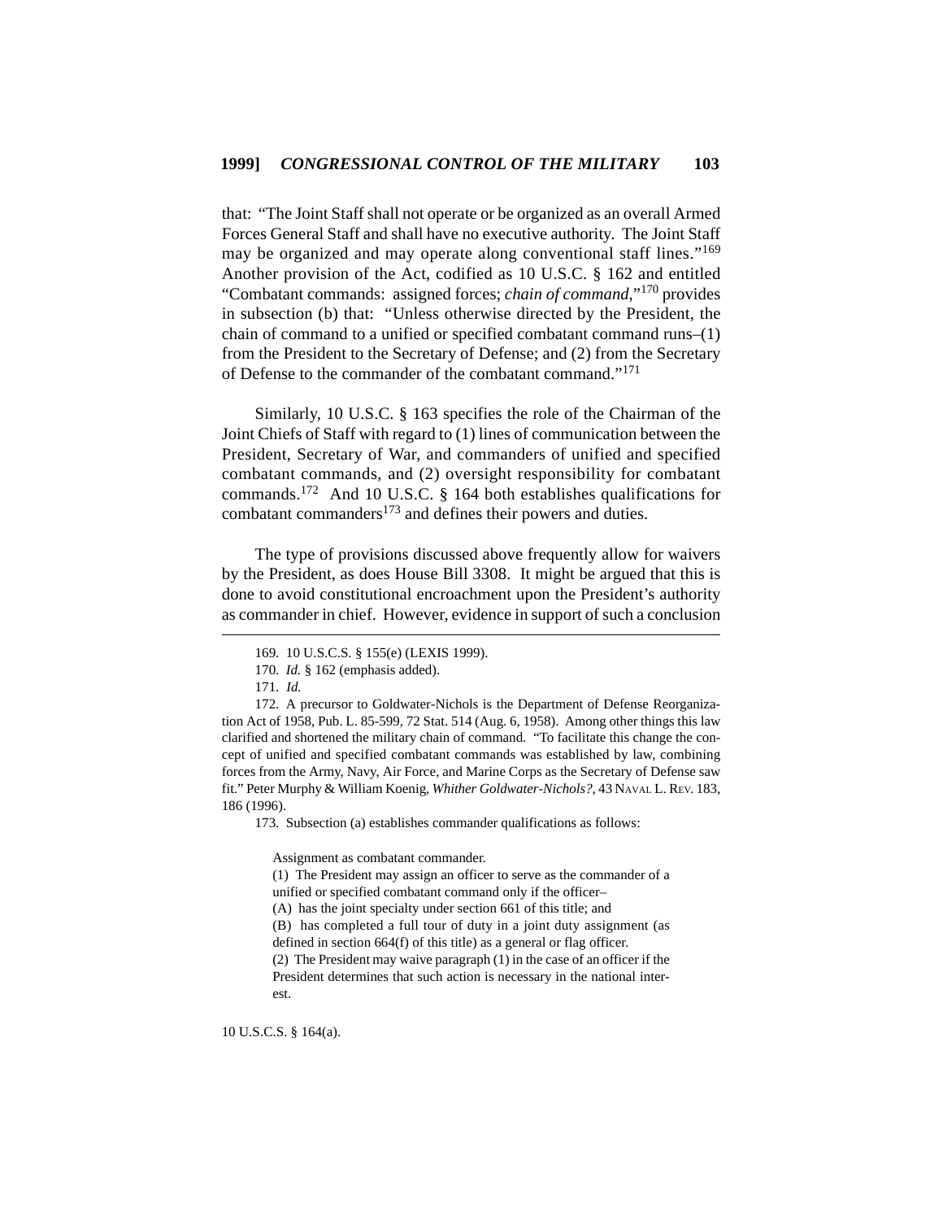that: "The Joint Staff shall not operate or be organized as an overall Armed Forces General Staff and shall have no executive authority. The Joint Staff may be organized and may operate along conventional staff lines."[169] Another provision of the Act, codified as 10 U.S.C. § 162 and entitled "Combatant commands: assigned forces; *chain of command*,"[170] provides in subsection (b) that: "Unless otherwise directed by the President, the chain of command to a unified or specified combatant command runs–(1) from the President to the Secretary of Defense; and (2) from the Secretary of Defense to the commander of the combatant command."[171]

Similarly, 10 U.S.C. § 163 specifies the role of the Chairman of the Joint Chiefs of Staff with regard to (1) lines of communication between the President, Secretary of War, and commanders of unified and specified combatant commands, and (2) oversight responsibility for combatant commands.[172] And 10 U.S.C. § 164 both establishes qualifications for combatant commanders[173] and defines their powers and duties.

The type of provisions discussed above frequently allow for waivers by the President, as does House Bill 3308. It might be argued that this is done to avoid constitutional encroachment upon the President's authority as commander in chief. However, evidence in support of such a conclusion

---

169. 10 U.S.C.S. § 155(e) (LEXIS 1999).

170. *Id.* § 162 (emphasis added).

171. *Id.*

172. A precursor to Goldwater-Nichols is the Department of Defense Reorganization Act of 1958, Pub. L. 85-599, 72 Stat. 514 (Aug. 6, 1958). Among other things this law clarified and shortened the military chain of command. "To facilitate this change the concept of unified and specified combatant commands was established by law, combining forces from the Army, Navy, Air Force, and Marine Corps as the Secretary of Defense saw fit." Peter Murphy & William Koenig, *Whither Goldwater-Nichols?*, 43 NAVAL L. REV. 183, 186 (1996).

173. Subsection (a) establishes commander qualifications as follows:

> Assignment as combatant commander.
>
> (1) The President may assign an officer to serve as the commander of a unified or specified combatant command only if the officer–
>
> (A) has the joint specialty under section 661 of this title; and
>
> (B) has completed a full tour of duty in a joint duty assignment (as defined in section 664(f) of this title) as a general or flag officer.
>
> (2) The President may waive paragraph (1) in the case of an officer if the President determines that such action is necessary in the national interest.

10 U.S.C.S. § 164(a).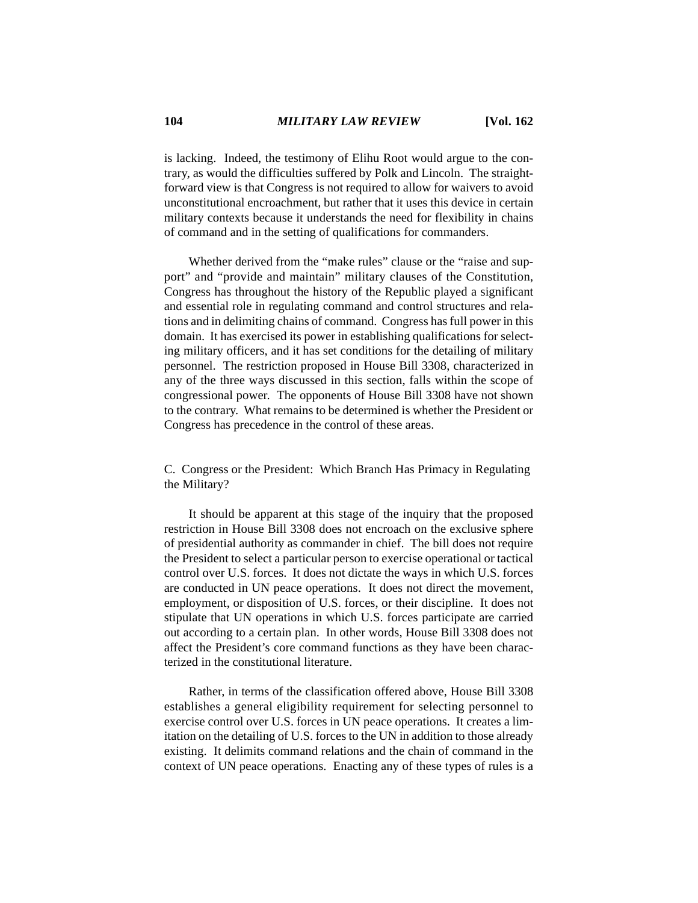is lacking. Indeed, the testimony of Elihu Root would argue to the contrary, as would the difficulties suffered by Polk and Lincoln. The straightforward view is that Congress is not required to allow for waivers to avoid unconstitutional encroachment, but rather that it uses this device in certain military contexts because it understands the need for flexibility in chains of command and in the setting of qualifications for commanders.

Whether derived from the "make rules" clause or the "raise and support" and "provide and maintain" military clauses of the Constitution, Congress has throughout the history of the Republic played a significant and essential role in regulating command and control structures and relations and in delimiting chains of command. Congress has full power in this domain. It has exercised its power in establishing qualifications for selecting military officers, and it has set conditions for the detailing of military personnel. The restriction proposed in House Bill 3308, characterized in any of the three ways discussed in this section, falls within the scope of congressional power. The opponents of House Bill 3308 have not shown to the contrary. What remains to be determined is whether the President or Congress has precedence in the control of these areas.

### C. Congress or the President: Which Branch Has Primacy in Regulating the Military?

It should be apparent at this stage of the inquiry that the proposed restriction in House Bill 3308 does not encroach on the exclusive sphere of presidential authority as commander in chief. The bill does not require the President to select a particular person to exercise operational or tactical control over U.S. forces. It does not dictate the ways in which U.S. forces are conducted in UN peace operations. It does not direct the movement, employment, or disposition of U.S. forces, or their discipline. It does not stipulate that UN operations in which U.S. forces participate are carried out according to a certain plan. In other words, House Bill 3308 does not affect the President's core command functions as they have been characterized in the constitutional literature.

Rather, in terms of the classification offered above, House Bill 3308 establishes a general eligibility requirement for selecting personnel to exercise control over U.S. forces in UN peace operations. It creates a limitation on the detailing of U.S. forces to the UN in addition to those already existing. It delimits command relations and the chain of command in the context of UN peace operations. Enacting any of these types of rules is a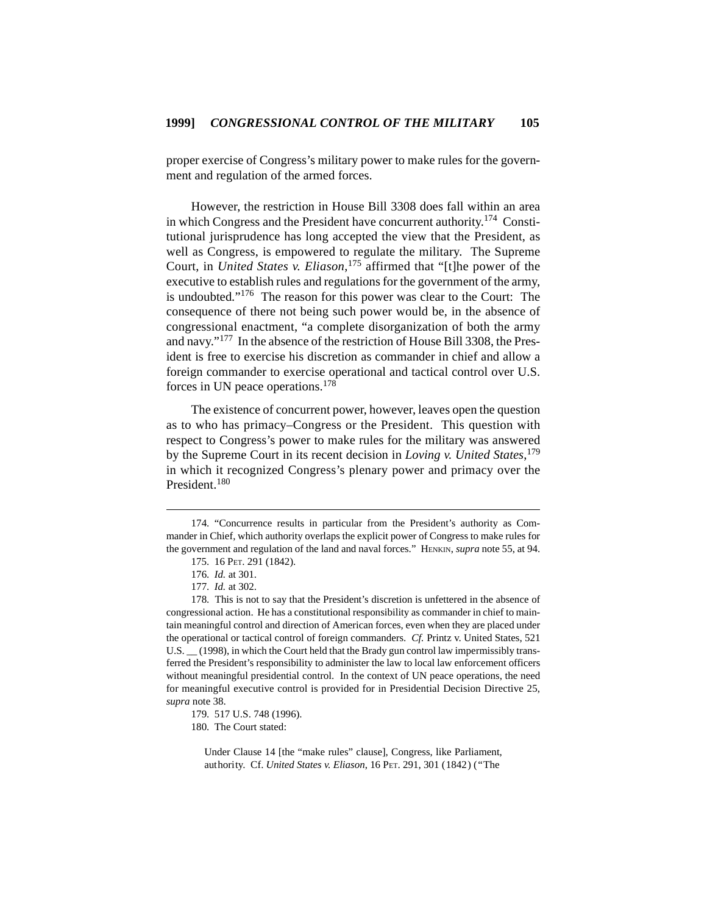proper exercise of Congress's military power to make rules for the government and regulation of the armed forces.

However, the restriction in House Bill 3308 does fall within an area in which Congress and the President have concurrent authority.[174] Constitutional jurisprudence has long accepted the view that the President, as well as Congress, is empowered to regulate the military. The Supreme Court, in *United States v. Eliason*,[175] affirmed that "[t]he power of the executive to establish rules and regulations for the government of the army, is undoubted."[176] The reason for this power was clear to the Court: The consequence of there not being such power would be, in the absence of congressional enactment, "a complete disorganization of both the army and navy."[177] In the absence of the restriction of House Bill 3308, the President is free to exercise his discretion as commander in chief and allow a foreign commander to exercise operational and tactical control over U.S. forces in UN peace operations.[178]

The existence of concurrent power, however, leaves open the question as to who has primacy–Congress or the President. This question with respect to Congress's power to make rules for the military was answered by the Supreme Court in its recent decision in *Loving v. United States*,[179] in which it recognized Congress's plenary power and primacy over the President.[180]

---

174. "Concurrence results in particular from the President's authority as Commander in Chief, which authority overlaps the explicit power of Congress to make rules for the government and regulation of the land and naval forces." HENKIN, *supra* note 55, at 94.

175. 16 PET. 291 (1842).

176. *Id.* at 301.

177. *Id.* at 302.

178. This is not to say that the President's discretion is unfettered in the absence of congressional action. He has a constitutional responsibility as commander in chief to maintain meaningful control and direction of American forces, even when they are placed under the operational or tactical control of foreign commanders. *Cf.* Printz v. United States, 521 U.S. __ (1998), in which the Court held that the Brady gun control law impermissibly transferred the President's responsibility to administer the law to local law enforcement officers without meaningful presidential control. In the context of UN peace operations, the need for meaningful executive control is provided for in Presidential Decision Directive 25, *supra* note 38.

179. 517 U.S. 748 (1996).

180. The Court stated:

> Under Clause 14 [the "make rules" clause], Congress, like Parliament, authority. Cf. *United States v. Eliason*, 16 PET. 291, 301 (1842) ("The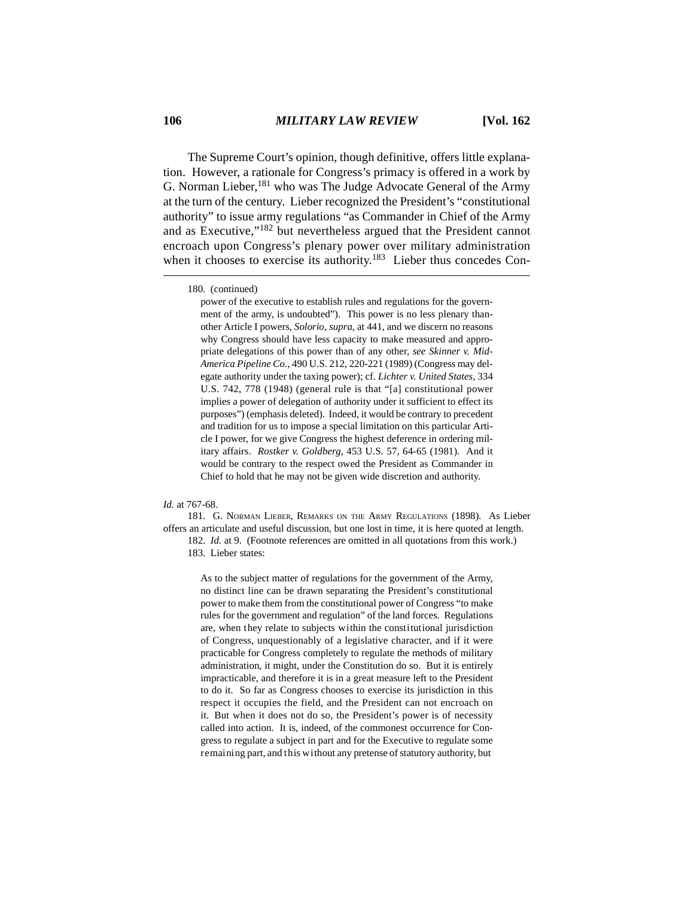The Supreme Court's opinion, though definitive, offers little explanation. However, a rationale for Congress's primacy is offered in a work by G. Norman Lieber,[181] who was The Judge Advocate General of the Army at the turn of the century. Lieber recognized the President's "constitutional authority" to issue army regulations "as Commander in Chief of the Army and as Executive,"[182] but nevertheless argued that the President cannot encroach upon Congress's plenary power over military administration when it chooses to exercise its authority.[183] Lieber thus concedes Con-

---

180. (continued)

> power of the executive to establish rules and regulations for the government of the army, is undoubted"). This power is no less plenary than other Article I powers, *Solorio*, *supra*, at 441, and we discern no reasons why Congress should have less capacity to make measured and appropriate delegations of this power than of any other, *see Skinner v. Mid-America Pipeline Co.*, 490 U.S. 212, 220-221 (1989) (Congress may delegate authority under the taxing power); cf. *Lichter v. United States*, 334 U.S. 742, 778 (1948) (general rule is that "[a] constitutional power implies a power of delegation of authority under it sufficient to effect its purposes") (emphasis deleted). Indeed, it would be contrary to precedent and tradition for us to impose a special limitation on this particular Article I power, for we give Congress the highest deference in ordering military affairs. *Rostker v. Goldberg*, 453 U.S. 57, 64-65 (1981). And it would be contrary to the respect owed the President as Commander in Chief to hold that he may not be given wide discretion and authority.

*Id.* at 767-68.

181. G. NORMAN LIEBER, REMARKS ON THE ARMY REGULATIONS (1898). As Lieber offers an articulate and useful discussion, but one lost in time, it is here quoted at length.

182. *Id.* at 9. (Footnote references are omitted in all quotations from this work.)

183. Lieber states:

> As to the subject matter of regulations for the government of the Army, no distinct line can be drawn separating the President's constitutional power to make them from the constitutional power of Congress "to make rules for the government and regulation" of the land forces. Regulations are, when they relate to subjects within the constitutional jurisdiction of Congress, unquestionably of a legislative character, and if it were practicable for Congress completely to regulate the methods of military administration, it might, under the Constitution do so. But it is entirely impracticable, and therefore it is in a great measure left to the President to do it. So far as Congress chooses to exercise its jurisdiction in this respect it occupies the field, and the President can not encroach on it. But when it does not do so, the President's power is of necessity called into action. It is, indeed, of the commonest occurrence for Congress to regulate a subject in part and for the Executive to regulate some remaining part, and this without any pretense of statutory authority, but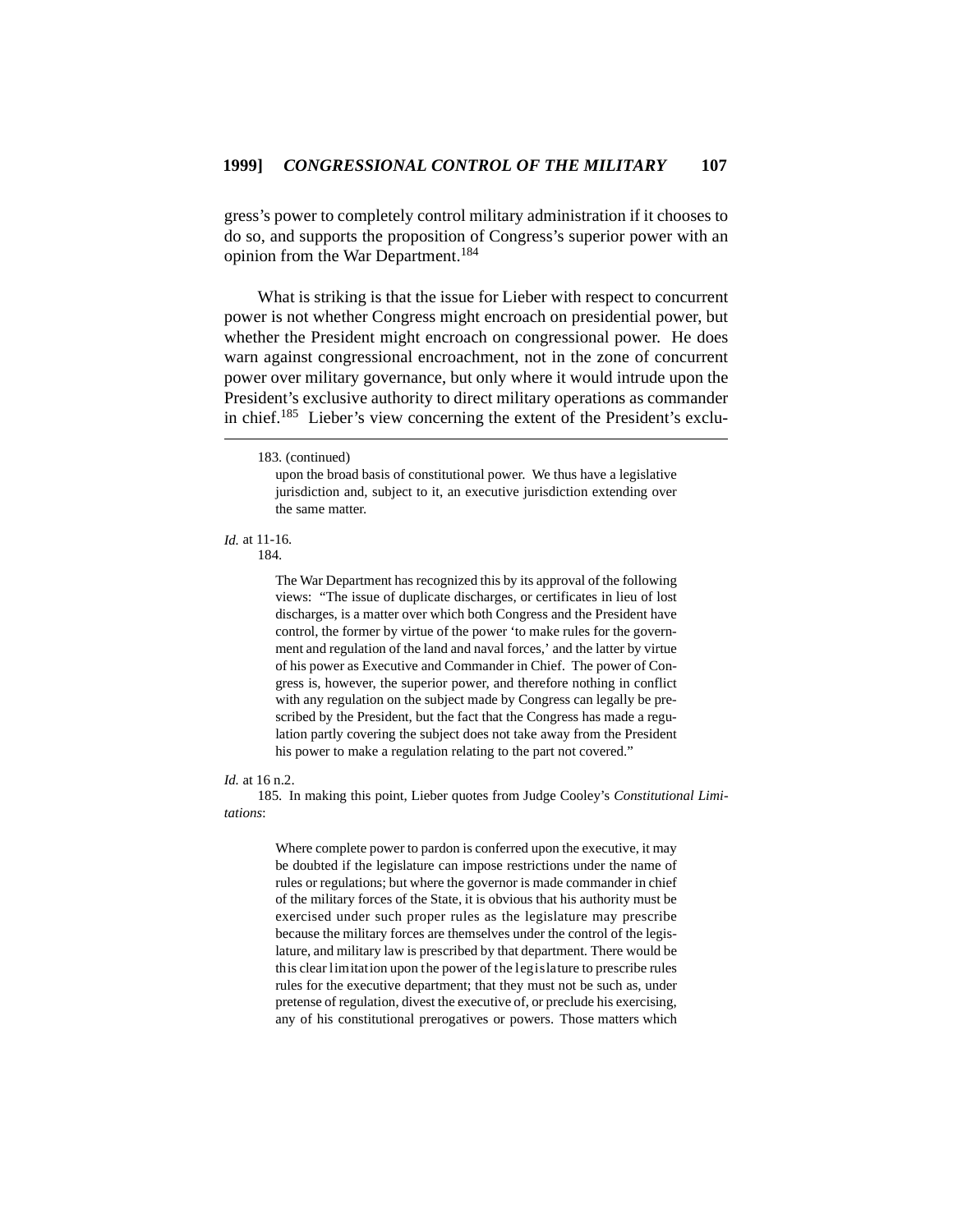gress's power to completely control military administration if it chooses to do so, and supports the proposition of Congress's superior power with an opinion from the War Department.[184]

What is striking is that the issue for Lieber with respect to concurrent power is not whether Congress might encroach on presidential power, but whether the President might encroach on congressional power. He does warn against congressional encroachment, not in the zone of concurrent power over military governance, but only where it would intrude upon the President's exclusive authority to direct military operations as commander in chief.[185] Lieber's view concerning the extent of the President's exclu-

---

183. (continued)

> upon the broad basis of constitutional power. We thus have a legislative jurisdiction and, subject to it, an executive jurisdiction extending over the same matter.

*Id.* at 11-16.

184.

> The War Department has recognized this by its approval of the following views: "The issue of duplicate discharges, or certificates in lieu of lost discharges, is a matter over which both Congress and the President have control, the former by virtue of the power 'to make rules for the government and regulation of the land and naval forces,' and the latter by virtue of his power as Executive and Commander in Chief. The power of Congress is, however, the superior power, and therefore nothing in conflict with any regulation on the subject made by Congress can legally be prescribed by the President, but the fact that the Congress has made a regulation partly covering the subject does not take away from the President his power to make a regulation relating to the part not covered."

*Id.* at 16 n.2.

185. In making this point, Lieber quotes from Judge Cooley's *Constitutional Limitations*:

> Where complete power to pardon is conferred upon the executive, it may be doubted if the legislature can impose restrictions under the name of rules or regulations; but where the governor is made commander in chief of the military forces of the State, it is obvious that his authority must be exercised under such proper rules as the legislature may prescribe because the military forces are themselves under the control of the legislature, and military law is prescribed by that department. There would be this clear limitation upon the power of the legislature to prescribe rules rules for the executive department; that they must not be such as, under pretense of regulation, divest the executive of, or preclude his exercising, any of his constitutional prerogatives or powers. Those matters which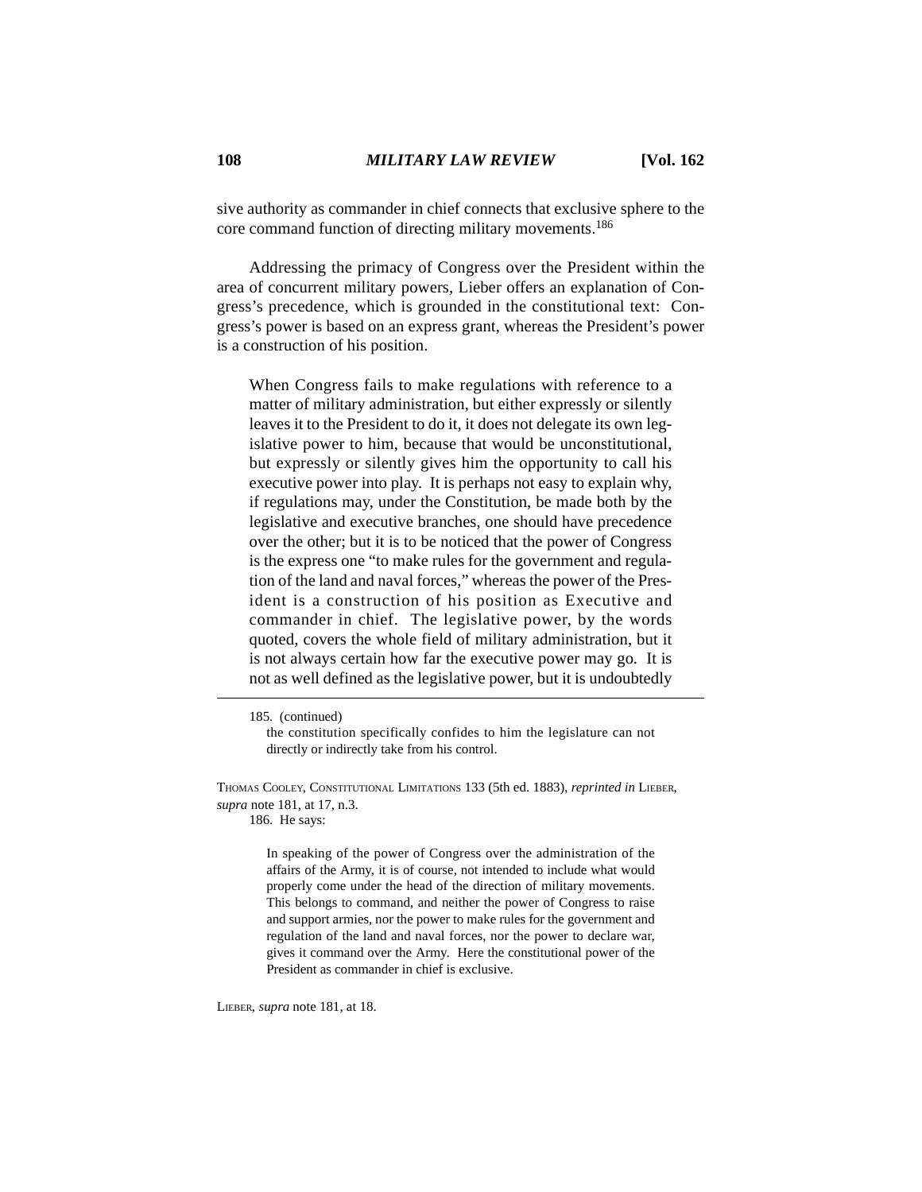sive authority as commander in chief connects that exclusive sphere to the core command function of directing military movements.[186]

Addressing the primacy of Congress over the President within the area of concurrent military powers, Lieber offers an explanation of Congress's precedence, which is grounded in the constitutional text: Congress's power is based on an express grant, whereas the President's power is a construction of his position.

> When Congress fails to make regulations with reference to a matter of military administration, but either expressly or silently leaves it to the President to do it, it does not delegate its own legislative power to him, because that would be unconstitutional, but expressly or silently gives him the opportunity to call his executive power into play. It is perhaps not easy to explain why, if regulations may, under the Constitution, be made both by the legislative and executive branches, one should have precedence over the other; but it is to be noticed that the power of Congress is the express one "to make rules for the government and regulation of the land and naval forces," whereas the power of the President is a construction of his position as Executive and commander in chief. The legislative power, by the words quoted, covers the whole field of military administration, but it is not always certain how far the executive power may go. It is not as well defined as the legislative power, but it is undoubtedly

---

185. (continued)

> the constitution specifically confides to him the legislature can not directly or indirectly take from his control.

THOMAS COOLEY, CONSTITUTIONAL LIMITATIONS 133 (5th ed. 1883), *reprinted in* LIEBER, *supra* note 181, at 17, n.3.

186. He says:

> In speaking of the power of Congress over the administration of the affairs of the Army, it is of course, not intended to include what would properly come under the head of the direction of military movements. This belongs to command, and neither the power of Congress to raise and support armies, nor the power to make rules for the government and regulation of the land and naval forces, nor the power to declare war, gives it command over the Army. Here the constitutional power of the President as commander in chief is exclusive.

LIEBER, *supra* note 181, at 18.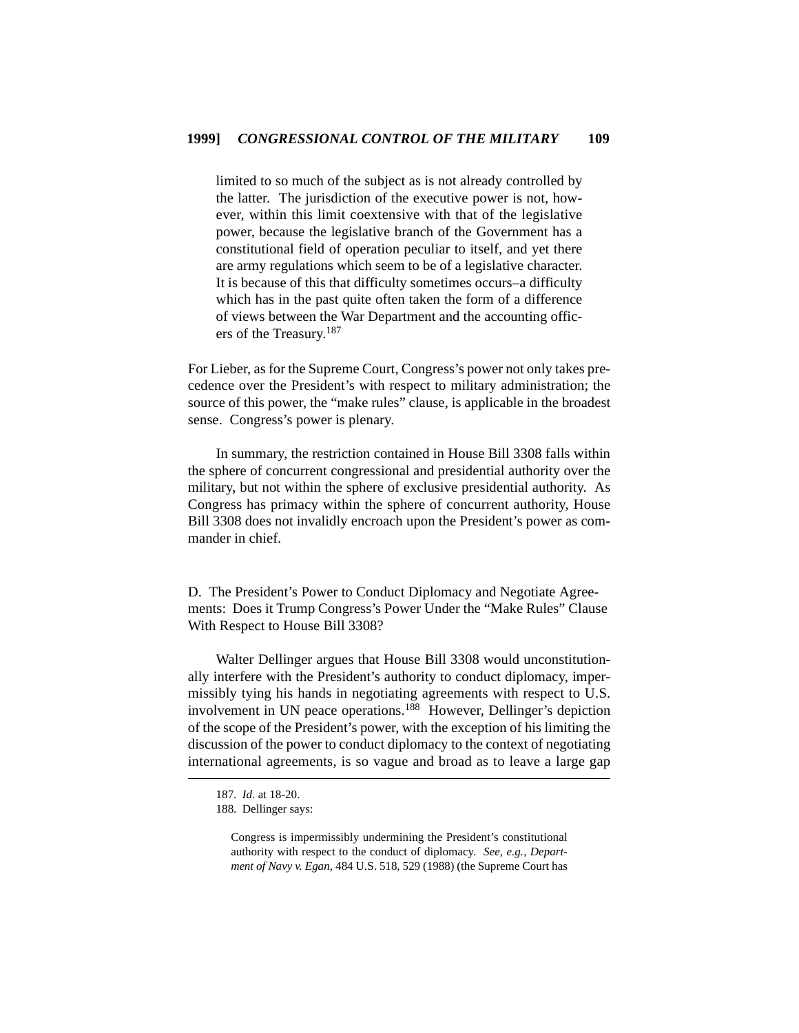> limited to so much of the subject as is not already controlled by the latter. The jurisdiction of the executive power is not, however, within this limit coextensive with that of the legislative power, because the legislative branch of the Government has a constitutional field of operation peculiar to itself, and yet there are army regulations which seem to be of a legislative character. It is because of this that difficulty sometimes occurs–a difficulty which has in the past quite often taken the form of a difference of views between the War Department and the accounting officers of the Treasury.[187]

For Lieber, as for the Supreme Court, Congress's power not only takes precedence over the President's with respect to military administration; the source of this power, the "make rules" clause, is applicable in the broadest sense. Congress's power is plenary.

In summary, the restriction contained in House Bill 3308 falls within the sphere of concurrent congressional and presidential authority over the military, but not within the sphere of exclusive presidential authority. As Congress has primacy within the sphere of concurrent authority, House Bill 3308 does not invalidly encroach upon the President's power as commander in chief.

### D. The President's Power to Conduct Diplomacy and Negotiate Agreements: Does it Trump Congress's Power Under the "Make Rules" Clause With Respect to House Bill 3308?

Walter Dellinger argues that House Bill 3308 would unconstitutionally interfere with the President's authority to conduct diplomacy, impermissibly tying his hands in negotiating agreements with respect to U.S. involvement in UN peace operations.[188] However, Dellinger's depiction of the scope of the President's power, with the exception of his limiting the discussion of the power to conduct diplomacy to the context of negotiating international agreements, is so vague and broad as to leave a large gap

---

187. *Id.* at 18-20.

188. Dellinger says:

> Congress is impermissibly undermining the President's constitutional authority with respect to the conduct of diplomacy. *See, e.g.*, *Department of Navy v. Egan*, 484 U.S. 518, 529 (1988) (the Supreme Court has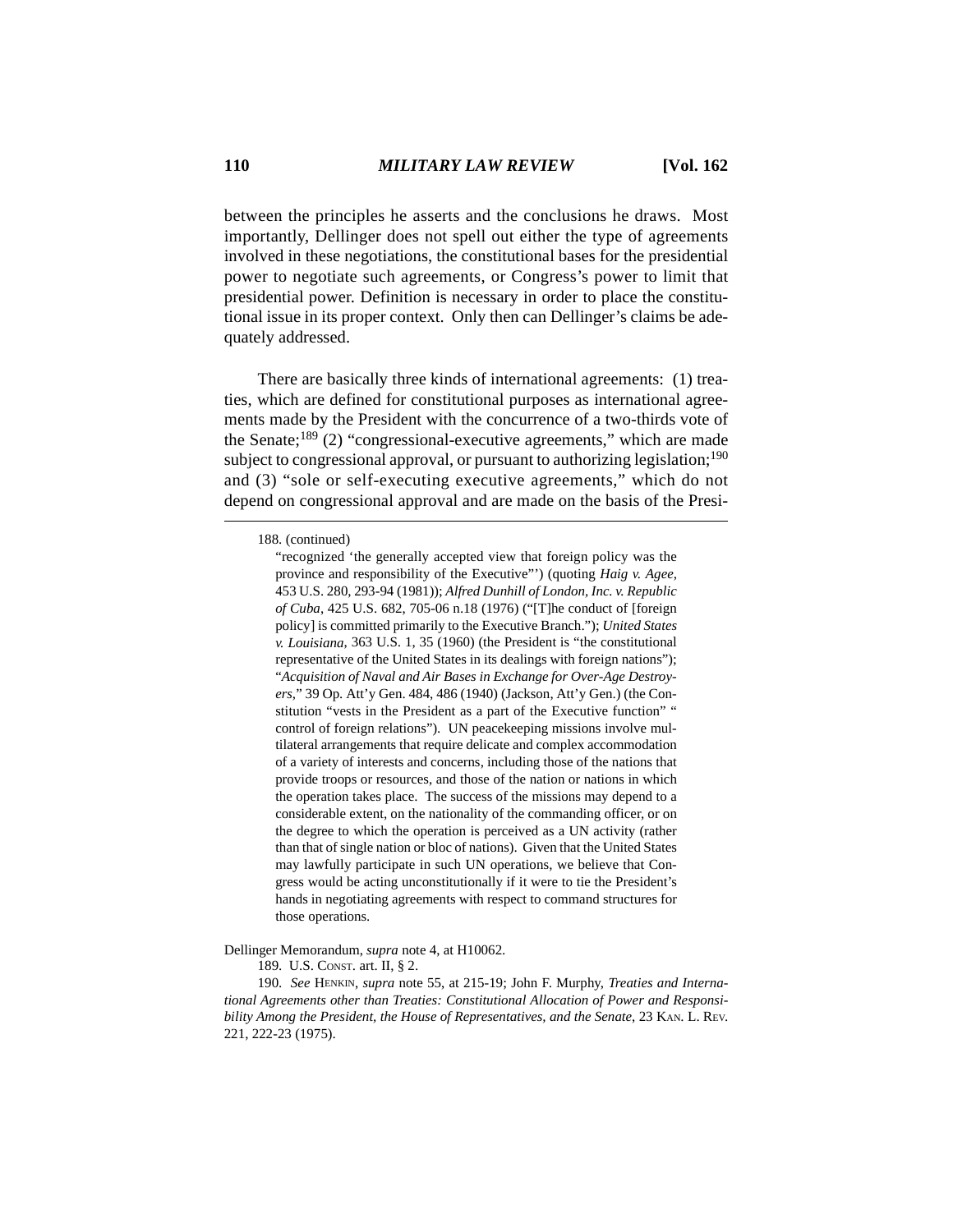between the principles he asserts and the conclusions he draws. Most importantly, Dellinger does not spell out either the type of agreements involved in these negotiations, the constitutional bases for the presidential power to negotiate such agreements, or Congress's power to limit that presidential power. Definition is necessary in order to place the constitutional issue in its proper context. Only then can Dellinger's claims be adequately addressed.

There are basically three kinds of international agreements: (1) treaties, which are defined for constitutional purposes as international agreements made by the President with the concurrence of a two-thirds vote of the Senate;[189] (2) "congressional-executive agreements," which are made subject to congressional approval, or pursuant to authorizing legislation;[190] and (3) "sole or self-executing executive agreements," which do not depend on congressional approval and are made on the basis of the Presi-

---

188. (continued)

> "recognized 'the generally accepted view that foreign policy was the province and responsibility of the Executive"') (quoting *Haig v. Agee*, 453 U.S. 280, 293-94 (1981)); *Alfred Dunhill of London, Inc. v. Republic of Cuba*, 425 U.S. 682, 705-06 n.18 (1976) ("[T]he conduct of [foreign policy] is committed primarily to the Executive Branch."); *United States v. Louisiana*, 363 U.S. 1, 35 (1960) (the President is "the constitutional representative of the United States in its dealings with foreign nations"); "*Acquisition of Naval and Air Bases in Exchange for Over-Age Destroyers*," 39 Op. Att'y Gen. 484, 486 (1940) (Jackson, Att'y Gen.) (the Constitution "vests in the President as a part of the Executive function" " control of foreign relations"). UN peacekeeping missions involve multilateral arrangements that require delicate and complex accommodation of a variety of interests and concerns, including those of the nations that provide troops or resources, and those of the nation or nations in which the operation takes place. The success of the missions may depend to a considerable extent, on the nationality of the commanding officer, or on the degree to which the operation is perceived as a UN activity (rather than that of single nation or bloc of nations). Given that the United States may lawfully participate in such UN operations, we believe that Congress would be acting unconstitutionally if it were to tie the President's hands in negotiating agreements with respect to command structures for those operations.

Dellinger Memorandum, *supra* note 4, at H10062.

189. U.S. CONST. art. II, § 2.

190. *See* HENKIN, *supra* note 55, at 215-19; John F. Murphy, *Treaties and International Agreements other than Treaties: Constitutional Allocation of Power and Responsibility Among the President, the House of Representatives, and the Senate*, 23 KAN. L. REV. 221, 222-23 (1975).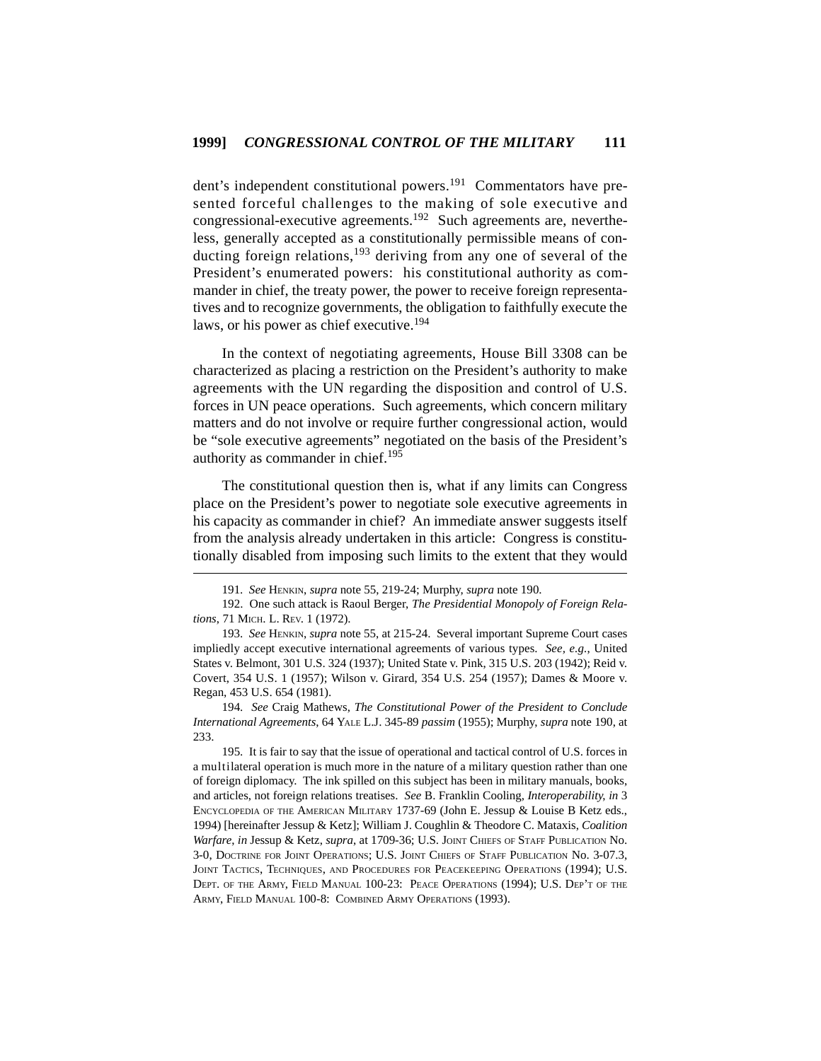dent's independent constitutional powers.[191] Commentators have presented forceful challenges to the making of sole executive and congressional-executive agreements.[192] Such agreements are, nevertheless, generally accepted as a constitutionally permissible means of conducting foreign relations,[193] deriving from any one of several of the President's enumerated powers: his constitutional authority as commander in chief, the treaty power, the power to receive foreign representatives and to recognize governments, the obligation to faithfully execute the laws, or his power as chief executive.[194]

In the context of negotiating agreements, House Bill 3308 can be characterized as placing a restriction on the President's authority to make agreements with the UN regarding the disposition and control of U.S. forces in UN peace operations. Such agreements, which concern military matters and do not involve or require further congressional action, would be "sole executive agreements" negotiated on the basis of the President's authority as commander in chief.[195]

The constitutional question then is, what if any limits can Congress place on the President's power to negotiate sole executive agreements in his capacity as commander in chief? An immediate answer suggests itself from the analysis already undertaken in this article: Congress is constitutionally disabled from imposing such limits to the extent that they would

---

191. *See* HENKIN, *supra* note 55, 219-24; Murphy, *supra* note 190.

192. One such attack is Raoul Berger, *The Presidential Monopoly of Foreign Relations*, 71 MICH. L. REV. 1 (1972).

193. *See* HENKIN, *supra* note 55, at 215-24. Several important Supreme Court cases impliedly accept executive international agreements of various types. *See, e.g.*, United States v. Belmont, 301 U.S. 324 (1937); United State v. Pink, 315 U.S. 203 (1942); Reid v. Covert, 354 U.S. 1 (1957); Wilson v. Girard, 354 U.S. 254 (1957); Dames & Moore v. Regan, 453 U.S. 654 (1981).

194. *See* Craig Mathews, *The Constitutional Power of the President to Conclude International Agreements*, 64 YALE L.J. 345-89 *passim* (1955); Murphy, *supra* note 190, at 233.

195. It is fair to say that the issue of operational and tactical control of U.S. forces in a multilateral operation is much more in the nature of a military question rather than one of foreign diplomacy. The ink spilled on this subject has been in military manuals, books, and articles, not foreign relations treatises. *See* B. Franklin Cooling, *Interoperability*, *in* 3 ENCYCLOPEDIA OF THE AMERICAN MILITARY 1737-69 (John E. Jessup & Louise B Ketz eds., 1994) [hereinafter Jessup & Ketz]; William J. Coughlin & Theodore C. Mataxis, *Coalition Warfare*, *in* Jessup & Ketz, *supra*, at 1709-36; U.S. JOINT CHIEFS OF STAFF PUBLICATION No. 3-0, DOCTRINE FOR JOINT OPERATIONS; U.S. JOINT CHIEFS OF STAFF PUBLICATION No. 3-07.3, JOINT TACTICS, TECHNIQUES, AND PROCEDURES FOR PEACEKEEPING OPERATIONS (1994); U.S. DEPT. OF THE ARMY, FIELD MANUAL 100-23: PEACE OPERATIONS (1994); U.S. DEP'T OF THE ARMY, FIELD MANUAL 100-8: COMBINED ARMY OPERATIONS (1993).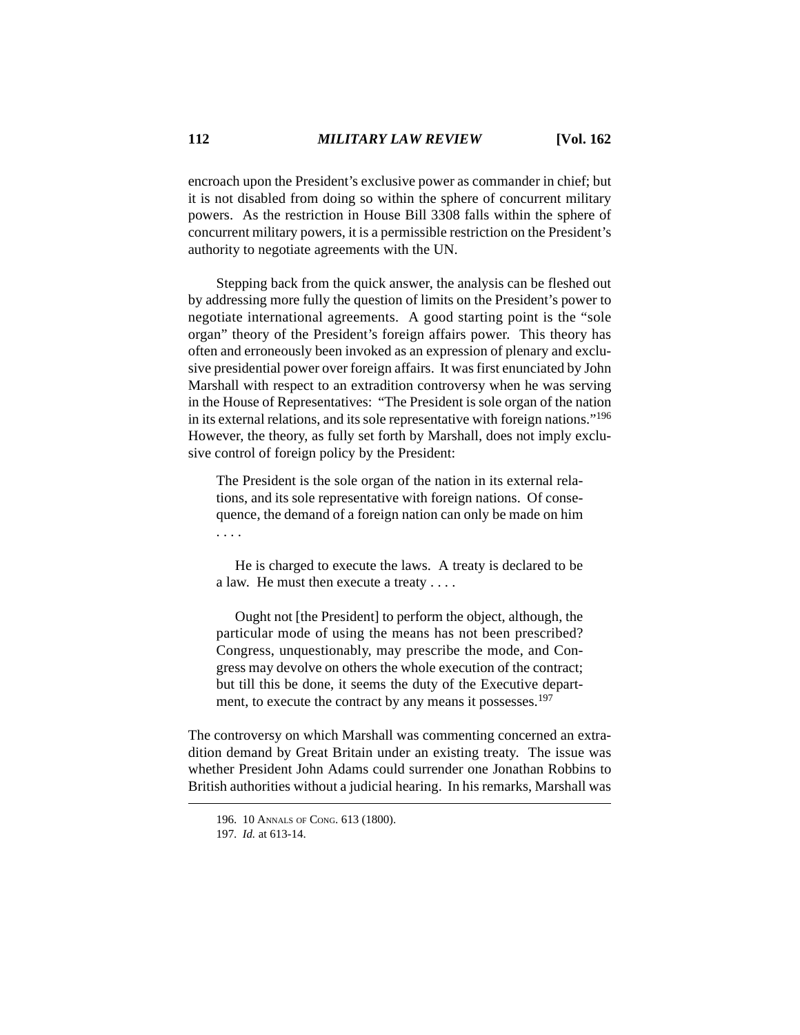encroach upon the President's exclusive power as commander in chief; but it is not disabled from doing so within the sphere of concurrent military powers. As the restriction in House Bill 3308 falls within the sphere of concurrent military powers, it is a permissible restriction on the President's authority to negotiate agreements with the UN.

Stepping back from the quick answer, the analysis can be fleshed out by addressing more fully the question of limits on the President's power to negotiate international agreements. A good starting point is the "sole organ" theory of the President's foreign affairs power. This theory has often and erroneously been invoked as an expression of plenary and exclusive presidential power over foreign affairs. It was first enunciated by John Marshall with respect to an extradition controversy when he was serving in the House of Representatives: "The President is sole organ of the nation in its external relations, and its sole representative with foreign nations."[196] However, the theory, as fully set forth by Marshall, does not imply exclusive control of foreign policy by the President:

> The President is the sole organ of the nation in its external relations, and its sole representative with foreign nations. Of consequence, the demand of a foreign nation can only be made on him . . . .
>
> He is charged to execute the laws. A treaty is declared to be a law. He must then execute a treaty . . . .
>
> Ought not [the President] to perform the object, although, the particular mode of using the means has not been prescribed? Congress, unquestionably, may prescribe the mode, and Congress may devolve on others the whole execution of the contract; but till this be done, it seems the duty of the Executive department, to execute the contract by any means it possesses.[197]

The controversy on which Marshall was commenting concerned an extradition demand by Great Britain under an existing treaty. The issue was whether President John Adams could surrender one Jonathan Robbins to British authorities without a judicial hearing. In his remarks, Marshall was

---

196. 10 ANNALS OF CONG. 613 (1800).

197. *Id.* at 613-14.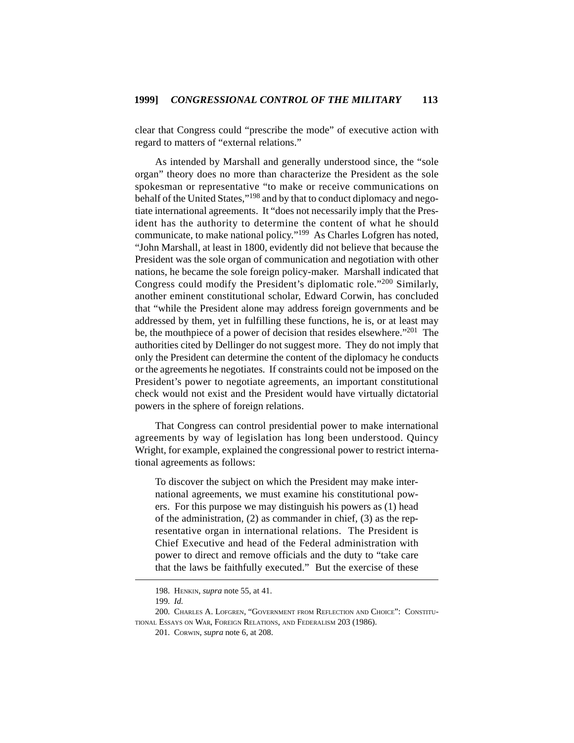clear that Congress could "prescribe the mode" of executive action with regard to matters of "external relations."

As intended by Marshall and generally understood since, the "sole organ" theory does no more than characterize the President as the sole spokesman or representative "to make or receive communications on behalf of the United States,"[198] and by that to conduct diplomacy and negotiate international agreements. It "does not necessarily imply that the President has the authority to determine the content of what he should communicate, to make national policy."[199] As Charles Lofgren has noted, "John Marshall, at least in 1800, evidently did not believe that because the President was the sole organ of communication and negotiation with other nations, he became the sole foreign policy-maker. Marshall indicated that Congress could modify the President's diplomatic role."[200] Similarly, another eminent constitutional scholar, Edward Corwin, has concluded that "while the President alone may address foreign governments and be addressed by them, yet in fulfilling these functions, he is, or at least may be, the mouthpiece of a power of decision that resides elsewhere."[201] The authorities cited by Dellinger do not suggest more. They do not imply that only the President can determine the content of the diplomacy he conducts or the agreements he negotiates. If constraints could not be imposed on the President's power to negotiate agreements, an important constitutional check would not exist and the President would have virtually dictatorial powers in the sphere of foreign relations.

That Congress can control presidential power to make international agreements by way of legislation has long been understood. Quincy Wright, for example, explained the congressional power to restrict international agreements as follows:

> To discover the subject on which the President may make international agreements, we must examine his constitutional powers. For this purpose we may distinguish his powers as (1) head of the administration, (2) as commander in chief, (3) as the representative organ in international relations. The President is Chief Executive and head of the Federal administration with power to direct and remove officials and the duty to "take care that the laws be faithfully executed." But the exercise of these

198. Henkin, *supra* note 55, at 41.

199. *Id.*

200. Charles A. Lofgren, "Government from Reflection and Choice": Constitutional Essays on War, Foreign Relations, and Federalism 203 (1986).

201. Corwin, *supra* note 6, at 208.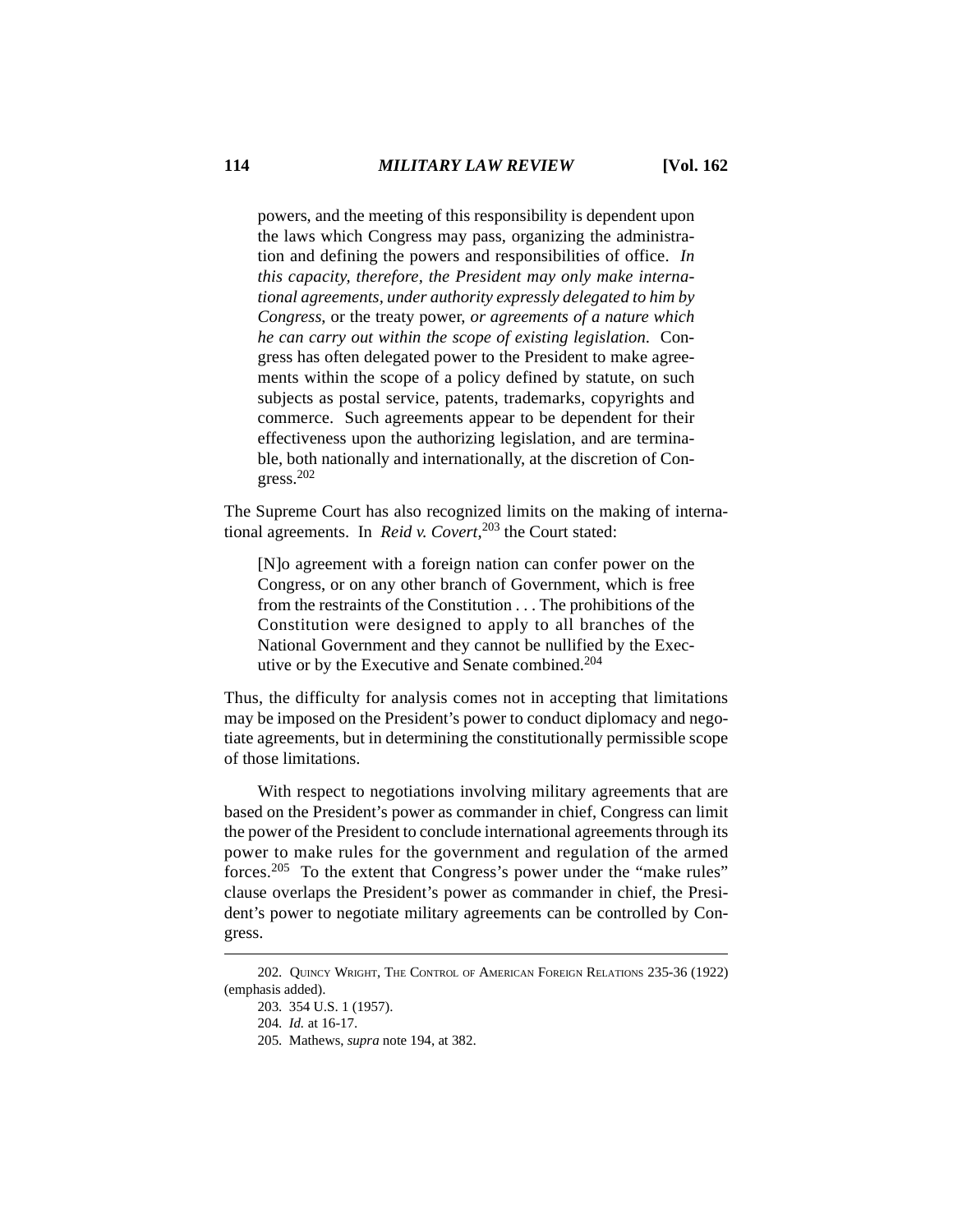> powers, and the meeting of this responsibility is dependent upon the laws which Congress may pass, organizing the administration and defining the powers and responsibilities of office. *In this capacity, therefore, the President may only make international agreements, under authority expressly delegated to him by Congress,* or the treaty power, *or agreements of a nature which he can carry out within the scope of existing legislation*. Congress has often delegated power to the President to make agreements within the scope of a policy defined by statute, on such subjects as postal service, patents, trademarks, copyrights and commerce. Such agreements appear to be dependent for their effectiveness upon the authorizing legislation, and are terminable, both nationally and internationally, at the discretion of Congress.[202]

The Supreme Court has also recognized limits on the making of international agreements. In *Reid v. Covert*,[203] the Court stated:

> [N]o agreement with a foreign nation can confer power on the Congress, or on any other branch of Government, which is free from the restraints of the Constitution . . . The prohibitions of the Constitution were designed to apply to all branches of the National Government and they cannot be nullified by the Executive or by the Executive and Senate combined.[204]

Thus, the difficulty for analysis comes not in accepting that limitations may be imposed on the President's power to conduct diplomacy and negotiate agreements, but in determining the constitutionally permissible scope of those limitations.

With respect to negotiations involving military agreements that are based on the President's power as commander in chief, Congress can limit the power of the President to conclude international agreements through its power to make rules for the government and regulation of the armed forces.[205] To the extent that Congress's power under the "make rules" clause overlaps the President's power as commander in chief, the President's power to negotiate military agreements can be controlled by Congress.

---

202. Quincy Wright, The Control of American Foreign Relations 235-36 (1922) (emphasis added).

203. 354 U.S. 1 (1957).

204. *Id.* at 16-17.

205. Mathews, *supra* note 194, at 382.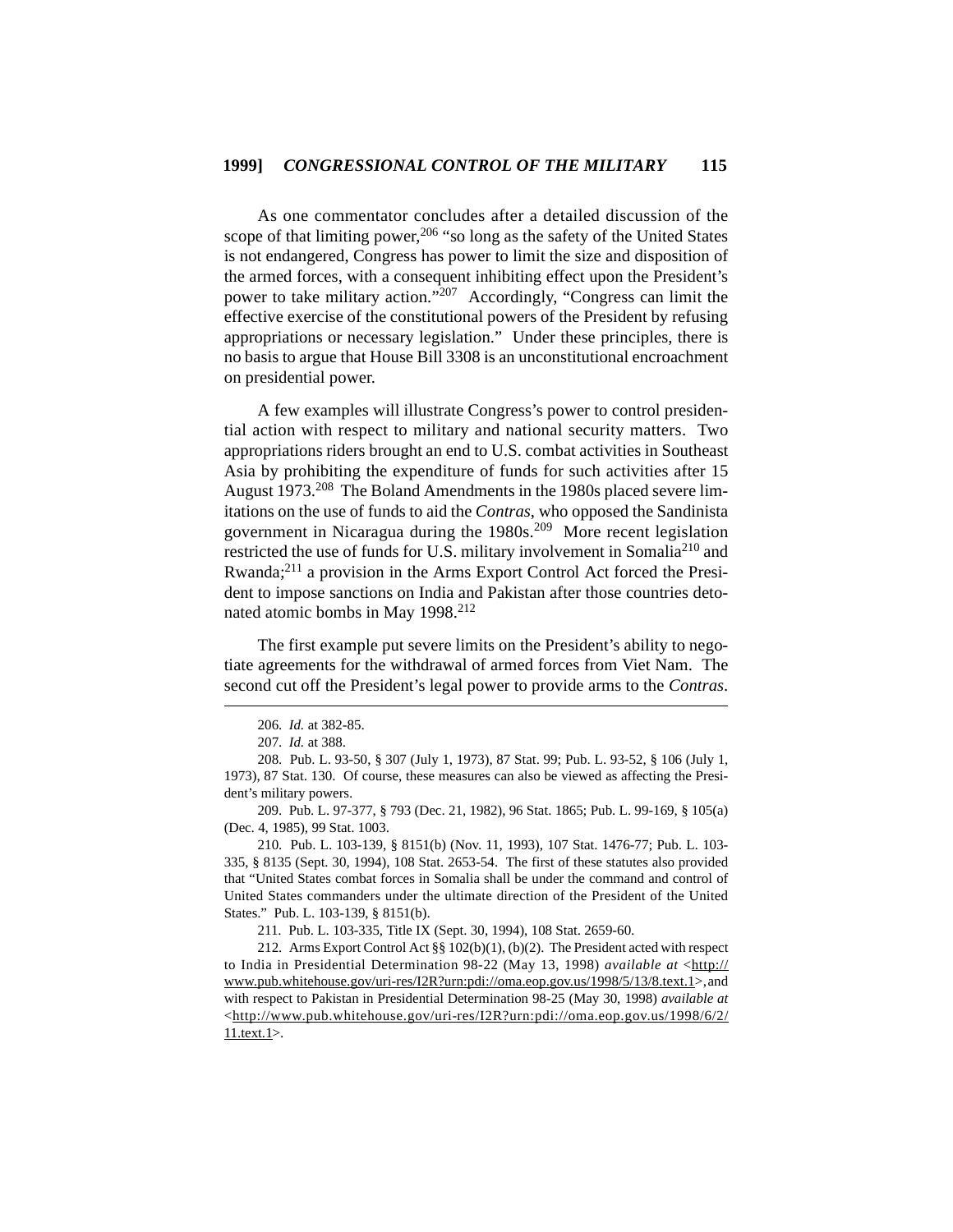As one commentator concludes after a detailed discussion of the scope of that limiting power,[206] "so long as the safety of the United States is not endangered, Congress has power to limit the size and disposition of the armed forces, with a consequent inhibiting effect upon the President's power to take military action."[207] Accordingly, "Congress can limit the effective exercise of the constitutional powers of the President by refusing appropriations or necessary legislation." Under these principles, there is no basis to argue that House Bill 3308 is an unconstitutional encroachment on presidential power.

A few examples will illustrate Congress's power to control presidential action with respect to military and national security matters. Two appropriations riders brought an end to U.S. combat activities in Southeast Asia by prohibiting the expenditure of funds for such activities after 15 August 1973.[208] The Boland Amendments in the 1980s placed severe limitations on the use of funds to aid the *Contras*, who opposed the Sandinista government in Nicaragua during the 1980s.[209] More recent legislation restricted the use of funds for U.S. military involvement in Somalia[210] and Rwanda;[211] a provision in the Arms Export Control Act forced the President to impose sanctions on India and Pakistan after those countries detonated atomic bombs in May 1998.[212]

The first example put severe limits on the President's ability to negotiate agreements for the withdrawal of armed forces from Viet Nam. The second cut off the President's legal power to provide arms to the *Contras*.

---

206. *Id.* at 382-85.

207. *Id.* at 388.

208. Pub. L. 93-50, § 307 (July 1, 1973), 87 Stat. 99; Pub. L. 93-52, § 106 (July 1, 1973), 87 Stat. 130. Of course, these measures can also be viewed as affecting the President's military powers.

209. Pub. L. 97-377, § 793 (Dec. 21, 1982), 96 Stat. 1865; Pub. L. 99-169, § 105(a) (Dec. 4, 1985), 99 Stat. 1003.

210. Pub. L. 103-139, § 8151(b) (Nov. 11, 1993), 107 Stat. 1476-77; Pub. L. 103-335, § 8135 (Sept. 30, 1994), 108 Stat. 2653-54. The first of these statutes also provided that "United States combat forces in Somalia shall be under the command and control of United States commanders under the ultimate direction of the President of the United States." Pub. L. 103-139, § 8151(b).

211. Pub. L. 103-335, Title IX (Sept. 30, 1994), 108 Stat. 2659-60.

212. Arms Export Control Act §§ 102(b)(1), (b)(2). The President acted with respect to India in Presidential Determination 98-22 (May 13, 1998) *available at* <http://www.pub.whitehouse.gov/uri-res/I2R?urn:pdi://oma.eop.gov.us/1998/5/13/8.text.1>, and with respect to Pakistan in Presidential Determination 98-25 (May 30, 1998) *available at* <http://www.pub.whitehouse.gov/uri-res/I2R?urn:pdi://oma.eop.gov.us/1998/6/2/11.text.1>.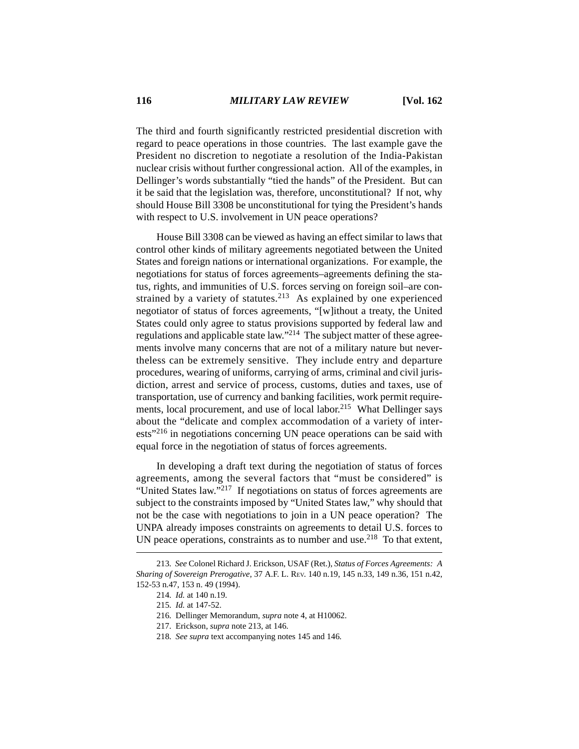The third and fourth significantly restricted presidential discretion with regard to peace operations in those countries. The last example gave the President no discretion to negotiate a resolution of the India-Pakistan nuclear crisis without further congressional action. All of the examples, in Dellinger's words substantially "tied the hands" of the President. But can it be said that the legislation was, therefore, unconstitutional? If not, why should House Bill 3308 be unconstitutional for tying the President's hands with respect to U.S. involvement in UN peace operations?

House Bill 3308 can be viewed as having an effect similar to laws that control other kinds of military agreements negotiated between the United States and foreign nations or international organizations. For example, the negotiations for status of forces agreements–agreements defining the status, rights, and immunities of U.S. forces serving on foreign soil–are constrained by a variety of statutes.[213] As explained by one experienced negotiator of status of forces agreements, "[w]ithout a treaty, the United States could only agree to status provisions supported by federal law and regulations and applicable state law."[214] The subject matter of these agreements involve many concerns that are not of a military nature but nevertheless can be extremely sensitive. They include entry and departure procedures, wearing of uniforms, carrying of arms, criminal and civil jurisdiction, arrest and service of process, customs, duties and taxes, use of transportation, use of currency and banking facilities, work permit requirements, local procurement, and use of local labor.[215] What Dellinger says about the "delicate and complex accommodation of a variety of interests"[216] in negotiations concerning UN peace operations can be said with equal force in the negotiation of status of forces agreements.

In developing a draft text during the negotiation of status of forces agreements, among the several factors that "must be considered" is "United States law."[217] If negotiations on status of forces agreements are subject to the constraints imposed by "United States law," why should that not be the case with negotiations to join in a UN peace operation? The UNPA already imposes constraints on agreements to detail U.S. forces to UN peace operations, constraints as to number and use.[218] To that extent,

---

213. *See* Colonel Richard J. Erickson, USAF (Ret.), *Status of Forces Agreements: A Sharing of Sovereign Prerogative*, 37 A.F. L. REV. 140 n.19, 145 n.33, 149 n.36, 151 n.42, 152-53 n.47, 153 n. 49 (1994).

214. *Id.* at 140 n.19.

215. *Id.* at 147-52.

216. Dellinger Memorandum, *supra* note 4, at H10062.

217. Erickson, *supra* note 213, at 146.

218. *See supra* text accompanying notes 145 and 146.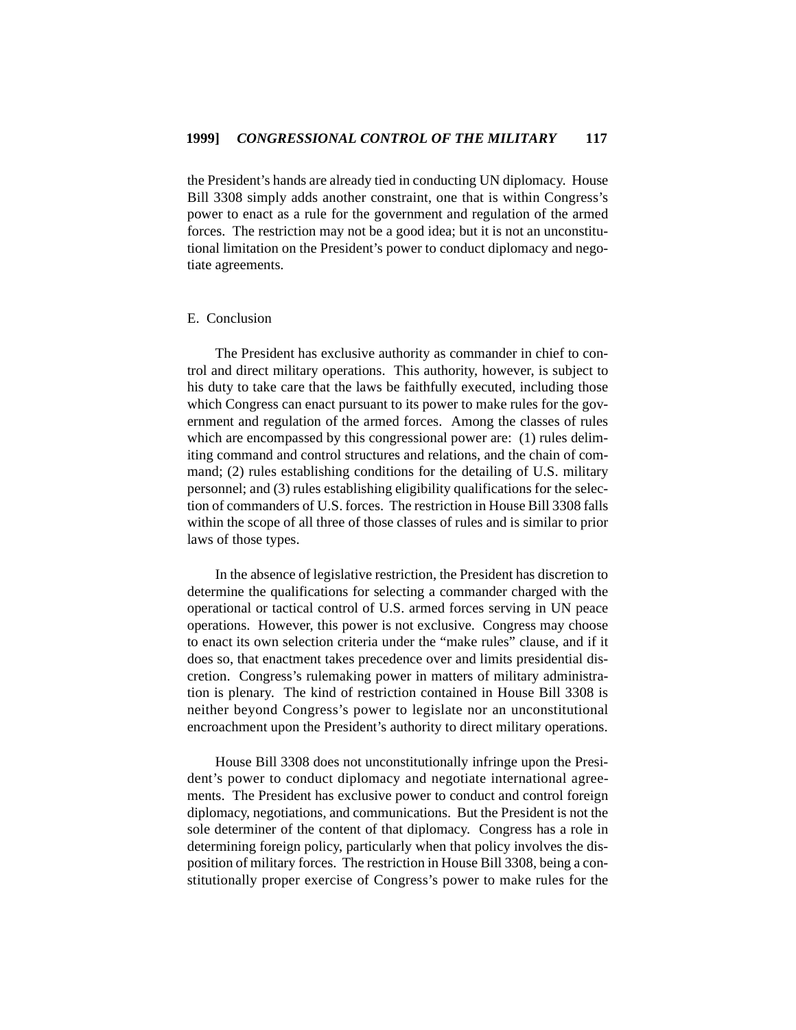the President's hands are already tied in conducting UN diplomacy. House Bill 3308 simply adds another constraint, one that is within Congress's power to enact as a rule for the government and regulation of the armed forces. The restriction may not be a good idea; but it is not an unconstitutional limitation on the President's power to conduct diplomacy and negotiate agreements.

### E. Conclusion

The President has exclusive authority as commander in chief to control and direct military operations. This authority, however, is subject to his duty to take care that the laws be faithfully executed, including those which Congress can enact pursuant to its power to make rules for the government and regulation of the armed forces. Among the classes of rules which are encompassed by this congressional power are: (1) rules delimiting command and control structures and relations, and the chain of command; (2) rules establishing conditions for the detailing of U.S. military personnel; and (3) rules establishing eligibility qualifications for the selection of commanders of U.S. forces. The restriction in House Bill 3308 falls within the scope of all three of those classes of rules and is similar to prior laws of those types.

In the absence of legislative restriction, the President has discretion to determine the qualifications for selecting a commander charged with the operational or tactical control of U.S. armed forces serving in UN peace operations. However, this power is not exclusive. Congress may choose to enact its own selection criteria under the "make rules" clause, and if it does so, that enactment takes precedence over and limits presidential discretion. Congress's rulemaking power in matters of military administration is plenary. The kind of restriction contained in House Bill 3308 is neither beyond Congress's power to legislate nor an unconstitutional encroachment upon the President's authority to direct military operations.

House Bill 3308 does not unconstitutionally infringe upon the President's power to conduct diplomacy and negotiate international agreements. The President has exclusive power to conduct and control foreign diplomacy, negotiations, and communications. But the President is not the sole determiner of the content of that diplomacy. Congress has a role in determining foreign policy, particularly when that policy involves the disposition of military forces. The restriction in House Bill 3308, being a constitutionally proper exercise of Congress's power to make rules for the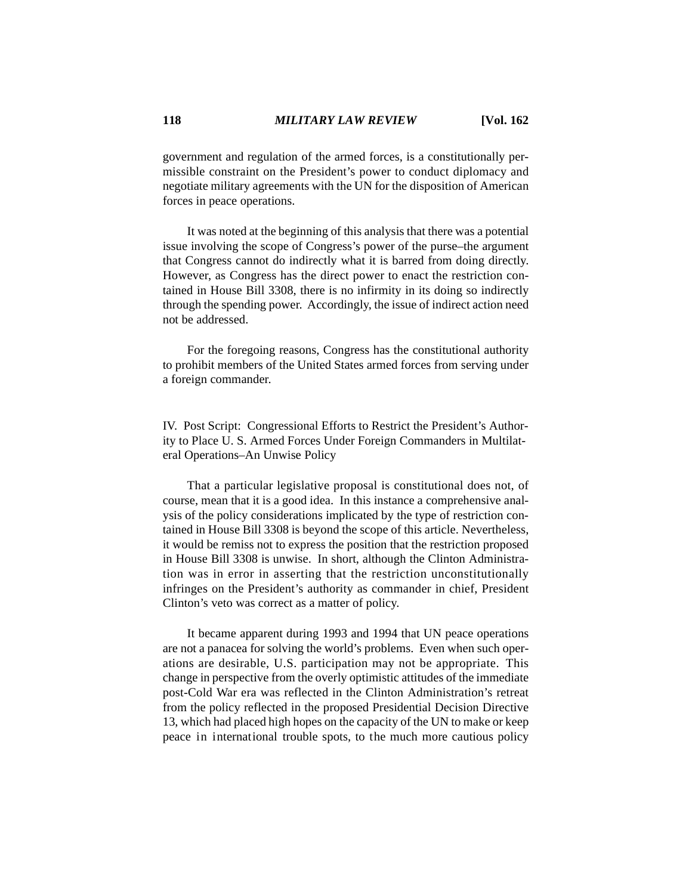government and regulation of the armed forces, is a constitutionally permissible constraint on the President's power to conduct diplomacy and negotiate military agreements with the UN for the disposition of American forces in peace operations.

It was noted at the beginning of this analysis that there was a potential issue involving the scope of Congress's power of the purse–the argument that Congress cannot do indirectly what it is barred from doing directly. However, as Congress has the direct power to enact the restriction contained in House Bill 3308, there is no infirmity in its doing so indirectly through the spending power. Accordingly, the issue of indirect action need not be addressed.

For the foregoing reasons, Congress has the constitutional authority to prohibit members of the United States armed forces from serving under a foreign commander.

## IV. Post Script: Congressional Efforts to Restrict the President's Authority to Place U. S. Armed Forces Under Foreign Commanders in Multilateral Operations–An Unwise Policy

That a particular legislative proposal is constitutional does not, of course, mean that it is a good idea. In this instance a comprehensive analysis of the policy considerations implicated by the type of restriction contained in House Bill 3308 is beyond the scope of this article. Nevertheless, it would be remiss not to express the position that the restriction proposed in House Bill 3308 is unwise. In short, although the Clinton Administration was in error in asserting that the restriction unconstitutionally infringes on the President's authority as commander in chief, President Clinton's veto was correct as a matter of policy.

It became apparent during 1993 and 1994 that UN peace operations are not a panacea for solving the world's problems. Even when such operations are desirable, U.S. participation may not be appropriate. This change in perspective from the overly optimistic attitudes of the immediate post-Cold War era was reflected in the Clinton Administration's retreat from the policy reflected in the proposed Presidential Decision Directive 13, which had placed high hopes on the capacity of the UN to make or keep peace in international trouble spots, to the much more cautious policy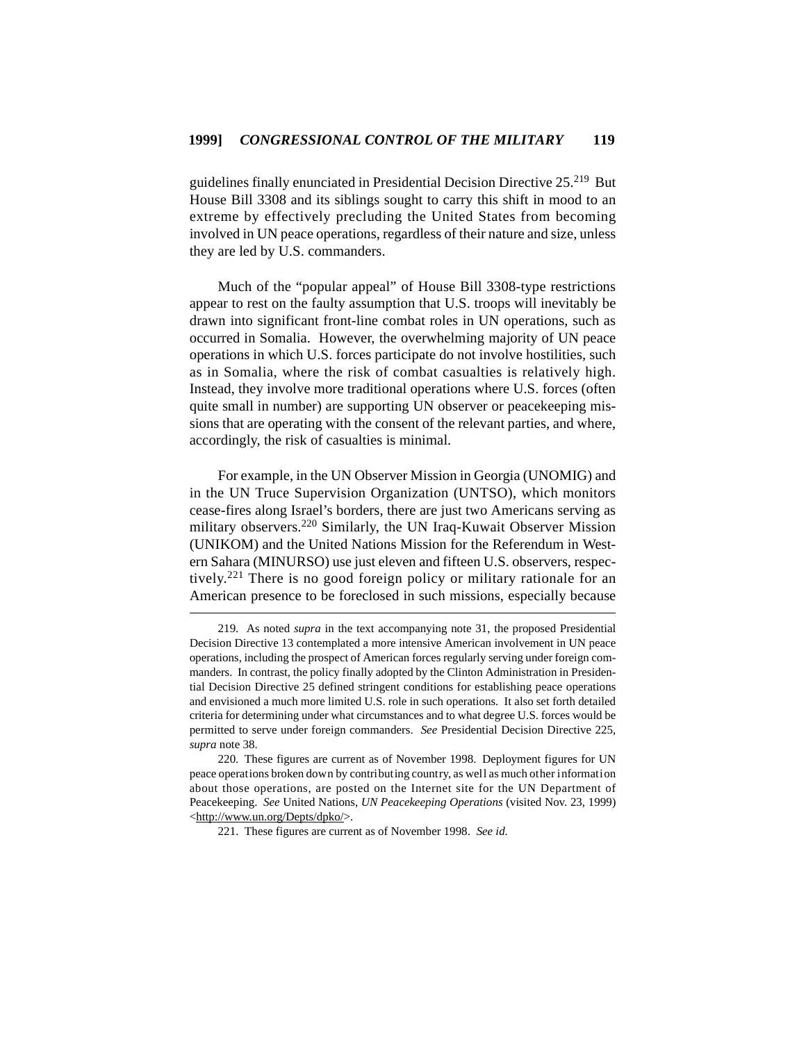guidelines finally enunciated in Presidential Decision Directive 25.[219] But House Bill 3308 and its siblings sought to carry this shift in mood to an extreme by effectively precluding the United States from becoming involved in UN peace operations, regardless of their nature and size, unless they are led by U.S. commanders.

Much of the "popular appeal" of House Bill 3308-type restrictions appear to rest on the faulty assumption that U.S. troops will inevitably be drawn into significant front-line combat roles in UN operations, such as occurred in Somalia. However, the overwhelming majority of UN peace operations in which U.S. forces participate do not involve hostilities, such as in Somalia, where the risk of combat casualties is relatively high. Instead, they involve more traditional operations where U.S. forces (often quite small in number) are supporting UN observer or peacekeeping missions that are operating with the consent of the relevant parties, and where, accordingly, the risk of casualties is minimal.

For example, in the UN Observer Mission in Georgia (UNOMIG) and in the UN Truce Supervision Organization (UNTSO), which monitors cease-fires along Israel's borders, there are just two Americans serving as military observers.[220] Similarly, the UN Iraq-Kuwait Observer Mission (UNIKOM) and the United Nations Mission for the Referendum in Western Sahara (MINURSO) use just eleven and fifteen U.S. observers, respectively.[221] There is no good foreign policy or military rationale for an American presence to be foreclosed in such missions, especially because

---

219. As noted *supra* in the text accompanying note 31, the proposed Presidential Decision Directive 13 contemplated a more intensive American involvement in UN peace operations, including the prospect of American forces regularly serving under foreign commanders. In contrast, the policy finally adopted by the Clinton Administration in Presidential Decision Directive 25 defined stringent conditions for establishing peace operations and envisioned a much more limited U.S. role in such operations. It also set forth detailed criteria for determining under what circumstances and to what degree U.S. forces would be permitted to serve under foreign commanders. *See* Presidential Decision Directive 225, *supra* note 38.

220. These figures are current as of November 1998. Deployment figures for UN peace operations broken down by contributing country, as well as much other information about those operations, are posted on the Internet site for the UN Department of Peacekeeping. *See* United Nations, *UN Peacekeeping Operations* (visited Nov. 23, 1999) <http://www.un.org/Depts/dpko/>.

221. These figures are current as of November 1998. *See id.*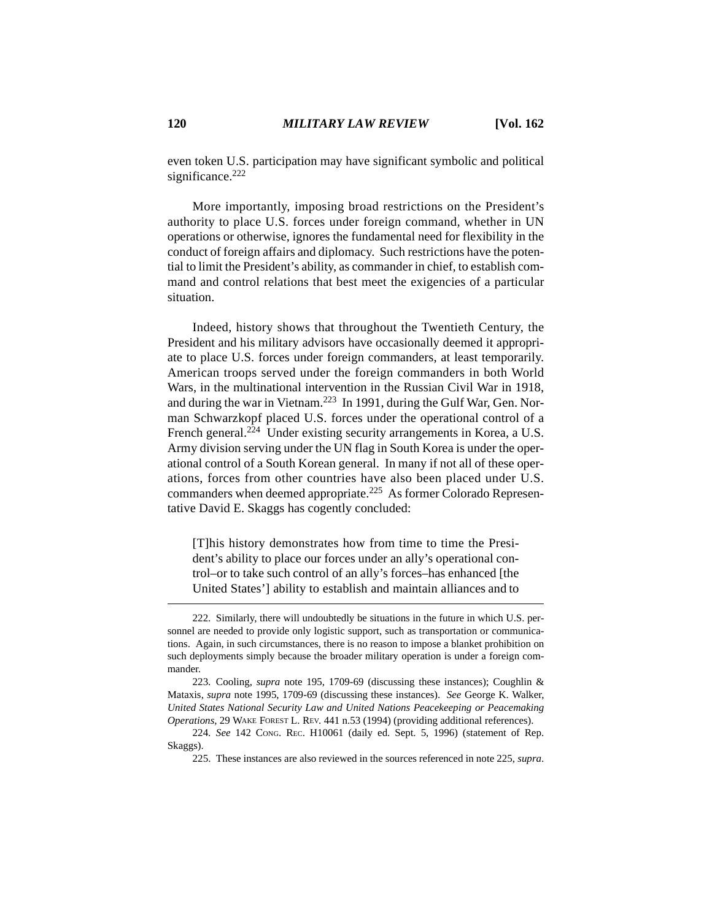even token U.S. participation may have significant symbolic and political significance.[222]

More importantly, imposing broad restrictions on the President's authority to place U.S. forces under foreign command, whether in UN operations or otherwise, ignores the fundamental need for flexibility in the conduct of foreign affairs and diplomacy. Such restrictions have the potential to limit the President's ability, as commander in chief, to establish command and control relations that best meet the exigencies of a particular situation.

Indeed, history shows that throughout the Twentieth Century, the President and his military advisors have occasionally deemed it appropriate to place U.S. forces under foreign commanders, at least temporarily. American troops served under the foreign commanders in both World Wars, in the multinational intervention in the Russian Civil War in 1918, and during the war in Vietnam.[223] In 1991, during the Gulf War, Gen. Norman Schwarzkopf placed U.S. forces under the operational control of a French general.[224] Under existing security arrangements in Korea, a U.S. Army division serving under the UN flag in South Korea is under the operational control of a South Korean general. In many if not all of these operations, forces from other countries have also been placed under U.S. commanders when deemed appropriate.[225] As former Colorado Representative David E. Skaggs has cogently concluded:

> [T]his history demonstrates how from time to time the President's ability to place our forces under an ally's operational control–or to take such control of an ally's forces–has enhanced [the United States'] ability to establish and maintain alliances and to

---

222. Similarly, there will undoubtedly be situations in the future in which U.S. personnel are needed to provide only logistic support, such as transportation or communications. Again, in such circumstances, there is no reason to impose a blanket prohibition on such deployments simply because the broader military operation is under a foreign commander.

223. Cooling, *supra* note 195, 1709-69 (discussing these instances); Coughlin & Mataxis, *supra* note 1995, 1709-69 (discussing these instances). *See* George K. Walker, *United States National Security Law and United Nations Peacekeeping or Peacemaking Operations*, 29 WAKE FOREST L. REV. 441 n.53 (1994) (providing additional references).

224. *See* 142 CONG. REC. H10061 (daily ed. Sept. 5, 1996) (statement of Rep. Skaggs).

225. These instances are also reviewed in the sources referenced in note 225, *supra*.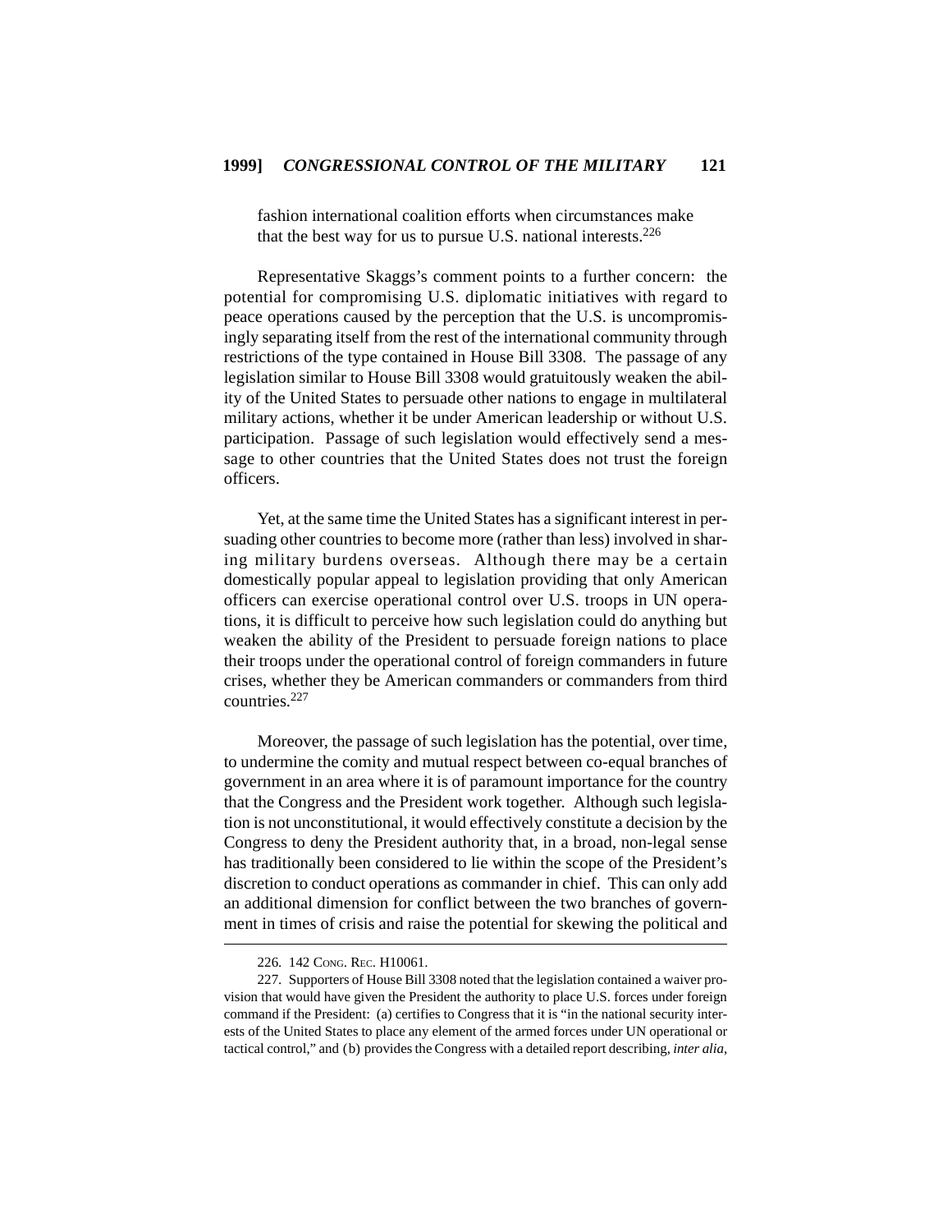> fashion international coalition efforts when circumstances make that the best way for us to pursue U.S. national interests.[226]

Representative Skaggs's comment points to a further concern: the potential for compromising U.S. diplomatic initiatives with regard to peace operations caused by the perception that the U.S. is uncompromisingly separating itself from the rest of the international community through restrictions of the type contained in House Bill 3308. The passage of any legislation similar to House Bill 3308 would gratuitously weaken the ability of the United States to persuade other nations to engage in multilateral military actions, whether it be under American leadership or without U.S. participation. Passage of such legislation would effectively send a message to other countries that the United States does not trust the foreign officers.

Yet, at the same time the United States has a significant interest in persuading other countries to become more (rather than less) involved in sharing military burdens overseas. Although there may be a certain domestically popular appeal to legislation providing that only American officers can exercise operational control over U.S. troops in UN operations, it is difficult to perceive how such legislation could do anything but weaken the ability of the President to persuade foreign nations to place their troops under the operational control of foreign commanders in future crises, whether they be American commanders or commanders from third countries.[227]

Moreover, the passage of such legislation has the potential, over time, to undermine the comity and mutual respect between co-equal branches of government in an area where it is of paramount importance for the country that the Congress and the President work together. Although such legislation is not unconstitutional, it would effectively constitute a decision by the Congress to deny the President authority that, in a broad, non-legal sense has traditionally been considered to lie within the scope of the President's discretion to conduct operations as commander in chief. This can only add an additional dimension for conflict between the two branches of government in times of crisis and raise the potential for skewing the political and

---

226. 142 CONG. REC. H10061.

227. Supporters of House Bill 3308 noted that the legislation contained a waiver provision that would have given the President the authority to place U.S. forces under foreign command if the President: (a) certifies to Congress that it is "in the national security interests of the United States to place any element of the armed forces under UN operational or tactical control," and (b) provides the Congress with a detailed report describing, *inter alia*,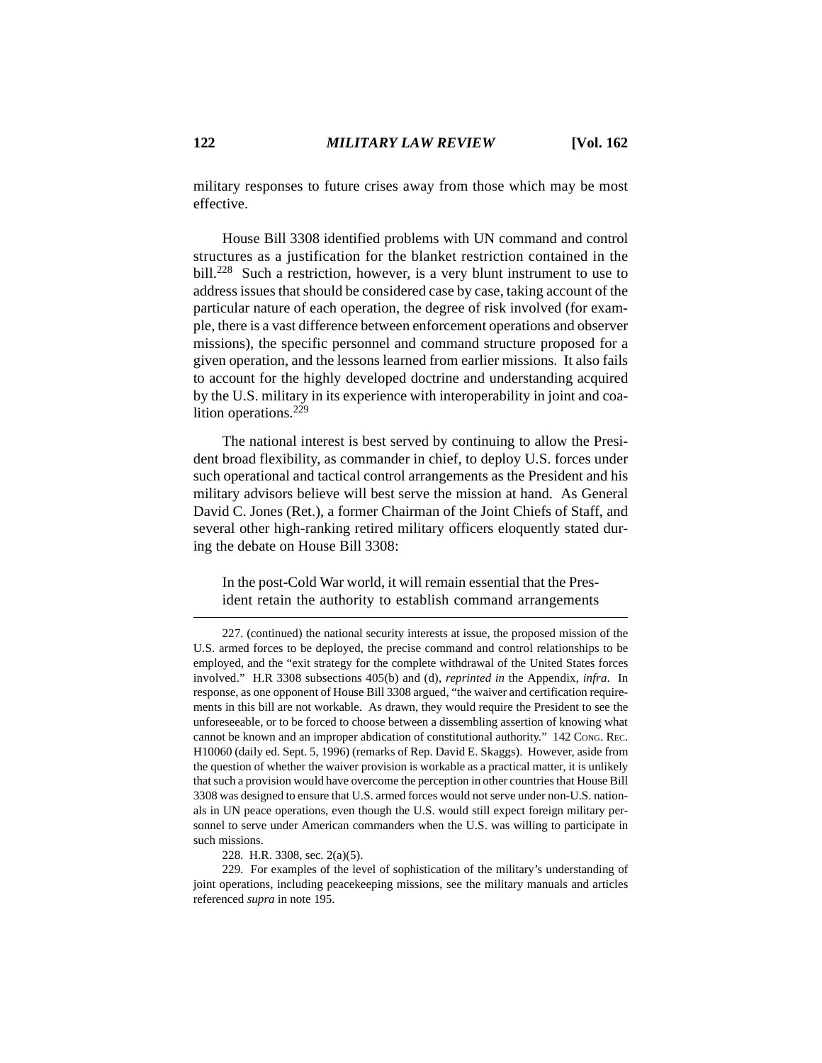military responses to future crises away from those which may be most effective.

House Bill 3308 identified problems with UN command and control structures as a justification for the blanket restriction contained in the bill.[228] Such a restriction, however, is a very blunt instrument to use to address issues that should be considered case by case, taking account of the particular nature of each operation, the degree of risk involved (for example, there is a vast difference between enforcement operations and observer missions), the specific personnel and command structure proposed for a given operation, and the lessons learned from earlier missions. It also fails to account for the highly developed doctrine and understanding acquired by the U.S. military in its experience with interoperability in joint and coalition operations.[229]

The national interest is best served by continuing to allow the President broad flexibility, as commander in chief, to deploy U.S. forces under such operational and tactical control arrangements as the President and his military advisors believe will best serve the mission at hand. As General David C. Jones (Ret.), a former Chairman of the Joint Chiefs of Staff, and several other high-ranking retired military officers eloquently stated during the debate on House Bill 3308:

> In the post-Cold War world, it will remain essential that the President retain the authority to establish command arrangements

---

227. (continued) the national security interests at issue, the proposed mission of the U.S. armed forces to be deployed, the precise command and control relationships to be employed, and the "exit strategy for the complete withdrawal of the United States forces involved." H.R 3308 subsections 405(b) and (d), *reprinted in* the Appendix, *infra*. In response, as one opponent of House Bill 3308 argued, "the waiver and certification requirements in this bill are not workable. As drawn, they would require the President to see the unforeseeable, or to be forced to choose between a dissembling assertion of knowing what cannot be known and an improper abdication of constitutional authority." 142 CONG. REC. H10060 (daily ed. Sept. 5, 1996) (remarks of Rep. David E. Skaggs). However, aside from the question of whether the waiver provision is workable as a practical matter, it is unlikely that such a provision would have overcome the perception in other countries that House Bill 3308 was designed to ensure that U.S. armed forces would not serve under non-U.S. nationals in UN peace operations, even though the U.S. would still expect foreign military personnel to serve under American commanders when the U.S. was willing to participate in such missions.

228. H.R. 3308, sec. 2(a)(5).

229. For examples of the level of sophistication of the military's understanding of joint operations, including peacekeeping missions, see the military manuals and articles referenced *supra* in note 195.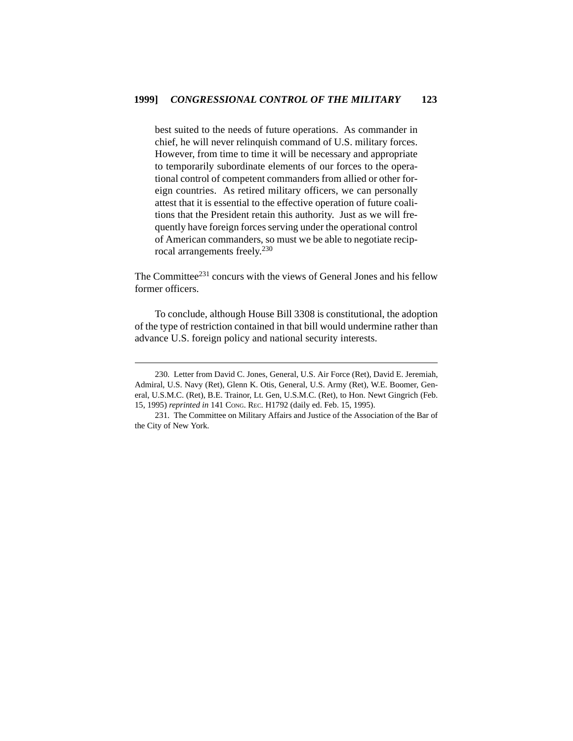> best suited to the needs of future operations. As commander in chief, he will never relinquish command of U.S. military forces. However, from time to time it will be necessary and appropriate to temporarily subordinate elements of our forces to the operational control of competent commanders from allied or other foreign countries. As retired military officers, we can personally attest that it is essential to the effective operation of future coalitions that the President retain this authority. Just as we will frequently have foreign forces serving under the operational control of American commanders, so must we be able to negotiate reciprocal arrangements freely.[230]

The Committee[231] concurs with the views of General Jones and his fellow former officers.

To conclude, although House Bill 3308 is constitutional, the adoption of the type of restriction contained in that bill would undermine rather than advance U.S. foreign policy and national security interests.

---

230. Letter from David C. Jones, General, U.S. Air Force (Ret), David E. Jeremiah, Admiral, U.S. Navy (Ret), Glenn K. Otis, General, U.S. Army (Ret), W.E. Boomer, General, U.S.M.C. (Ret), B.E. Trainor, Lt. Gen, U.S.M.C. (Ret), to Hon. Newt Gingrich (Feb. 15, 1995) *reprinted in* 141 CONG. REC. H1792 (daily ed. Feb. 15, 1995).

231. The Committee on Military Affairs and Justice of the Association of the Bar of the City of New York.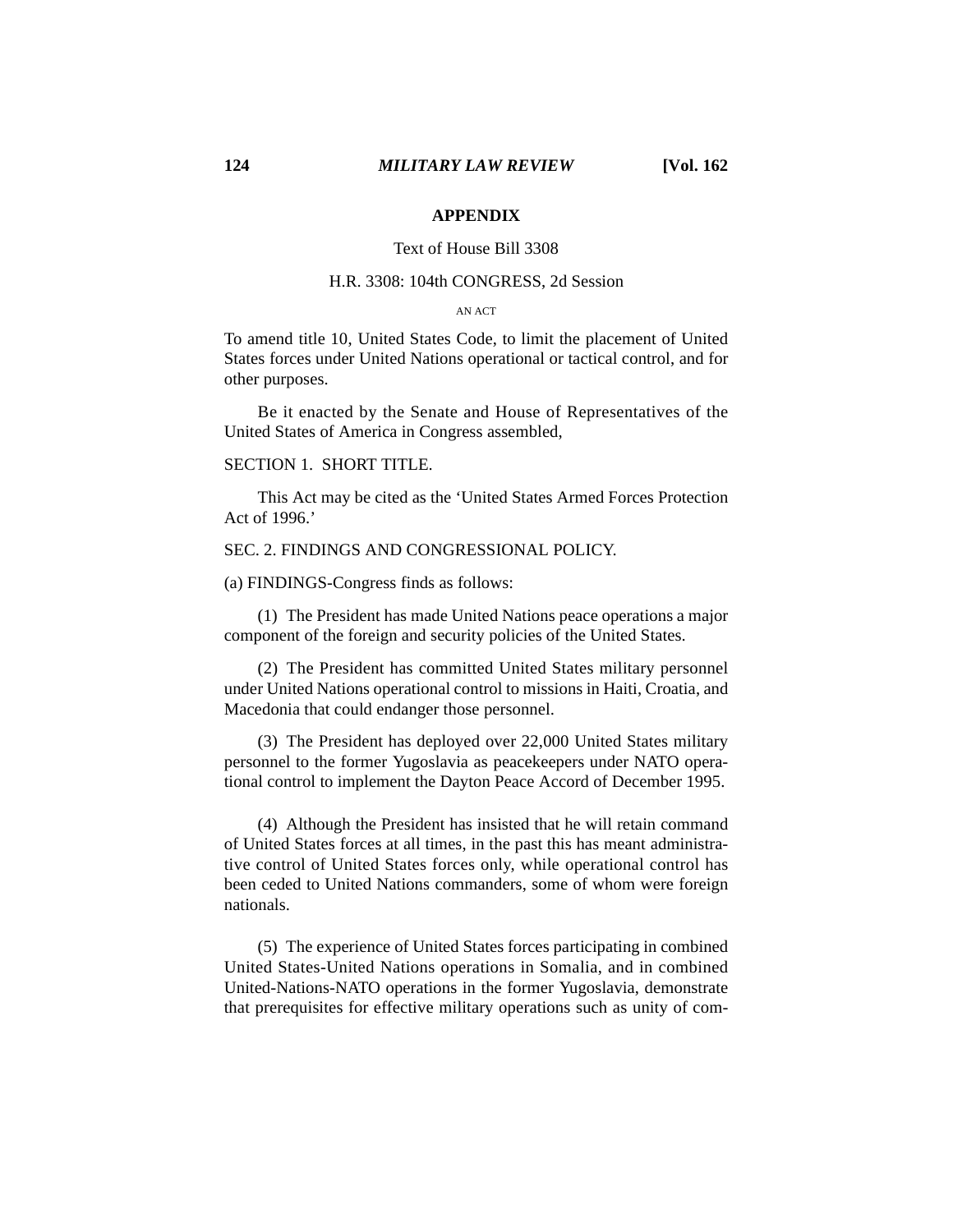## APPENDIX

Text of House Bill 3308

H.R. 3308: 104th CONGRESS, 2d Session

AN ACT

To amend title 10, United States Code, to limit the placement of United States forces under United Nations operational or tactical control, and for other purposes.

Be it enacted by the Senate and House of Representatives of the United States of America in Congress assembled,

SECTION 1. SHORT TITLE.

This Act may be cited as the 'United States Armed Forces Protection Act of 1996.'

SEC. 2. FINDINGS AND CONGRESSIONAL POLICY.

(a) FINDINGS-Congress finds as follows:

(1) The President has made United Nations peace operations a major component of the foreign and security policies of the United States.

(2) The President has committed United States military personnel under United Nations operational control to missions in Haiti, Croatia, and Macedonia that could endanger those personnel.

(3) The President has deployed over 22,000 United States military personnel to the former Yugoslavia as peacekeepers under NATO operational control to implement the Dayton Peace Accord of December 1995.

(4) Although the President has insisted that he will retain command of United States forces at all times, in the past this has meant administrative control of United States forces only, while operational control has been ceded to United Nations commanders, some of whom were foreign nationals.

(5) The experience of United States forces participating in combined United States-United Nations operations in Somalia, and in combined United-Nations-NATO operations in the former Yugoslavia, demonstrate that prerequisites for effective military operations such as unity of com-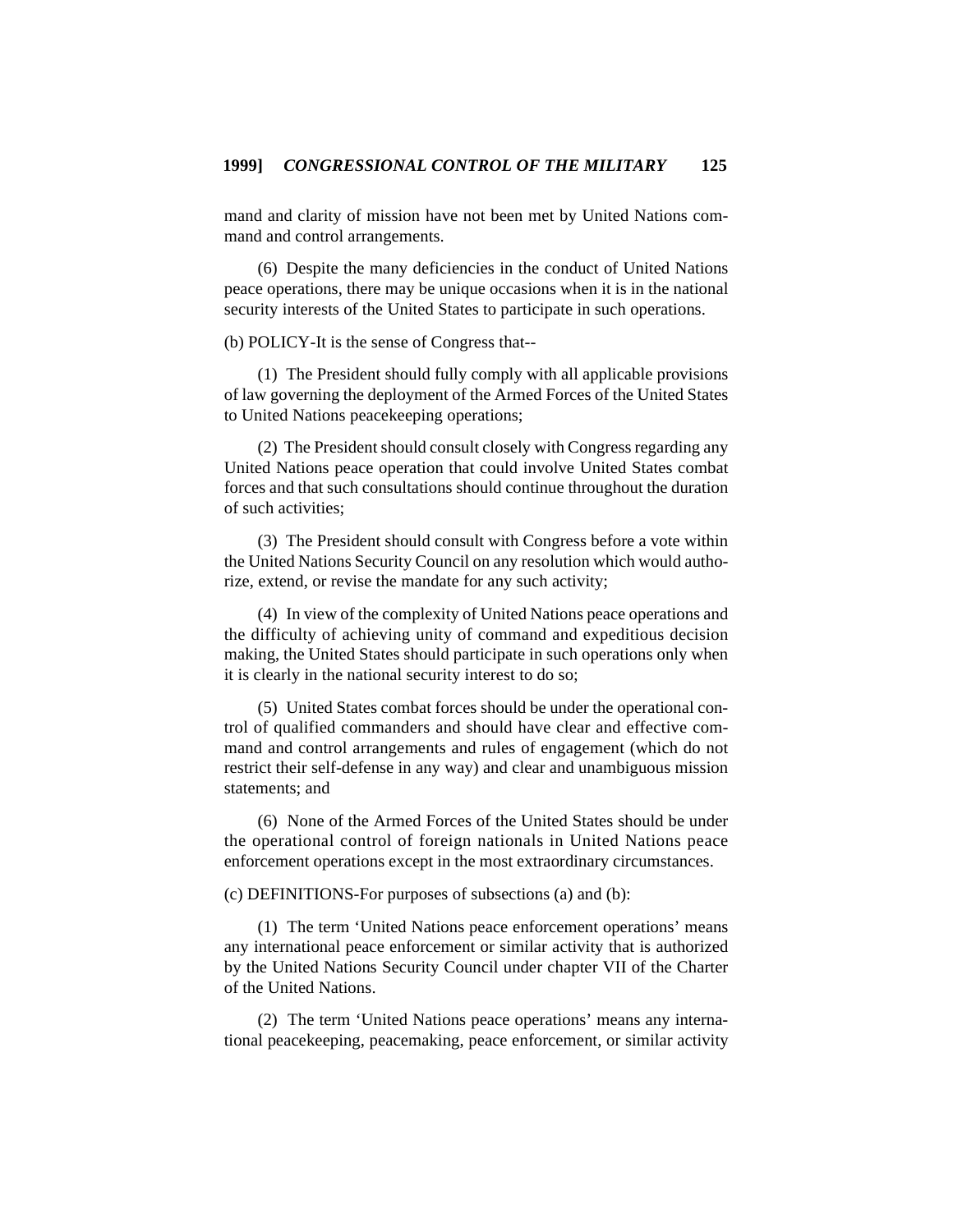mand and clarity of mission have not been met by United Nations command and control arrangements.

(6) Despite the many deficiencies in the conduct of United Nations peace operations, there may be unique occasions when it is in the national security interests of the United States to participate in such operations.

(b) POLICY-It is the sense of Congress that--

(1) The President should fully comply with all applicable provisions of law governing the deployment of the Armed Forces of the United States to United Nations peacekeeping operations;

(2) The President should consult closely with Congress regarding any United Nations peace operation that could involve United States combat forces and that such consultations should continue throughout the duration of such activities;

(3) The President should consult with Congress before a vote within the United Nations Security Council on any resolution which would authorize, extend, or revise the mandate for any such activity;

(4) In view of the complexity of United Nations peace operations and the difficulty of achieving unity of command and expeditious decision making, the United States should participate in such operations only when it is clearly in the national security interest to do so;

(5) United States combat forces should be under the operational control of qualified commanders and should have clear and effective command and control arrangements and rules of engagement (which do not restrict their self-defense in any way) and clear and unambiguous mission statements; and

(6) None of the Armed Forces of the United States should be under the operational control of foreign nationals in United Nations peace enforcement operations except in the most extraordinary circumstances.

(c) DEFINITIONS-For purposes of subsections (a) and (b):

(1) The term 'United Nations peace enforcement operations' means any international peace enforcement or similar activity that is authorized by the United Nations Security Council under chapter VII of the Charter of the United Nations.

(2) The term 'United Nations peace operations' means any international peacekeeping, peacemaking, peace enforcement, or similar activity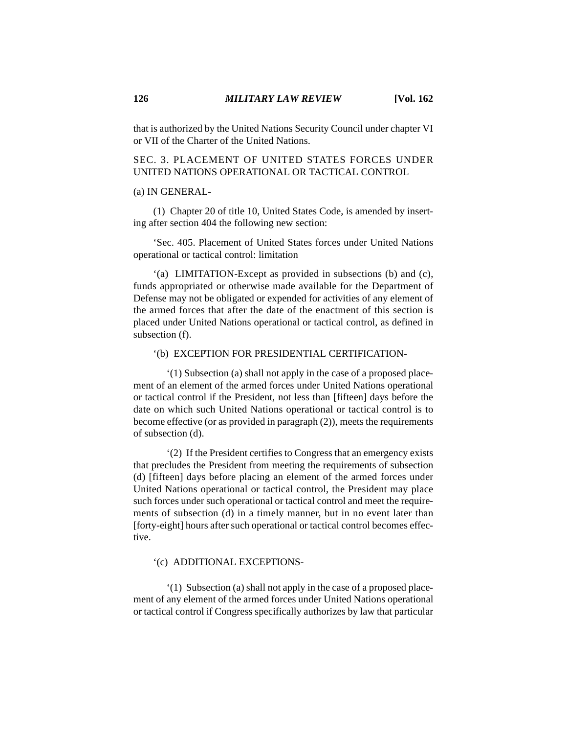that is authorized by the United Nations Security Council under chapter VI or VII of the Charter of the United Nations.

SEC. 3. PLACEMENT OF UNITED STATES FORCES UNDER UNITED NATIONS OPERATIONAL OR TACTICAL CONTROL

(a) IN GENERAL-

(1) Chapter 20 of title 10, United States Code, is amended by inserting after section 404 the following new section:

'Sec. 405. Placement of United States forces under United Nations operational or tactical control: limitation

'(a) LIMITATION-Except as provided in subsections (b) and (c), funds appropriated or otherwise made available for the Department of Defense may not be obligated or expended for activities of any element of the armed forces that after the date of the enactment of this section is placed under United Nations operational or tactical control, as defined in subsection (f).

'(b) EXCEPTION FOR PRESIDENTIAL CERTIFICATION-

'(1) Subsection (a) shall not apply in the case of a proposed placement of an element of the armed forces under United Nations operational or tactical control if the President, not less than [fifteen] days before the date on which such United Nations operational or tactical control is to become effective (or as provided in paragraph (2)), meets the requirements of subsection (d).

'(2) If the President certifies to Congress that an emergency exists that precludes the President from meeting the requirements of subsection (d) [fifteen] days before placing an element of the armed forces under United Nations operational or tactical control, the President may place such forces under such operational or tactical control and meet the requirements of subsection (d) in a timely manner, but in no event later than [forty-eight] hours after such operational or tactical control becomes effective.

'(c) ADDITIONAL EXCEPTIONS-

'(1) Subsection (a) shall not apply in the case of a proposed placement of any element of the armed forces under United Nations operational or tactical control if Congress specifically authorizes by law that particular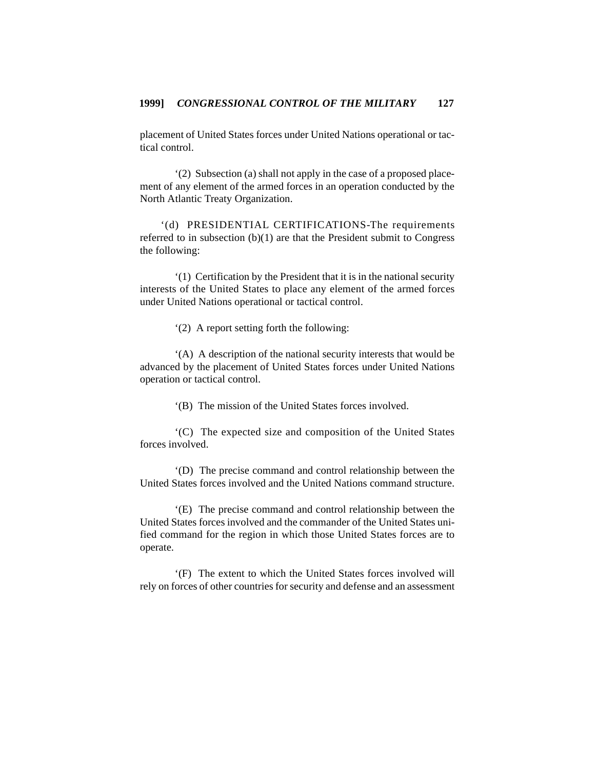placement of United States forces under United Nations operational or tactical control.

'(2) Subsection (a) shall not apply in the case of a proposed placement of any element of the armed forces in an operation conducted by the North Atlantic Treaty Organization.

'(d) PRESIDENTIAL CERTIFICATIONS-The requirements referred to in subsection (b)(1) are that the President submit to Congress the following:

'(1) Certification by the President that it is in the national security interests of the United States to place any element of the armed forces under United Nations operational or tactical control.

'(2) A report setting forth the following:

'(A) A description of the national security interests that would be advanced by the placement of United States forces under United Nations operation or tactical control.

'(B) The mission of the United States forces involved.

'(C) The expected size and composition of the United States forces involved.

'(D) The precise command and control relationship between the United States forces involved and the United Nations command structure.

'(E) The precise command and control relationship between the United States forces involved and the commander of the United States unified command for the region in which those United States forces are to operate.

'(F) The extent to which the United States forces involved will rely on forces of other countries for security and defense and an assessment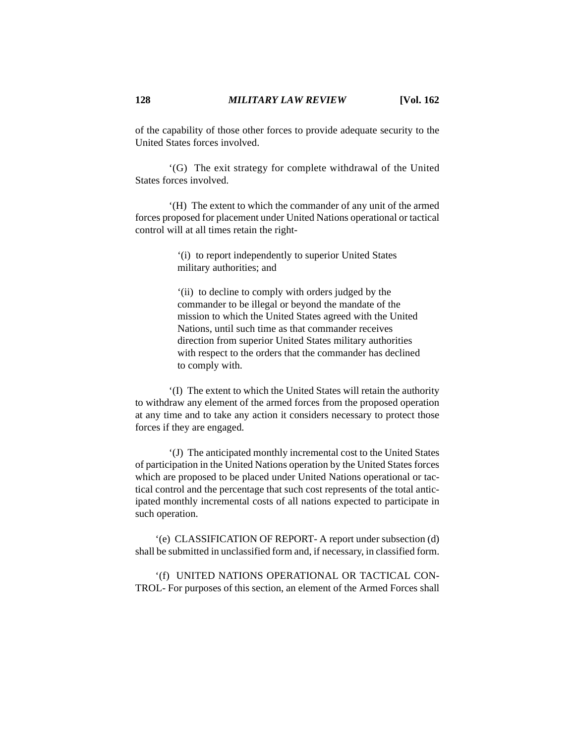of the capability of those other forces to provide adequate security to the United States forces involved.

'(G) The exit strategy for complete withdrawal of the United States forces involved.

'(H) The extent to which the commander of any unit of the armed forces proposed for placement under United Nations operational or tactical control will at all times retain the right-

> '(i) to report independently to superior United States military authorities; and
>
> '(ii) to decline to comply with orders judged by the commander to be illegal or beyond the mandate of the mission to which the United States agreed with the United Nations, until such time as that commander receives direction from superior United States military authorities with respect to the orders that the commander has declined to comply with.

'(I) The extent to which the United States will retain the authority to withdraw any element of the armed forces from the proposed operation at any time and to take any action it considers necessary to protect those forces if they are engaged.

'(J) The anticipated monthly incremental cost to the United States of participation in the United Nations operation by the United States forces which are proposed to be placed under United Nations operational or tactical control and the percentage that such cost represents of the total anticipated monthly incremental costs of all nations expected to participate in such operation.

'(e) CLASSIFICATION OF REPORT- A report under subsection (d) shall be submitted in unclassified form and, if necessary, in classified form.

'(f) UNITED NATIONS OPERATIONAL OR TACTICAL CONTROL- For purposes of this section, an element of the Armed Forces shall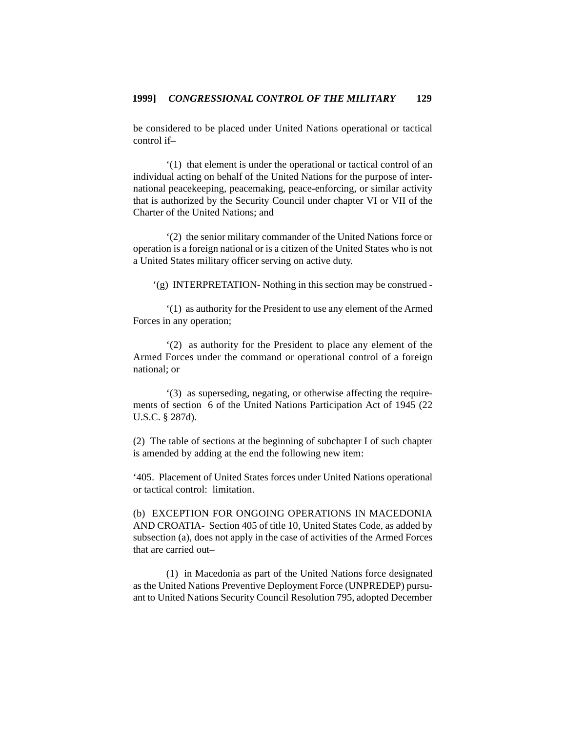be considered to be placed under United Nations operational or tactical control if–

'(1) that element is under the operational or tactical control of an individual acting on behalf of the United Nations for the purpose of international peacekeeping, peacemaking, peace-enforcing, or similar activity that is authorized by the Security Council under chapter VI or VII of the Charter of the United Nations; and

'(2) the senior military commander of the United Nations force or operation is a foreign national or is a citizen of the United States who is not a United States military officer serving on active duty.

'(g) INTERPRETATION- Nothing in this section may be construed -

'(1) as authority for the President to use any element of the Armed Forces in any operation;

'(2) as authority for the President to place any element of the Armed Forces under the command or operational control of a foreign national; or

'(3) as superseding, negating, or otherwise affecting the requirements of section 6 of the United Nations Participation Act of 1945 (22 U.S.C. § 287d).

(2) The table of sections at the beginning of subchapter I of such chapter is amended by adding at the end the following new item:

'405. Placement of United States forces under United Nations operational or tactical control: limitation.

(b) EXCEPTION FOR ONGOING OPERATIONS IN MACEDONIA AND CROATIA- Section 405 of title 10, United States Code, as added by subsection (a), does not apply in the case of activities of the Armed Forces that are carried out–

(1) in Macedonia as part of the United Nations force designated as the United Nations Preventive Deployment Force (UNPREDEP) pursuant to United Nations Security Council Resolution 795, adopted December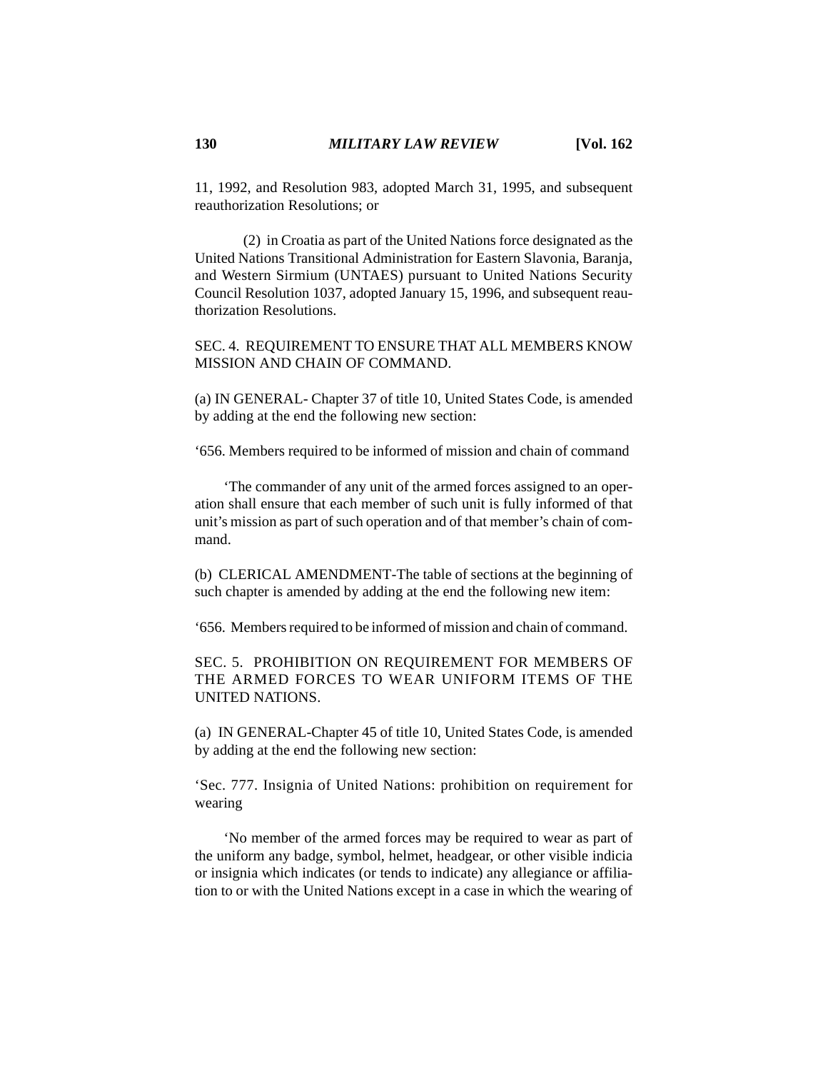11, 1992, and Resolution 983, adopted March 31, 1995, and subsequent reauthorization Resolutions; or

(2) in Croatia as part of the United Nations force designated as the United Nations Transitional Administration for Eastern Slavonia, Baranja, and Western Sirmium (UNTAES) pursuant to United Nations Security Council Resolution 1037, adopted January 15, 1996, and subsequent reauthorization Resolutions.

SEC. 4. REQUIREMENT TO ENSURE THAT ALL MEMBERS KNOW MISSION AND CHAIN OF COMMAND.

(a) IN GENERAL- Chapter 37 of title 10, United States Code, is amended by adding at the end the following new section:

'656. Members required to be informed of mission and chain of command

'The commander of any unit of the armed forces assigned to an operation shall ensure that each member of such unit is fully informed of that unit's mission as part of such operation and of that member's chain of command.

(b) CLERICAL AMENDMENT-The table of sections at the beginning of such chapter is amended by adding at the end the following new item:

'656. Members required to be informed of mission and chain of command.

SEC. 5. PROHIBITION ON REQUIREMENT FOR MEMBERS OF THE ARMED FORCES TO WEAR UNIFORM ITEMS OF THE UNITED NATIONS.

(a) IN GENERAL-Chapter 45 of title 10, United States Code, is amended by adding at the end the following new section:

'Sec. 777. Insignia of United Nations: prohibition on requirement for wearing

'No member of the armed forces may be required to wear as part of the uniform any badge, symbol, helmet, headgear, or other visible indicia or insignia which indicates (or tends to indicate) any allegiance or affiliation to or with the United Nations except in a case in which the wearing of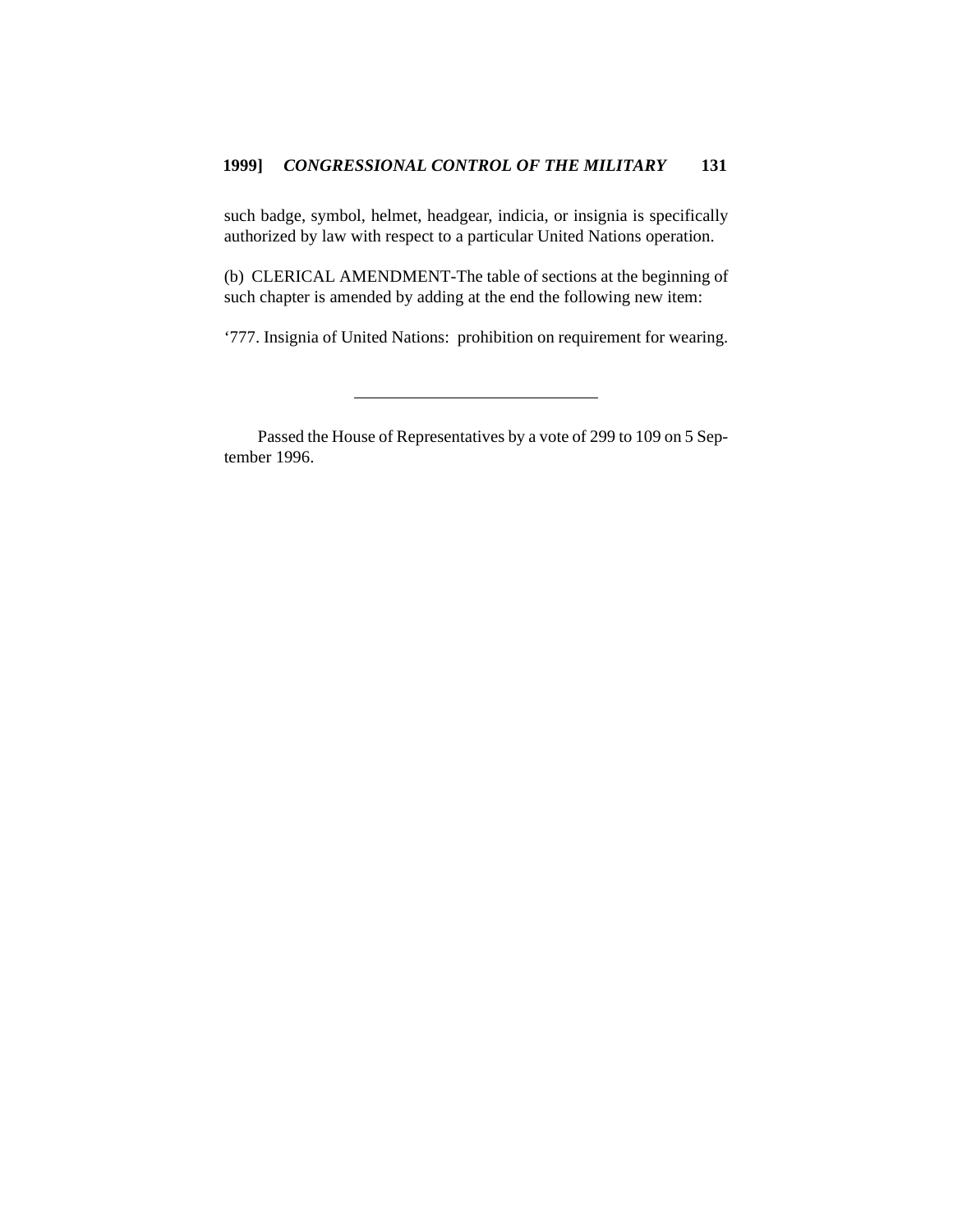such badge, symbol, helmet, headgear, indicia, or insignia is specifically authorized by law with respect to a particular United Nations operation.

(b) CLERICAL AMENDMENT-The table of sections at the beginning of such chapter is amended by adding at the end the following new item:

‘777. Insignia of United Nations: prohibition on requirement for wearing.

---

Passed the House of Representatives by a vote of 299 to 109 on 5 September 1996.